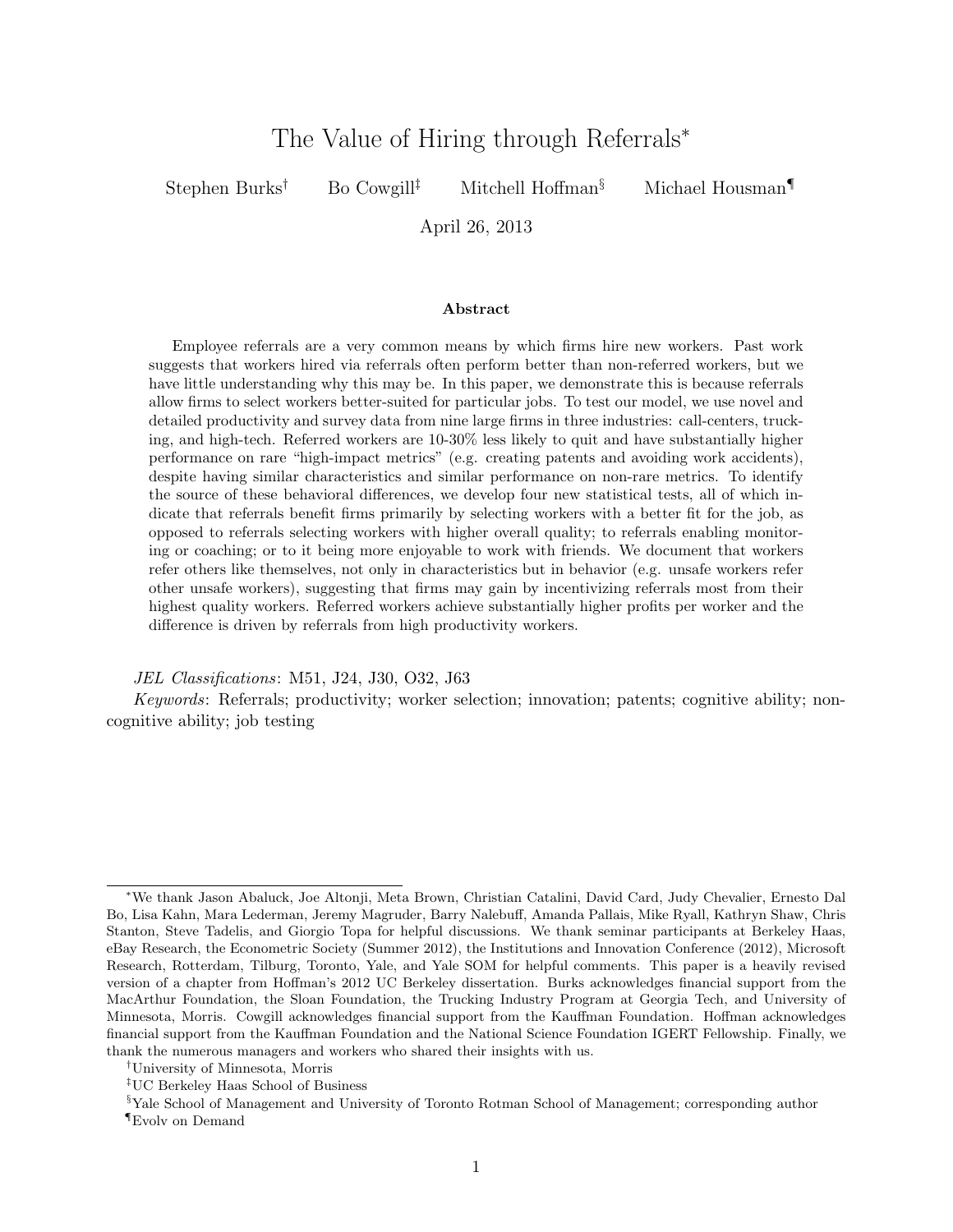# The Value of Hiring through Referrals[*]

Stephen Burks[†] Bo Cowgill[‡] Mitchell Hoffman[§] Michael Housman[¶]

April 26, 2013

### Abstract

Employee referrals are a very common means by which firms hire new workers. Past work suggests that workers hired via referrals often perform better than non-referred workers, but we have little understanding why this may be. In this paper, we demonstrate this is because referrals allow firms to select workers better-suited for particular jobs. To test our model, we use novel and detailed productivity and survey data from nine large firms in three industries: call-centers, trucking, and high-tech. Referred workers are 10-30% less likely to quit and have substantially higher performance on rare "high-impact metrics" (e.g. creating patents and avoiding work accidents), despite having similar characteristics and similar performance on non-rare metrics. To identify the source of these behavioral differences, we develop four new statistical tests, all of which indicate that referrals benefit firms primarily by selecting workers with a better fit for the job, as opposed to referrals selecting workers with higher overall quality; to referrals enabling monitoring or coaching; or to it being more enjoyable to work with friends. We document that workers refer others like themselves, not only in characteristics but in behavior (e.g. unsafe workers refer other unsafe workers), suggesting that firms may gain by incentivizing referrals most from their highest quality workers. Referred workers achieve substantially higher profits per worker and the difference is driven by referrals from high productivity workers.

*JEL Classifications*: M51, J24, J30, O32, J63

*Keywords*: Referrals; productivity; worker selection; innovation; patents; cognitive ability; non-cognitive ability; job testing

---

[*]We thank Jason Abaluck, Joe Altonji, Meta Brown, Christian Catalini, David Card, Judy Chevalier, Ernesto Dal Bo, Lisa Kahn, Mara Lederman, Jeremy Magruder, Barry Nalebuff, Amanda Pallais, Mike Ryall, Kathryn Shaw, Chris Stanton, Steve Tadelis, and Giorgio Topa for helpful discussions. We thank seminar participants at Berkeley Haas, eBay Research, the Econometric Society (Summer 2012), the Institutions and Innovation Conference (2012), Microsoft Research, Rotterdam, Tilburg, Toronto, Yale, and Yale SOM for helpful comments. This paper is a heavily revised version of a chapter from Hoffman's 2012 UC Berkeley dissertation. Burks acknowledges financial support from the MacArthur Foundation, the Sloan Foundation, the Trucking Industry Program at Georgia Tech, and University of Minnesota, Morris. Cowgill acknowledges financial support from the Kauffman Foundation. Hoffman acknowledges financial support from the Kauffman Foundation and the National Science Foundation IGERT Fellowship. Finally, we thank the numerous managers and workers who shared their insights with us.

[†]University of Minnesota, Morris

[‡]UC Berkeley Haas School of Business

[§]Yale School of Management and University of Toronto Rotman School of Management; corresponding author

[¶]Evolv on Demand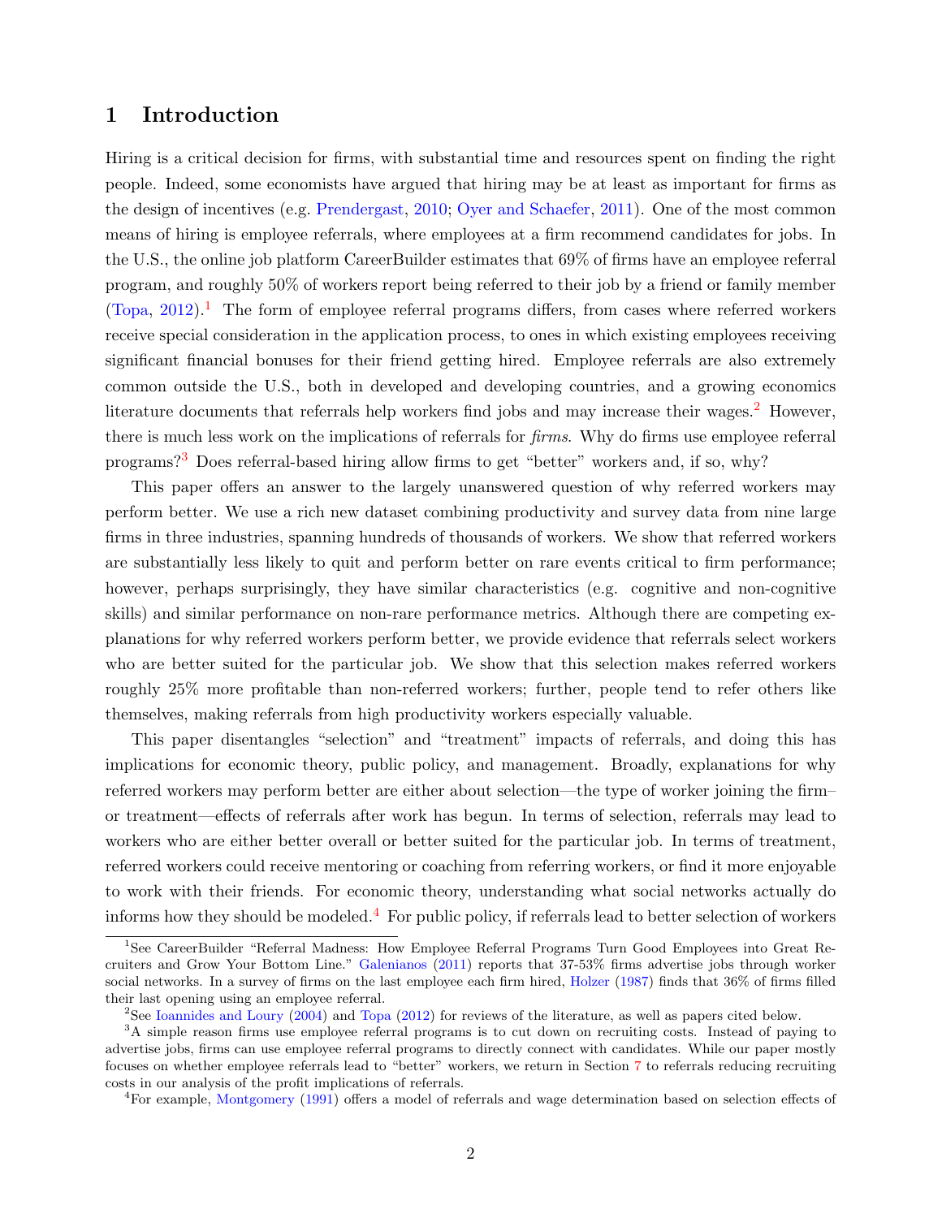# 1 Introduction

Hiring is a critical decision for firms, with substantial time and resources spent on finding the right people. Indeed, some economists have argued that hiring may be at least as important for firms as the design of incentives (e.g. Prendergast, 2010; Oyer and Schaefer, 2011). One of the most common means of hiring is employee referrals, where employees at a firm recommend candidates for jobs. In the U.S., the online job platform CareerBuilder estimates that 69% of firms have an employee referral program, and roughly 50% of workers report being referred to their job by a friend or family member (Topa, 2012).[1] The form of employee referral programs differs, from cases where referred workers receive special consideration in the application process, to ones in which existing employees receiving significant financial bonuses for their friend getting hired. Employee referrals are also extremely common outside the U.S., both in developed and developing countries, and a growing economics literature documents that referrals help workers find jobs and may increase their wages.[2] However, there is much less work on the implications of referrals for *firms*. Why do firms use employee referral programs?[3] Does referral-based hiring allow firms to get "better" workers and, if so, why?

This paper offers an answer to the largely unanswered question of why referred workers may perform better. We use a rich new dataset combining productivity and survey data from nine large firms in three industries, spanning hundreds of thousands of workers. We show that referred workers are substantially less likely to quit and perform better on rare events critical to firm performance; however, perhaps surprisingly, they have similar characteristics (e.g. cognitive and non-cognitive skills) and similar performance on non-rare performance metrics. Although there are competing explanations for why referred workers perform better, we provide evidence that referrals select workers who are better suited for the particular job. We show that this selection makes referred workers roughly 25% more profitable than non-referred workers; further, people tend to refer others like themselves, making referrals from high productivity workers especially valuable.

This paper disentangles "selection" and "treatment" impacts of referrals, and doing this has implications for economic theory, public policy, and management. Broadly, explanations for why referred workers may perform better are either about selection—the type of worker joining the firm–or treatment—effects of referrals after work has begun. In terms of selection, referrals may lead to workers who are either better overall or better suited for the particular job. In terms of treatment, referred workers could receive mentoring or coaching from referring workers, or find it more enjoyable to work with their friends. For economic theory, understanding what social networks actually do informs how they should be modeled.[4] For public policy, if referrals lead to better selection of workers

---

[1] See CareerBuilder "Referral Madness: How Employee Referral Programs Turn Good Employees into Great Recruiters and Grow Your Bottom Line." Galenianos (2011) reports that 37-53% firms advertise jobs through worker social networks. In a survey of firms on the last employee each firm hired, Holzer (1987) finds that 36% of firms filled their last opening using an employee referral.

[2] See Ioannides and Loury (2004) and Topa (2012) for reviews of the literature, as well as papers cited below.

[3] A simple reason firms use employee referral programs is to cut down on recruiting costs. Instead of paying to advertise jobs, firms can use employee referral programs to directly connect with candidates. While our paper mostly focuses on whether employee referrals lead to "better" workers, we return in Section 7 to referrals reducing recruiting costs in our analysis of the profit implications of referrals.

[4] For example, Montgomery (1991) offers a model of referrals and wage determination based on selection effects of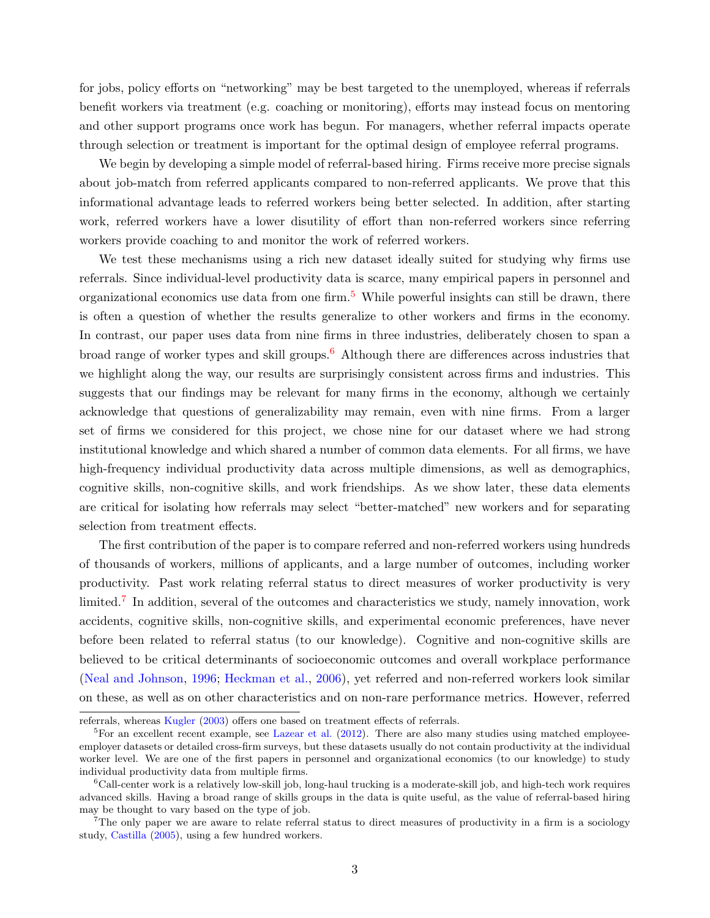for jobs, policy efforts on "networking" may be best targeted to the unemployed, whereas if referrals benefit workers via treatment (e.g. coaching or monitoring), efforts may instead focus on mentoring and other support programs once work has begun. For managers, whether referral impacts operate through selection or treatment is important for the optimal design of employee referral programs.

We begin by developing a simple model of referral-based hiring. Firms receive more precise signals about job-match from referred applicants compared to non-referred applicants. We prove that this informational advantage leads to referred workers being better selected. In addition, after starting work, referred workers have a lower disutility of effort than non-referred workers since referring workers provide coaching to and monitor the work of referred workers.

We test these mechanisms using a rich new dataset ideally suited for studying why firms use referrals. Since individual-level productivity data is scarce, many empirical papers in personnel and organizational economics use data from one firm.[5] While powerful insights can still be drawn, there is often a question of whether the results generalize to other workers and firms in the economy. In contrast, our paper uses data from nine firms in three industries, deliberately chosen to span a broad range of worker types and skill groups.[6] Although there are differences across industries that we highlight along the way, our results are surprisingly consistent across firms and industries. This suggests that our findings may be relevant for many firms in the economy, although we certainly acknowledge that questions of generalizability may remain, even with nine firms. From a larger set of firms we considered for this project, we chose nine for our dataset where we had strong institutional knowledge and which shared a number of common data elements. For all firms, we have high-frequency individual productivity data across multiple dimensions, as well as demographics, cognitive skills, non-cognitive skills, and work friendships. As we show later, these data elements are critical for isolating how referrals may select "better-matched" new workers and for separating selection from treatment effects.

The first contribution of the paper is to compare referred and non-referred workers using hundreds of thousands of workers, millions of applicants, and a large number of outcomes, including worker productivity. Past work relating referral status to direct measures of worker productivity is very limited.[7] In addition, several of the outcomes and characteristics we study, namely innovation, work accidents, cognitive skills, non-cognitive skills, and experimental economic preferences, have never before been related to referral status (to our knowledge). Cognitive and non-cognitive skills are believed to be critical determinants of socioeconomic outcomes and overall workplace performance (Neal and Johnson, 1996; Heckman et al., 2006), yet referred and non-referred workers look similar on these, as well as on other characteristics and on non-rare performance metrics. However, referred

---

referrals, whereas Kugler (2003) offers one based on treatment effects of referrals.

[5] For an excellent recent example, see Lazear et al. (2012). There are also many studies using matched employee-employer datasets or detailed cross-firm surveys, but these datasets usually do not contain productivity at the individual worker level. We are one of the first papers in personnel and organizational economics (to our knowledge) to study individual productivity data from multiple firms.

[6] Call-center work is a relatively low-skill job, long-haul trucking is a moderate-skill job, and high-tech work requires advanced skills. Having a broad range of skills groups in the data is quite useful, as the value of referral-based hiring may be thought to vary based on the type of job.

[7] The only paper we are aware to relate referral status to direct measures of productivity in a firm is a sociology study, Castilla (2005), using a few hundred workers.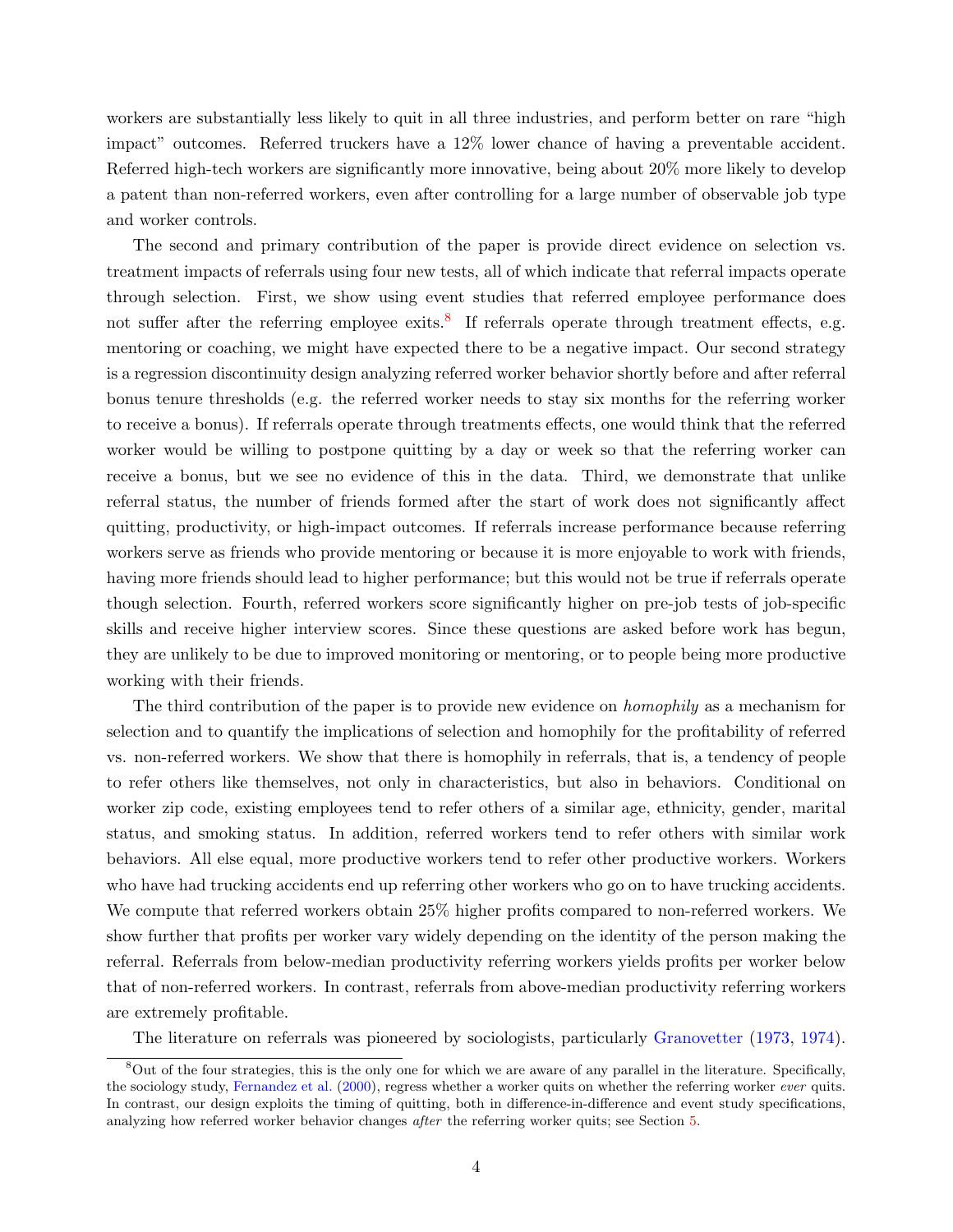workers are substantially less likely to quit in all three industries, and perform better on rare "high impact" outcomes. Referred truckers have a 12% lower chance of having a preventable accident. Referred high-tech workers are significantly more innovative, being about 20% more likely to develop a patent than non-referred workers, even after controlling for a large number of observable job type and worker controls.

The second and primary contribution of the paper is provide direct evidence on selection vs. treatment impacts of referrals using four new tests, all of which indicate that referral impacts operate through selection. First, we show using event studies that referred employee performance does not suffer after the referring employee exits.[8] If referrals operate through treatment effects, e.g. mentoring or coaching, we might have expected there to be a negative impact. Our second strategy is a regression discontinuity design analyzing referred worker behavior shortly before and after referral bonus tenure thresholds (e.g. the referred worker needs to stay six months for the referring worker to receive a bonus). If referrals operate through treatments effects, one would think that the referred worker would be willing to postpone quitting by a day or week so that the referring worker can receive a bonus, but we see no evidence of this in the data. Third, we demonstrate that unlike referral status, the number of friends formed after the start of work does not significantly affect quitting, productivity, or high-impact outcomes. If referrals increase performance because referring workers serve as friends who provide mentoring or because it is more enjoyable to work with friends, having more friends should lead to higher performance; but this would not be true if referrals operate though selection. Fourth, referred workers score significantly higher on pre-job tests of job-specific skills and receive higher interview scores. Since these questions are asked before work has begun, they are unlikely to be due to improved monitoring or mentoring, or to people being more productive working with their friends.

The third contribution of the paper is to provide new evidence on *homophily* as a mechanism for selection and to quantify the implications of selection and homophily for the profitability of referred vs. non-referred workers. We show that there is homophily in referrals, that is, a tendency of people to refer others like themselves, not only in characteristics, but also in behaviors. Conditional on worker zip code, existing employees tend to refer others of a similar age, ethnicity, gender, marital status, and smoking status. In addition, referred workers tend to refer others with similar work behaviors. All else equal, more productive workers tend to refer other productive workers. Workers who have had trucking accidents end up referring other workers who go on to have trucking accidents. We compute that referred workers obtain 25% higher profits compared to non-referred workers. We show further that profits per worker vary widely depending on the identity of the person making the referral. Referrals from below-median productivity referring workers yields profits per worker below that of non-referred workers. In contrast, referrals from above-median productivity referring workers are extremely profitable.

The literature on referrals was pioneered by sociologists, particularly Granovetter (1973, 1974).

[8] Out of the four strategies, this is the only one for which we are aware of any parallel in the literature. Specifically, the sociology study, Fernandez et al. (2000), regress whether a worker quits on whether the referring worker *ever* quits. In contrast, our design exploits the timing of quitting, both in difference-in-difference and event study specifications, analyzing how referred worker behavior changes *after* the referring worker quits; see Section 5.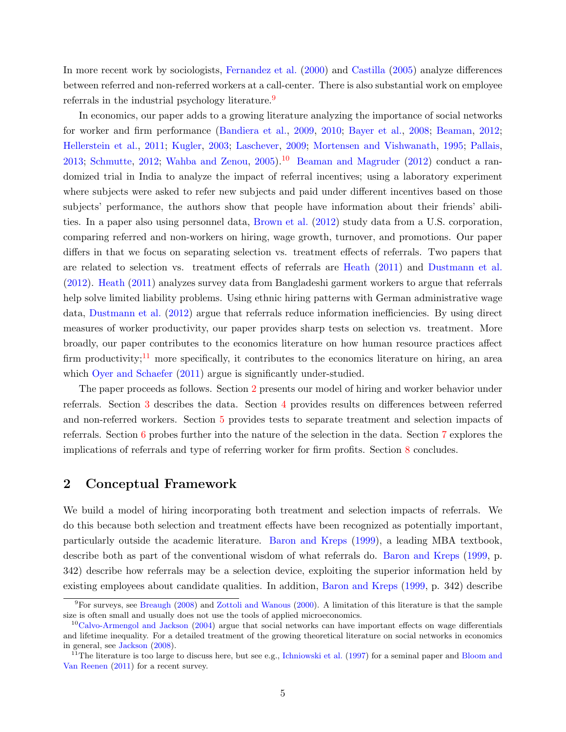In more recent work by sociologists, Fernandez et al. (2000) and Castilla (2005) analyze differences between referred and non-referred workers at a call-center. There is also substantial work on employee referrals in the industrial psychology literature.[9]

In economics, our paper adds to a growing literature analyzing the importance of social networks for worker and firm performance (Bandiera et al., 2009, 2010; Bayer et al., 2008; Beaman, 2012; Hellerstein et al., 2011; Kugler, 2003; Laschever, 2009; Mortensen and Vishwanath, 1995; Pallais, 2013; Schmutte, 2012; Wahba and Zenou, 2005).[10] Beaman and Magruder (2012) conduct a randomized trial in India to analyze the impact of referral incentives; using a laboratory experiment where subjects were asked to refer new subjects and paid under different incentives based on those subjects' performance, the authors show that people have information about their friends' abilities. In a paper also using personnel data, Brown et al. (2012) study data from a U.S. corporation, comparing referred and non-workers on hiring, wage growth, turnover, and promotions. Our paper differs in that we focus on separating selection vs. treatment effects of referrals. Two papers that are related to selection vs. treatment effects of referrals are Heath (2011) and Dustmann et al. (2012). Heath (2011) analyzes survey data from Bangladeshi garment workers to argue that referrals help solve limited liability problems. Using ethnic hiring patterns with German administrative wage data, Dustmann et al. (2012) argue that referrals reduce information inefficiencies. By using direct measures of worker productivity, our paper provides sharp tests on selection vs. treatment. More broadly, our paper contributes to the economics literature on how human resource practices affect firm productivity;[11] more specifically, it contributes to the economics literature on hiring, an area which Oyer and Schaefer (2011) argue is significantly under-studied.

The paper proceeds as follows. Section 2 presents our model of hiring and worker behavior under referrals. Section 3 describes the data. Section 4 provides results on differences between referred and non-referred workers. Section 5 provides tests to separate treatment and selection impacts of referrals. Section 6 probes further into the nature of the selection in the data. Section 7 explores the implications of referrals and type of referring worker for firm profits. Section 8 concludes.

## 2 Conceptual Framework

We build a model of hiring incorporating both treatment and selection impacts of referrals. We do this because both selection and treatment effects have been recognized as potentially important, particularly outside the academic literature. Baron and Kreps (1999), a leading MBA textbook, describe both as part of the conventional wisdom of what referrals do. Baron and Kreps (1999, p. 342) describe how referrals may be a selection device, exploiting the superior information held by existing employees about candidate qualities. In addition, Baron and Kreps (1999, p. 342) describe

---

[9] For surveys, see Breaugh (2008) and Zottoli and Wanous (2000). A limitation of this literature is that the sample size is often small and usually does not use the tools of applied microeconomics.

[10] Calvo-Armengol and Jackson (2004) argue that social networks can have important effects on wage differentials and lifetime inequality. For a detailed treatment of the growing theoretical literature on social networks in economics in general, see Jackson (2008).

[11] The literature is too large to discuss here, but see e.g., Ichniowski et al. (1997) for a seminal paper and Bloom and Van Reenen (2011) for a recent survey.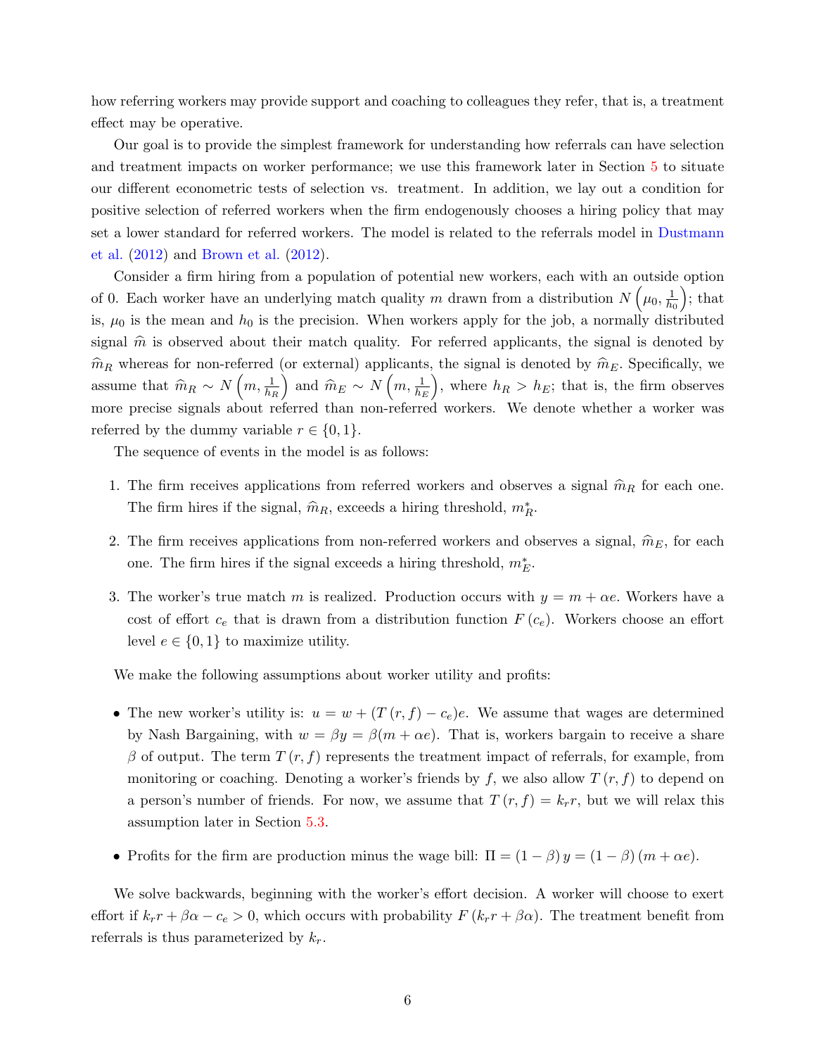how referring workers may provide support and coaching to colleagues they refer, that is, a treatment effect may be operative.

Our goal is to provide the simplest framework for understanding how referrals can have selection and treatment impacts on worker performance; we use this framework later in Section 5 to situate our different econometric tests of selection vs. treatment. In addition, we lay out a condition for positive selection of referred workers when the firm endogenously chooses a hiring policy that may set a lower standard for referred workers. The model is related to the referrals model in Dustmann et al. (2012) and Brown et al. (2012).

Consider a firm hiring from a population of potential new workers, each with an outside option of 0. Each worker have an underlying match quality $m$ drawn from a distribution $N\left(\mu_0, \frac{1}{h_0}\right)$; that is, $\mu_0$ is the mean and $h_0$ is the precision. When workers apply for the job, a normally distributed signal $\widehat{m}$ is observed about their match quality. For referred applicants, the signal is denoted by $\widehat{m}_R$ whereas for non-referred (or external) applicants, the signal is denoted by $\widehat{m}_E$. Specifically, we assume that $\widehat{m}_R \sim N\left(m, \frac{1}{h_R}\right)$ and $\widehat{m}_E \sim N\left(m, \frac{1}{h_E}\right)$, where $h_R > h_E$; that is, the firm observes more precise signals about referred than non-referred workers. We denote whether a worker was referred by the dummy variable $r \in \{0, 1\}$.

The sequence of events in the model is as follows:

1. The firm receives applications from referred workers and observes a signal $\widehat{m}_R$ for each one. The firm hires if the signal, $\widehat{m}_R$, exceeds a hiring threshold, $m_R^*$.
2. The firm receives applications from non-referred workers and observes a signal, $\widehat{m}_E$, for each one. The firm hires if the signal exceeds a hiring threshold, $m_E^*$.
3. The worker's true match $m$ is realized. Production occurs with $y = m + \alpha e$. Workers have a cost of effort $c_e$ that is drawn from a distribution function $F(c_e)$. Workers choose an effort level $e \in \{0, 1\}$ to maximize utility.

We make the following assumptions about worker utility and profits:

- The new worker's utility is: $u = w + (T(r, f) - c_e)e$. We assume that wages are determined by Nash Bargaining, with $w = \beta y = \beta(m + \alpha e)$. That is, workers bargain to receive a share $\beta$ of output. The term $T(r, f)$ represents the treatment impact of referrals, for example, from monitoring or coaching. Denoting a worker's friends by $f$, we also allow $T(r, f)$ to depend on a person's number of friends. For now, we assume that $T(r, f) = k_r r$, but we will relax this assumption later in Section 5.3.
- Profits for the firm are production minus the wage bill: $\Pi = (1 - \beta) y = (1 - \beta)(m + \alpha e)$.

We solve backwards, beginning with the worker's effort decision. A worker will choose to exert effort if $k_r r + \beta\alpha - c_e > 0$, which occurs with probability $F(k_r r + \beta\alpha)$. The treatment benefit from referrals is thus parameterized by $k_r$.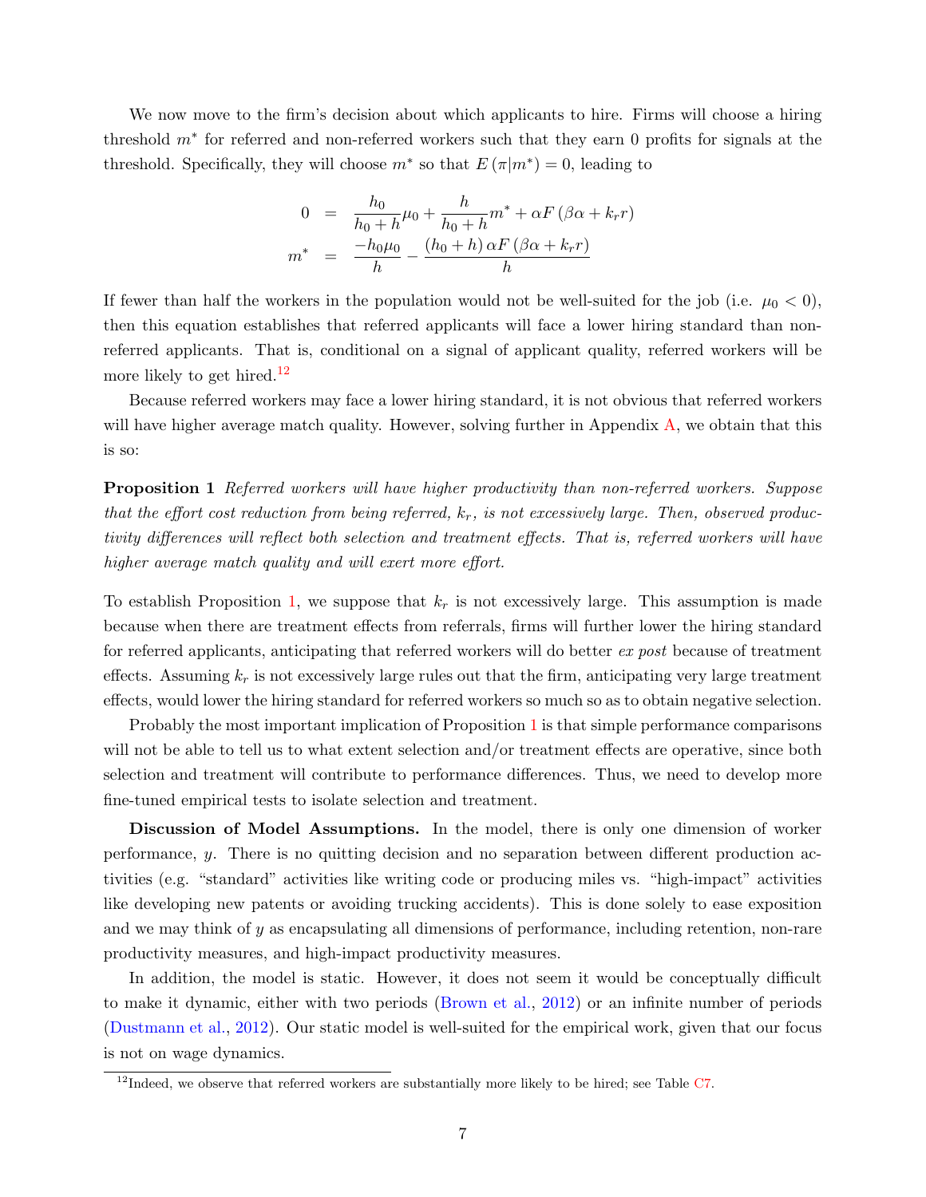We now move to the firm's decision about which applicants to hire. Firms will choose a hiring threshold $m^*$ for referred and non-referred workers such that they earn 0 profits for signals at the threshold. Specifically, they will choose $m^*$ so that $E(\pi|m^*) = 0$, leading to

$$
\begin{aligned}
0 &= \frac{h_0}{h_0+h}\mu_0 + \frac{h}{h_0+h}m^* + \alpha F(\beta\alpha + k_r r) \\
m^* &= \frac{-h_0\mu_0}{h} - \frac{(h_0+h)\,\alpha F(\beta\alpha + k_r r)}{h}
\end{aligned}
$$

If fewer than half the workers in the population would not be well-suited for the job (i.e. $\mu_0 < 0$), then this equation establishes that referred applicants will face a lower hiring standard than non-referred applicants. That is, conditional on a signal of applicant quality, referred workers will be more likely to get hired.[12]

Because referred workers may face a lower hiring standard, it is not obvious that referred workers will have higher average match quality. However, solving further in Appendix A, we obtain that this is so:

**Proposition 1** *Referred workers will have higher productivity than non-referred workers. Suppose that the effort cost reduction from being referred, $k_r$, is not excessively large. Then, observed productivity differences will reflect both selection and treatment effects. That is, referred workers will have higher average match quality and will exert more effort.*

To establish Proposition 1, we suppose that $k_r$ is not excessively large. This assumption is made because when there are treatment effects from referrals, firms will further lower the hiring standard for referred applicants, anticipating that referred workers will do better *ex post* because of treatment effects. Assuming $k_r$ is not excessively large rules out that the firm, anticipating very large treatment effects, would lower the hiring standard for referred workers so much so as to obtain negative selection.

Probably the most important implication of Proposition 1 is that simple performance comparisons will not be able to tell us to what extent selection and/or treatment effects are operative, since both selection and treatment will contribute to performance differences. Thus, we need to develop more fine-tuned empirical tests to isolate selection and treatment.

**Discussion of Model Assumptions.** In the model, there is only one dimension of worker performance, $y$. There is no quitting decision and no separation between different production activities (e.g. "standard" activities like writing code or producing miles vs. "high-impact" activities like developing new patents or avoiding trucking accidents). This is done solely to ease exposition and we may think of $y$ as encapsulating all dimensions of performance, including retention, non-rare productivity measures, and high-impact productivity measures.

In addition, the model is static. However, it does not seem it would be conceptually difficult to make it dynamic, either with two periods (Brown et al., 2012) or an infinite number of periods (Dustmann et al., 2012). Our static model is well-suited for the empirical work, given that our focus is not on wage dynamics.

[12] Indeed, we observe that referred workers are substantially more likely to be hired; see Table C7.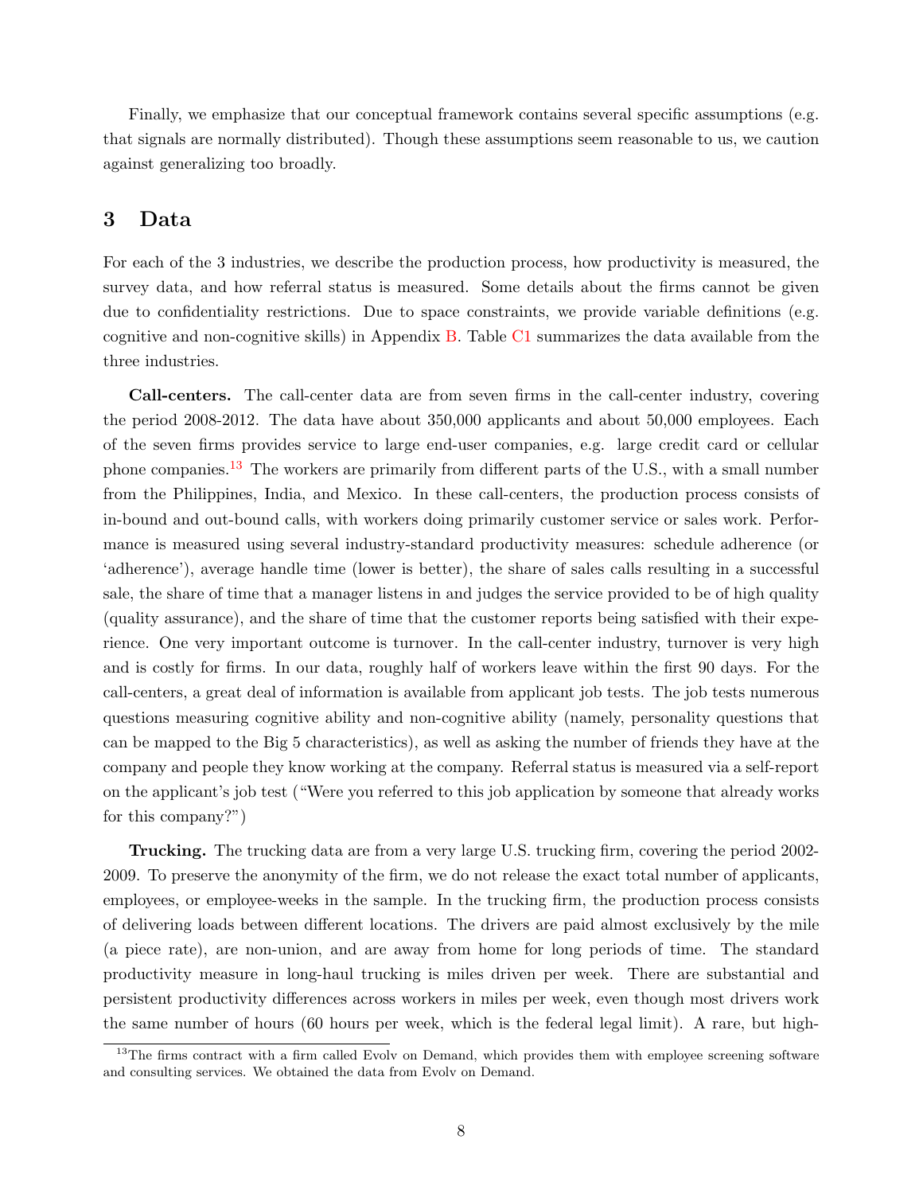Finally, we emphasize that our conceptual framework contains several specific assumptions (e.g. that signals are normally distributed). Though these assumptions seem reasonable to us, we caution against generalizing too broadly.

## 3 Data

For each of the 3 industries, we describe the production process, how productivity is measured, the survey data, and how referral status is measured. Some details about the firms cannot be given due to confidentiality restrictions. Due to space constraints, we provide variable definitions (e.g. cognitive and non-cognitive skills) in Appendix B. Table C1 summarizes the data available from the three industries.

**Call-centers.** The call-center data are from seven firms in the call-center industry, covering the period 2008-2012. The data have about 350,000 applicants and about 50,000 employees. Each of the seven firms provides service to large end-user companies, e.g. large credit card or cellular phone companies.[13] The workers are primarily from different parts of the U.S., with a small number from the Philippines, India, and Mexico. In these call-centers, the production process consists of in-bound and out-bound calls, with workers doing primarily customer service or sales work. Performance is measured using several industry-standard productivity measures: schedule adherence (or 'adherence'), average handle time (lower is better), the share of sales calls resulting in a successful sale, the share of time that a manager listens in and judges the service provided to be of high quality (quality assurance), and the share of time that the customer reports being satisfied with their experience. One very important outcome is turnover. In the call-center industry, turnover is very high and is costly for firms. In our data, roughly half of workers leave within the first 90 days. For the call-centers, a great deal of information is available from applicant job tests. The job tests numerous questions measuring cognitive ability and non-cognitive ability (namely, personality questions that can be mapped to the Big 5 characteristics), as well as asking the number of friends they have at the company and people they know working at the company. Referral status is measured via a self-report on the applicant's job test ("Were you referred to this job application by someone that already works for this company?")

**Trucking.** The trucking data are from a very large U.S. trucking firm, covering the period 2002-2009. To preserve the anonymity of the firm, we do not release the exact total number of applicants, employees, or employee-weeks in the sample. In the trucking firm, the production process consists of delivering loads between different locations. The drivers are paid almost exclusively by the mile (a piece rate), are non-union, and are away from home for long periods of time. The standard productivity measure in long-haul trucking is miles driven per week. There are substantial and persistent productivity differences across workers in miles per week, even though most drivers work the same number of hours (60 hours per week, which is the federal legal limit). A rare, but high-

[13] The firms contract with a firm called Evolv on Demand, which provides them with employee screening software and consulting services. We obtained the data from Evolv on Demand.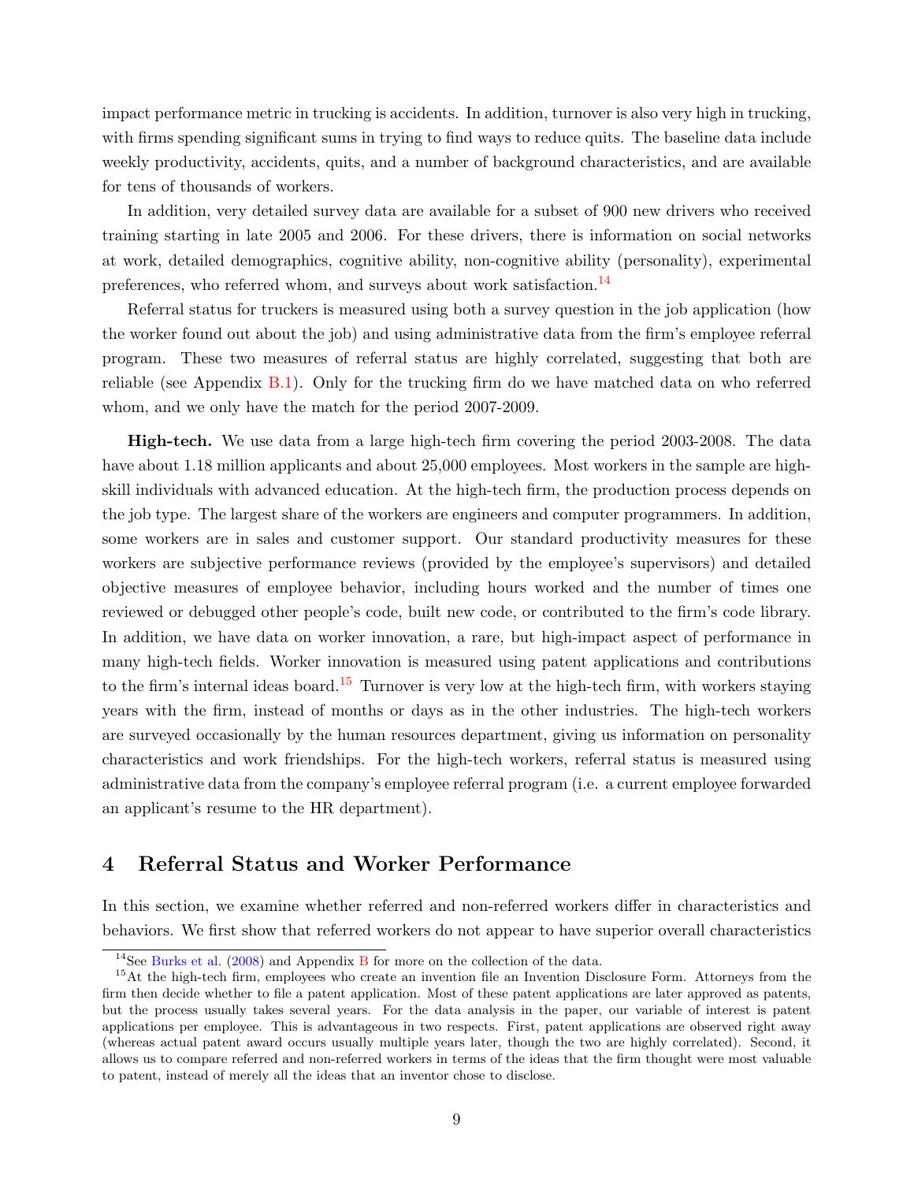impact performance metric in trucking is accidents. In addition, turnover is also very high in trucking, with firms spending significant sums in trying to find ways to reduce quits. The baseline data include weekly productivity, accidents, quits, and a number of background characteristics, and are available for tens of thousands of workers.

In addition, very detailed survey data are available for a subset of 900 new drivers who received training starting in late 2005 and 2006. For these drivers, there is information on social networks at work, detailed demographics, cognitive ability, non-cognitive ability (personality), experimental preferences, who referred whom, and surveys about work satisfaction.[14]

Referral status for truckers is measured using both a survey question in the job application (how the worker found out about the job) and using administrative data from the firm's employee referral program. These two measures of referral status are highly correlated, suggesting that both are reliable (see Appendix B.1). Only for the trucking firm do we have matched data on who referred whom, and we only have the match for the period 2007-2009.

**High-tech.** We use data from a large high-tech firm covering the period 2003-2008. The data have about 1.18 million applicants and about 25,000 employees. Most workers in the sample are high-skill individuals with advanced education. At the high-tech firm, the production process depends on the job type. The largest share of the workers are engineers and computer programmers. In addition, some workers are in sales and customer support. Our standard productivity measures for these workers are subjective performance reviews (provided by the employee's supervisors) and detailed objective measures of employee behavior, including hours worked and the number of times one reviewed or debugged other people's code, built new code, or contributed to the firm's code library. In addition, we have data on worker innovation, a rare, but high-impact aspect of performance in many high-tech fields. Worker innovation is measured using patent applications and contributions to the firm's internal ideas board.[15] Turnover is very low at the high-tech firm, with workers staying years with the firm, instead of months or days as in the other industries. The high-tech workers are surveyed occasionally by the human resources department, giving us information on personality characteristics and work friendships. For the high-tech workers, referral status is measured using administrative data from the company's employee referral program (i.e. a current employee forwarded an applicant's resume to the HR department).

## 4 Referral Status and Worker Performance

In this section, we examine whether referred and non-referred workers differ in characteristics and behaviors. We first show that referred workers do not appear to have superior overall characteristics

---

[14] See Burks et al. (2008) and Appendix B for more on the collection of the data.

[15] At the high-tech firm, employees who create an invention file an Invention Disclosure Form. Attorneys from the firm then decide whether to file a patent application. Most of these patent applications are later approved as patents, but the process usually takes several years. For the data analysis in the paper, our variable of interest is patent applications per employee. This is advantageous in two respects. First, patent applications are observed right away (whereas actual patent award occurs usually multiple years later, though the two are highly correlated). Second, it allows us to compare referred and non-referred workers in terms of the ideas that the firm thought were most valuable to patent, instead of merely all the ideas that an inventor chose to disclose.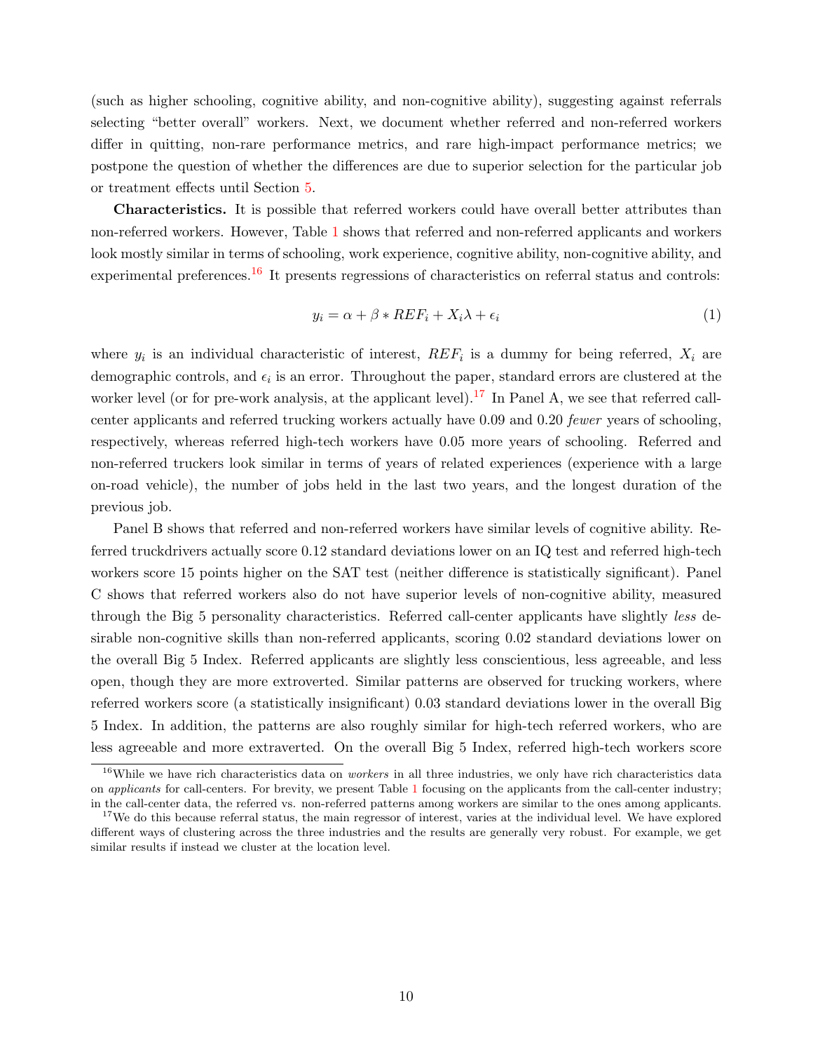(such as higher schooling, cognitive ability, and non-cognitive ability), suggesting against referrals selecting "better overall" workers. Next, we document whether referred and non-referred workers differ in quitting, non-rare performance metrics, and rare high-impact performance metrics; we postpone the question of whether the differences are due to superior selection for the particular job or treatment effects until Section 5.

**Characteristics.** It is possible that referred workers could have overall better attributes than non-referred workers. However, Table 1 shows that referred and non-referred applicants and workers look mostly similar in terms of schooling, work experience, cognitive ability, non-cognitive ability, and experimental preferences.[16] It presents regressions of characteristics on referral status and controls:

$$y_i = \alpha + \beta * REF_i + X_i\lambda + \epsilon_i \tag{1}$$

where $y_i$ is an individual characteristic of interest, $REF_i$ is a dummy for being referred, $X_i$ are demographic controls, and $\epsilon_i$ is an error. Throughout the paper, standard errors are clustered at the worker level (or for pre-work analysis, at the applicant level).[17] In Panel A, we see that referred call-center applicants and referred trucking workers actually have 0.09 and 0.20 *fewer* years of schooling, respectively, whereas referred high-tech workers have 0.05 more years of schooling. Referred and non-referred truckers look similar in terms of years of related experiences (experience with a large on-road vehicle), the number of jobs held in the last two years, and the longest duration of the previous job.

Panel B shows that referred and non-referred workers have similar levels of cognitive ability. Referred truckdrivers actually score 0.12 standard deviations lower on an IQ test and referred high-tech workers score 15 points higher on the SAT test (neither difference is statistically significant). Panel C shows that referred workers also do not have superior levels of non-cognitive ability, measured through the Big 5 personality characteristics. Referred call-center applicants have slightly *less* desirable non-cognitive skills than non-referred applicants, scoring 0.02 standard deviations lower on the overall Big 5 Index. Referred applicants are slightly less conscientious, less agreeable, and less open, though they are more extroverted. Similar patterns are observed for trucking workers, where referred workers score (a statistically insignificant) 0.03 standard deviations lower in the overall Big 5 Index. In addition, the patterns are also roughly similar for high-tech referred workers, who are less agreeable and more extraverted. On the overall Big 5 Index, referred high-tech workers score

[16] While we have rich characteristics data on *workers* in all three industries, we only have rich characteristics data on *applicants* for call-centers. For brevity, we present Table 1 focusing on the applicants from the call-center industry; in the call-center data, the referred vs. non-referred patterns among workers are similar to the ones among applicants.

[17] We do this because referral status, the main regressor of interest, varies at the individual level. We have explored different ways of clustering across the three industries and the results are generally very robust. For example, we get similar results if instead we cluster at the location level.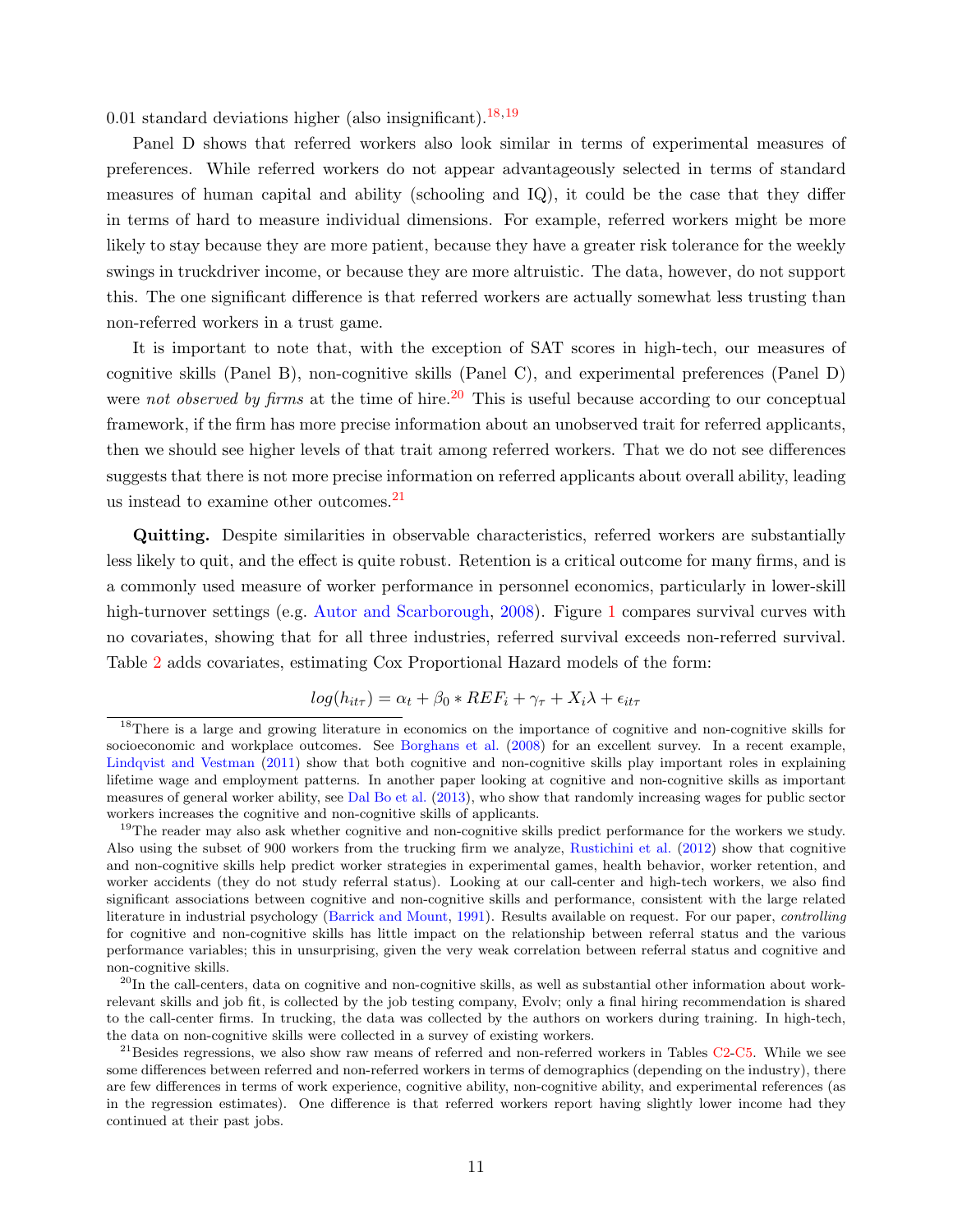0.01 standard deviations higher (also insignificant).[18,19]

Panel D shows that referred workers also look similar in terms of experimental measures of preferences. While referred workers do not appear advantageously selected in terms of standard measures of human capital and ability (schooling and IQ), it could be the case that they differ in terms of hard to measure individual dimensions. For example, referred workers might be more likely to stay because they are more patient, because they have a greater risk tolerance for the weekly swings in truckdriver income, or because they are more altruistic. The data, however, do not support this. The one significant difference is that referred workers are actually somewhat less trusting than non-referred workers in a trust game.

It is important to note that, with the exception of SAT scores in high-tech, our measures of cognitive skills (Panel B), non-cognitive skills (Panel C), and experimental preferences (Panel D) were *not observed by firms* at the time of hire.[20] This is useful because according to our conceptual framework, if the firm has more precise information about an unobserved trait for referred applicants, then we should see higher levels of that trait among referred workers. That we do not see differences suggests that there is not more precise information on referred applicants about overall ability, leading us instead to examine other outcomes.[21]

**Quitting.** Despite similarities in observable characteristics, referred workers are substantially less likely to quit, and the effect is quite robust. Retention is a critical outcome for many firms, and is a commonly used measure of worker performance in personnel economics, particularly in lower-skill high-turnover settings (e.g. Autor and Scarborough, 2008). Figure 1 compares survival curves with no covariates, showing that for all three industries, referred survival exceeds non-referred survival. Table 2 adds covariates, estimating Cox Proportional Hazard models of the form:

$$log(h_{it\tau}) = \alpha_t + \beta_0 * REF_i + \gamma_\tau + X_i\lambda + \epsilon_{it\tau}$$

[18] There is a large and growing literature in economics on the importance of cognitive and non-cognitive skills for socioeconomic and workplace outcomes. See Borghans et al. (2008) for an excellent survey. In a recent example, Lindqvist and Vestman (2011) show that both cognitive and non-cognitive skills play important roles in explaining lifetime wage and employment patterns. In another paper looking at cognitive and non-cognitive skills as important measures of general worker ability, see Dal Bo et al. (2013), who show that randomly increasing wages for public sector workers increases the cognitive and non-cognitive skills of applicants.

[19] The reader may also ask whether cognitive and non-cognitive skills predict performance for the workers we study. Also using the subset of 900 workers from the trucking firm we analyze, Rustichini et al. (2012) show that cognitive and non-cognitive skills help predict worker strategies in experimental games, health behavior, worker retention, and worker accidents (they do not study referral status). Looking at our call-center and high-tech workers, we also find significant associations between cognitive and non-cognitive skills and performance, consistent with the large related literature in industrial psychology (Barrick and Mount, 1991). Results available on request. For our paper, *controlling* for cognitive and non-cognitive skills has little impact on the relationship between referral status and the various performance variables; this in unsurprising, given the very weak correlation between referral status and cognitive and non-cognitive skills.

[20] In the call-centers, data on cognitive and non-cognitive skills, as well as substantial other information about work-relevant skills and job fit, is collected by the job testing company, Evolv; only a final hiring recommendation is shared to the call-center firms. In trucking, the data was collected by the authors on workers during training. In high-tech, the data on non-cognitive skills were collected in a survey of existing workers.

[21] Besides regressions, we also show raw means of referred and non-referred workers in Tables C2-C5. While we see some differences between referred and non-referred workers in terms of demographics (depending on the industry), there are few differences in terms of work experience, cognitive ability, non-cognitive ability, and experimental references (as in the regression estimates). One difference is that referred workers report having slightly lower income had they continued at their past jobs.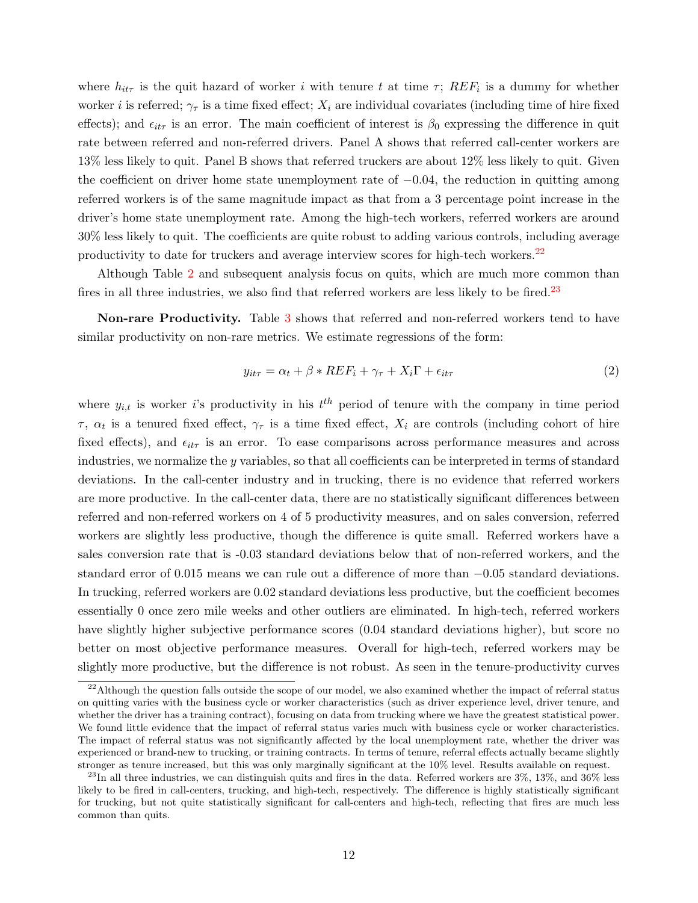where $h_{it\tau}$ is the quit hazard of worker $i$ with tenure $t$ at time $\tau$; $REF_i$ is a dummy for whether worker $i$ is referred; $\gamma_\tau$ is a time fixed effect; $X_i$ are individual covariates (including time of hire fixed effects); and $\epsilon_{it\tau}$ is an error. The main coefficient of interest is $\beta_0$ expressing the difference in quit rate between referred and non-referred drivers. Panel A shows that referred call-center workers are 13% less likely to quit. Panel B shows that referred truckers are about 12% less likely to quit. Given the coefficient on driver home state unemployment rate of $-0.04$, the reduction in quitting among referred workers is of the same magnitude impact as that from a 3 percentage point increase in the driver's home state unemployment rate. Among the high-tech workers, referred workers are around 30% less likely to quit. The coefficients are quite robust to adding various controls, including average productivity to date for truckers and average interview scores for high-tech workers.[22]

Although Table 2 and subsequent analysis focus on quits, which are much more common than fires in all three industries, we also find that referred workers are less likely to be fired.[23]

**Non-rare Productivity.** Table 3 shows that referred and non-referred workers tend to have similar productivity on non-rare metrics. We estimate regressions of the form:

$$y_{it\tau} = \alpha_t + \beta * REF_i + \gamma_\tau + X_i\Gamma + \epsilon_{it\tau} \tag{2}$$

where $y_{i,t}$ is worker $i$'s productivity in his $t^{th}$ period of tenure with the company in time period $\tau$, $\alpha_t$ is a tenured fixed effect, $\gamma_\tau$ is a time fixed effect, $X_i$ are controls (including cohort of hire fixed effects), and $\epsilon_{it\tau}$ is an error. To ease comparisons across performance measures and across industries, we normalize the $y$ variables, so that all coefficients can be interpreted in terms of standard deviations. In the call-center industry and in trucking, there is no evidence that referred workers are more productive. In the call-center data, there are no statistically significant differences between referred and non-referred workers on 4 of 5 productivity measures, and on sales conversion, referred workers are slightly less productive, though the difference is quite small. Referred workers have a sales conversion rate that is -0.03 standard deviations below that of non-referred workers, and the standard error of 0.015 means we can rule out a difference of more than $-0.05$ standard deviations. In trucking, referred workers are 0.02 standard deviations less productive, but the coefficient becomes essentially 0 once zero mile weeks and other outliers are eliminated. In high-tech, referred workers have slightly higher subjective performance scores (0.04 standard deviations higher), but score no better on most objective performance measures. Overall for high-tech, referred workers may be slightly more productive, but the difference is not robust. As seen in the tenure-productivity curves

[22] Although the question falls outside the scope of our model, we also examined whether the impact of referral status on quitting varies with the business cycle or worker characteristics (such as driver experience level, driver tenure, and whether the driver has a training contract), focusing on data from trucking where we have the greatest statistical power. We found little evidence that the impact of referral status varies much with business cycle or worker characteristics. The impact of referral status was not significantly affected by the local unemployment rate, whether the driver was experienced or brand-new to trucking, or training contracts. In terms of tenure, referral effects actually became slightly stronger as tenure increased, but this was only marginally significant at the 10% level. Results available on request.

[23] In all three industries, we can distinguish quits and fires in the data. Referred workers are 3%, 13%, and 36% less likely to be fired in call-centers, trucking, and high-tech, respectively. The difference is highly statistically significant for trucking, but not quite statistically significant for call-centers and high-tech, reflecting that fires are much less common than quits.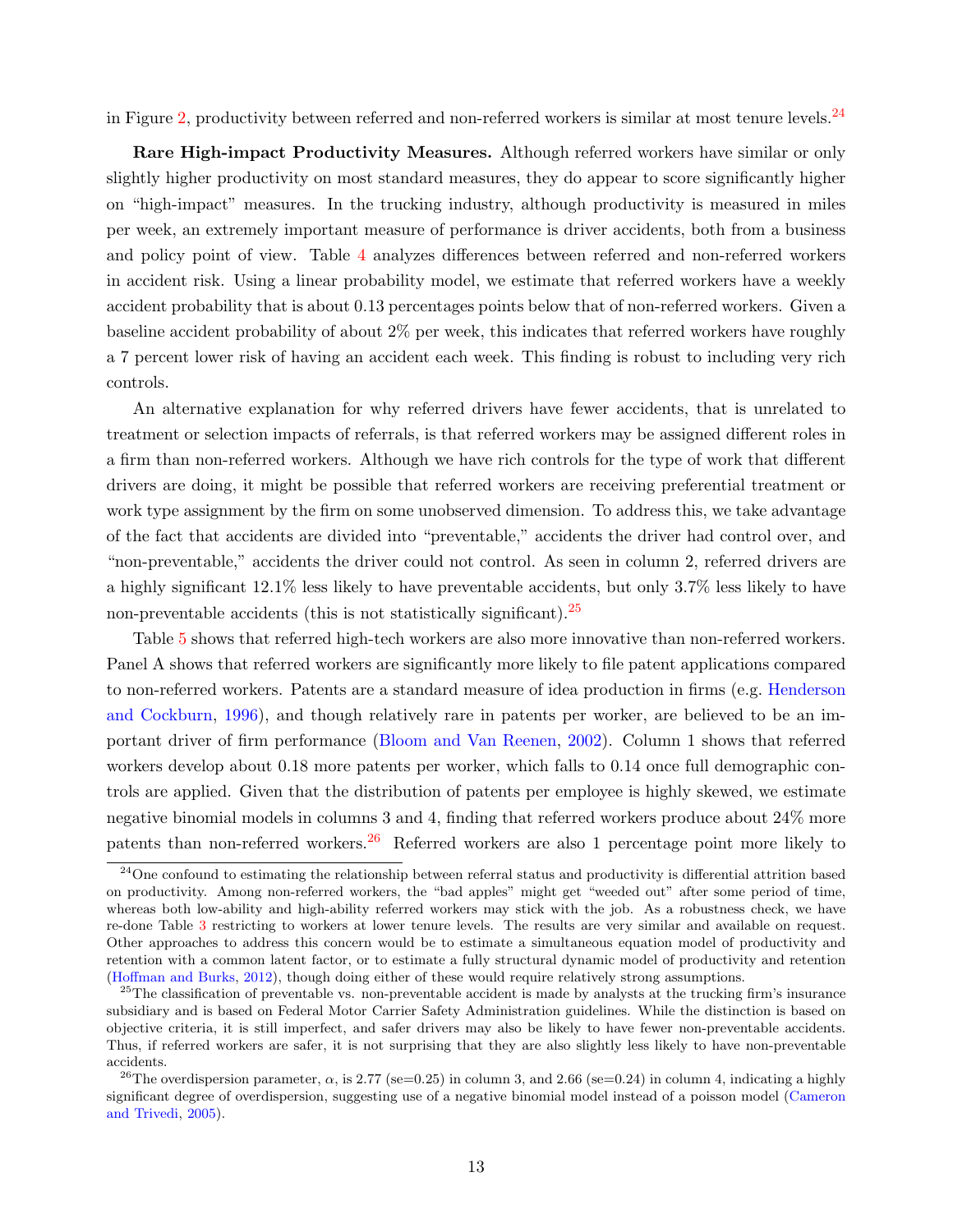in Figure 2, productivity between referred and non-referred workers is similar at most tenure levels.[24]

**Rare High-impact Productivity Measures.** Although referred workers have similar or only slightly higher productivity on most standard measures, they do appear to score significantly higher on "high-impact" measures. In the trucking industry, although productivity is measured in miles per week, an extremely important measure of performance is driver accidents, both from a business and policy point of view. Table 4 analyzes differences between referred and non-referred workers in accident risk. Using a linear probability model, we estimate that referred workers have a weekly accident probability that is about 0.13 percentages points below that of non-referred workers. Given a baseline accident probability of about 2% per week, this indicates that referred workers have roughly a 7 percent lower risk of having an accident each week. This finding is robust to including very rich controls.

An alternative explanation for why referred drivers have fewer accidents, that is unrelated to treatment or selection impacts of referrals, is that referred workers may be assigned different roles in a firm than non-referred workers. Although we have rich controls for the type of work that different drivers are doing, it might be possible that referred workers are receiving preferential treatment or work type assignment by the firm on some unobserved dimension. To address this, we take advantage of the fact that accidents are divided into "preventable," accidents the driver had control over, and "non-preventable," accidents the driver could not control. As seen in column 2, referred drivers are a highly significant 12.1% less likely to have preventable accidents, but only 3.7% less likely to have non-preventable accidents (this is not statistically significant).[25]

Table 5 shows that referred high-tech workers are also more innovative than non-referred workers. Panel A shows that referred workers are significantly more likely to file patent applications compared to non-referred workers. Patents are a standard measure of idea production in firms (e.g. Henderson and Cockburn, 1996), and though relatively rare in patents per worker, are believed to be an important driver of firm performance (Bloom and Van Reenen, 2002). Column 1 shows that referred workers develop about 0.18 more patents per worker, which falls to 0.14 once full demographic controls are applied. Given that the distribution of patents per employee is highly skewed, we estimate negative binomial models in columns 3 and 4, finding that referred workers produce about 24% more patents than non-referred workers.[26] Referred workers are also 1 percentage point more likely to

[24] One confound to estimating the relationship between referral status and productivity is differential attrition based on productivity. Among non-referred workers, the "bad apples" might get "weeded out" after some period of time, whereas both low-ability and high-ability referred workers may stick with the job. As a robustness check, we have re-done Table 3 restricting to workers at lower tenure levels. The results are very similar and available on request. Other approaches to address this concern would be to estimate a simultaneous equation model of productivity and retention with a common latent factor, or to estimate a fully structural dynamic model of productivity and retention (Hoffman and Burks, 2012), though doing either of these would require relatively strong assumptions.

[25] The classification of preventable vs. non-preventable accident is made by analysts at the trucking firm's insurance subsidiary and is based on Federal Motor Carrier Safety Administration guidelines. While the distinction is based on objective criteria, it is still imperfect, and safer drivers may also be likely to have fewer non-preventable accidents. Thus, if referred workers are safer, it is not surprising that they are also slightly less likely to have non-preventable accidents.

[26] The overdispersion parameter, $\alpha$, is 2.77 (se=0.25) in column 3, and 2.66 (se=0.24) in column 4, indicating a highly significant degree of overdispersion, suggesting use of a negative binomial model instead of a poisson model (Cameron and Trivedi, 2005).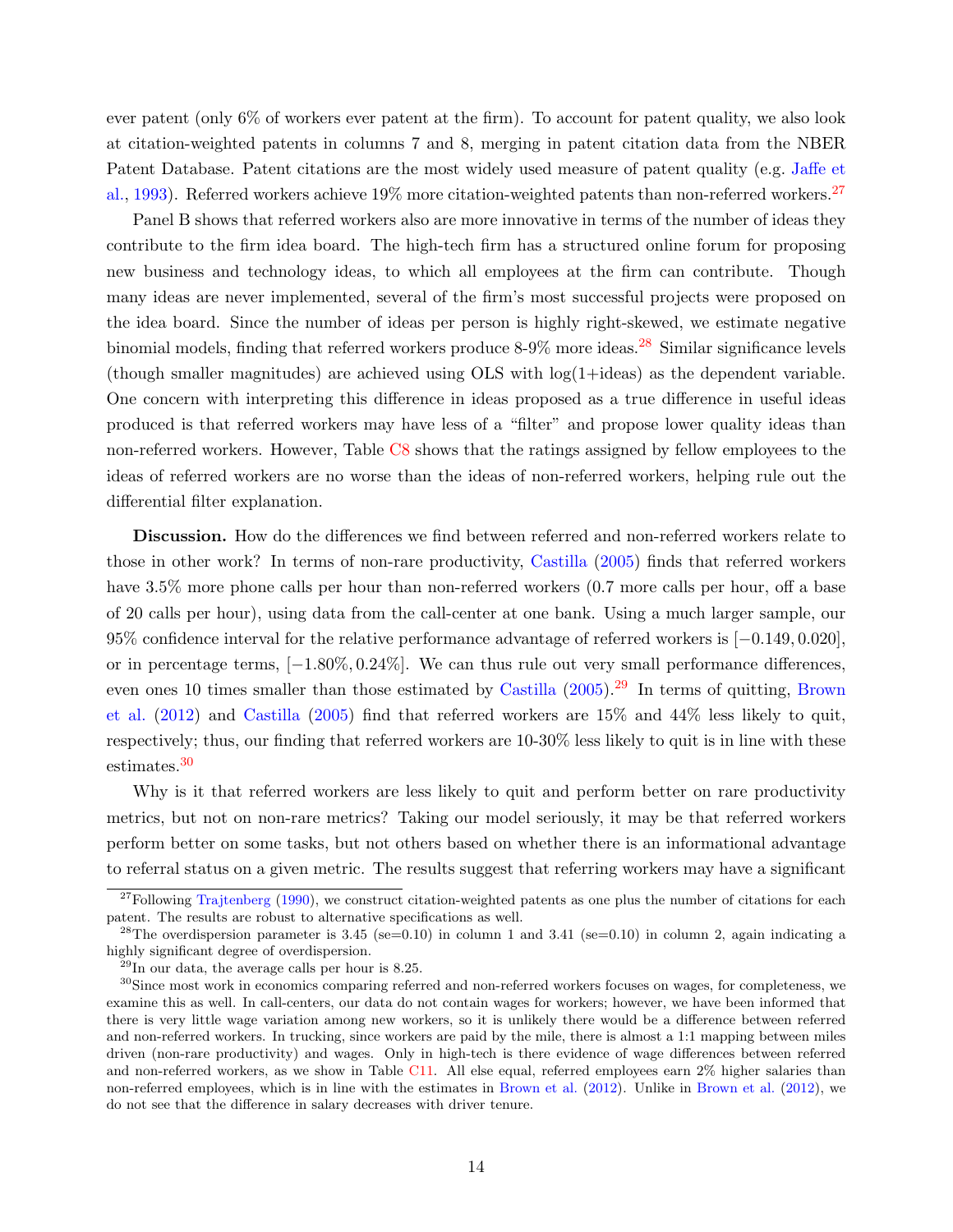ever patent (only 6% of workers ever patent at the firm). To account for patent quality, we also look at citation-weighted patents in columns 7 and 8, merging in patent citation data from the NBER Patent Database. Patent citations are the most widely used measure of patent quality (e.g. Jaffe et al., 1993). Referred workers achieve 19% more citation-weighted patents than non-referred workers.[27]

Panel B shows that referred workers also are more innovative in terms of the number of ideas they contribute to the firm idea board. The high-tech firm has a structured online forum for proposing new business and technology ideas, to which all employees at the firm can contribute. Though many ideas are never implemented, several of the firm's most successful projects were proposed on the idea board. Since the number of ideas per person is highly right-skewed, we estimate negative binomial models, finding that referred workers produce 8-9% more ideas.[28] Similar significance levels (though smaller magnitudes) are achieved using OLS with log(1+ideas) as the dependent variable. One concern with interpreting this difference in ideas proposed as a true difference in useful ideas produced is that referred workers may have less of a "filter" and propose lower quality ideas than non-referred workers. However, Table C8 shows that the ratings assigned by fellow employees to the ideas of referred workers are no worse than the ideas of non-referred workers, helping rule out the differential filter explanation.

**Discussion.** How do the differences we find between referred and non-referred workers relate to those in other work? In terms of non-rare productivity, Castilla (2005) finds that referred workers have 3.5% more phone calls per hour than non-referred workers (0.7 more calls per hour, off a base of 20 calls per hour), using data from the call-center at one bank. Using a much larger sample, our 95% confidence interval for the relative performance advantage of referred workers is $[-0.149, 0.020]$, or in percentage terms, $[-1.80\%, 0.24\%]$. We can thus rule out very small performance differences, even ones 10 times smaller than those estimated by Castilla (2005).[29] In terms of quitting, Brown et al. (2012) and Castilla (2005) find that referred workers are 15% and 44% less likely to quit, respectively; thus, our finding that referred workers are 10-30% less likely to quit is in line with these estimates.[30]

Why is it that referred workers are less likely to quit and perform better on rare productivity metrics, but not on non-rare metrics? Taking our model seriously, it may be that referred workers perform better on some tasks, but not others based on whether there is an informational advantage to referral status on a given metric. The results suggest that referring workers may have a significant

[27] Following Trajtenberg (1990), we construct citation-weighted patents as one plus the number of citations for each patent. The results are robust to alternative specifications as well.

[28] The overdispersion parameter is 3.45 (se=0.10) in column 1 and 3.41 (se=0.10) in column 2, again indicating a highly significant degree of overdispersion.

[29] In our data, the average calls per hour is 8.25.

[30] Since most work in economics comparing referred and non-referred workers focuses on wages, for completeness, we examine this as well. In call-centers, our data do not contain wages for workers; however, we have been informed that there is very little wage variation among new workers, so it is unlikely there would be a difference between referred and non-referred workers. In trucking, since workers are paid by the mile, there is almost a 1:1 mapping between miles driven (non-rare productivity) and wages. Only in high-tech is there evidence of wage differences between referred and non-referred workers, as we show in Table C11. All else equal, referred employees earn 2% higher salaries than non-referred employees, which is in line with the estimates in Brown et al. (2012). Unlike in Brown et al. (2012), we do not see that the difference in salary decreases with driver tenure.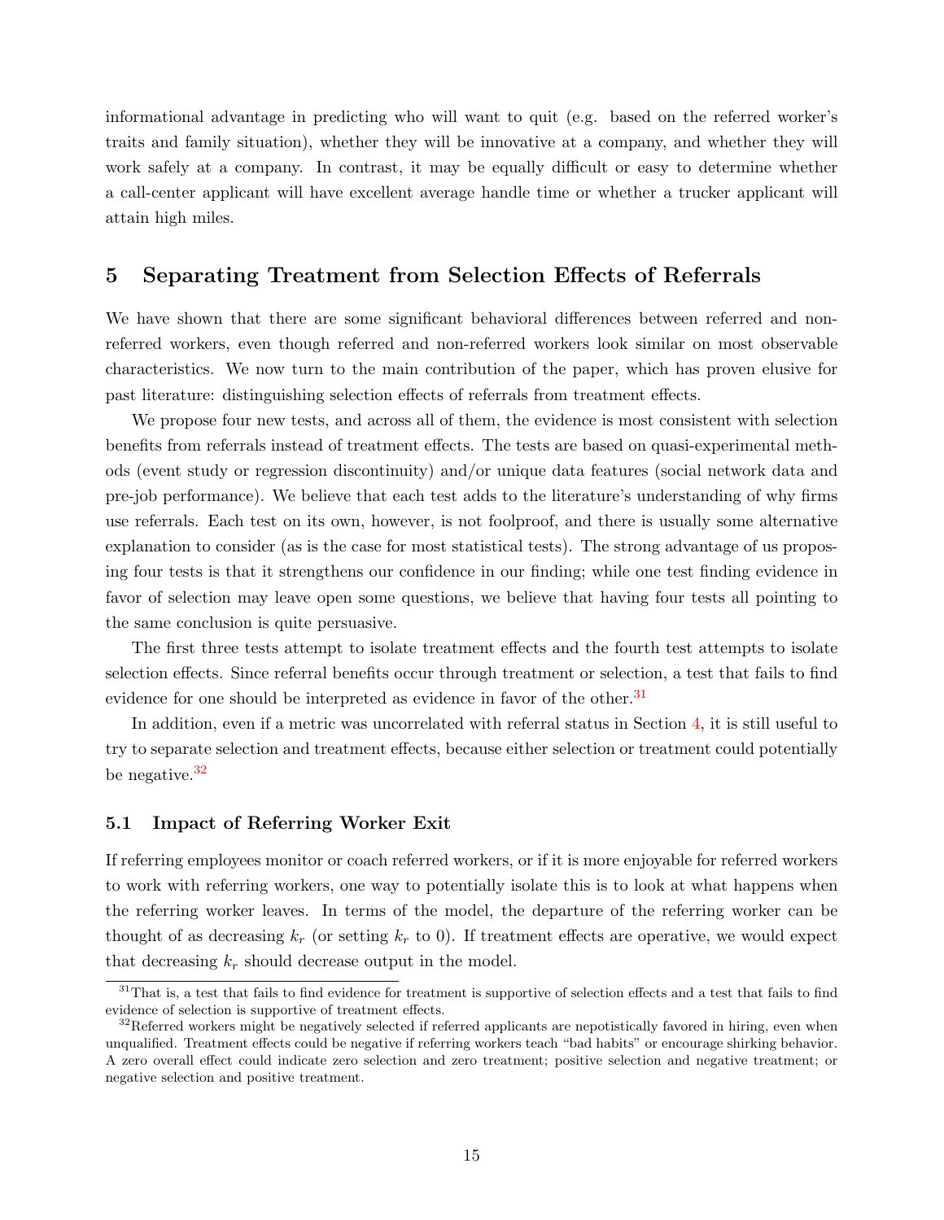informational advantage in predicting who will want to quit (e.g. based on the referred worker's traits and family situation), whether they will be innovative at a company, and whether they will work safely at a company. In contrast, it may be equally difficult or easy to determine whether a call-center applicant will have excellent average handle time or whether a trucker applicant will attain high miles.

## 5 Separating Treatment from Selection Effects of Referrals

We have shown that there are some significant behavioral differences between referred and non-referred workers, even though referred and non-referred workers look similar on most observable characteristics. We now turn to the main contribution of the paper, which has proven elusive for past literature: distinguishing selection effects of referrals from treatment effects.

We propose four new tests, and across all of them, the evidence is most consistent with selection benefits from referrals instead of treatment effects. The tests are based on quasi-experimental methods (event study or regression discontinuity) and/or unique data features (social network data and pre-job performance). We believe that each test adds to the literature's understanding of why firms use referrals. Each test on its own, however, is not foolproof, and there is usually some alternative explanation to consider (as is the case for most statistical tests). The strong advantage of us proposing four tests is that it strengthens our confidence in our finding; while one test finding evidence in favor of selection may leave open some questions, we believe that having four tests all pointing to the same conclusion is quite persuasive.

The first three tests attempt to isolate treatment effects and the fourth test attempts to isolate selection effects. Since referral benefits occur through treatment or selection, a test that fails to find evidence for one should be interpreted as evidence in favor of the other.[31]

In addition, even if a metric was uncorrelated with referral status in Section 4, it is still useful to try to separate selection and treatment effects, because either selection or treatment could potentially be negative.[32]

### 5.1 Impact of Referring Worker Exit

If referring employees monitor or coach referred workers, or if it is more enjoyable for referred workers to work with referring workers, one way to potentially isolate this is to look at what happens when the referring worker leaves. In terms of the model, the departure of the referring worker can be thought of as decreasing $k_r$ (or setting $k_r$ to 0). If treatment effects are operative, we would expect that decreasing $k_r$ should decrease output in the model.

[31] That is, a test that fails to find evidence for treatment is supportive of selection effects and a test that fails to find evidence of selection is supportive of treatment effects.

[32] Referred workers might be negatively selected if referred applicants are nepotistically favored in hiring, even when unqualified. Treatment effects could be negative if referring workers teach "bad habits" or encourage shirking behavior. A zero overall effect could indicate zero selection and zero treatment; positive selection and negative treatment; or negative selection and positive treatment.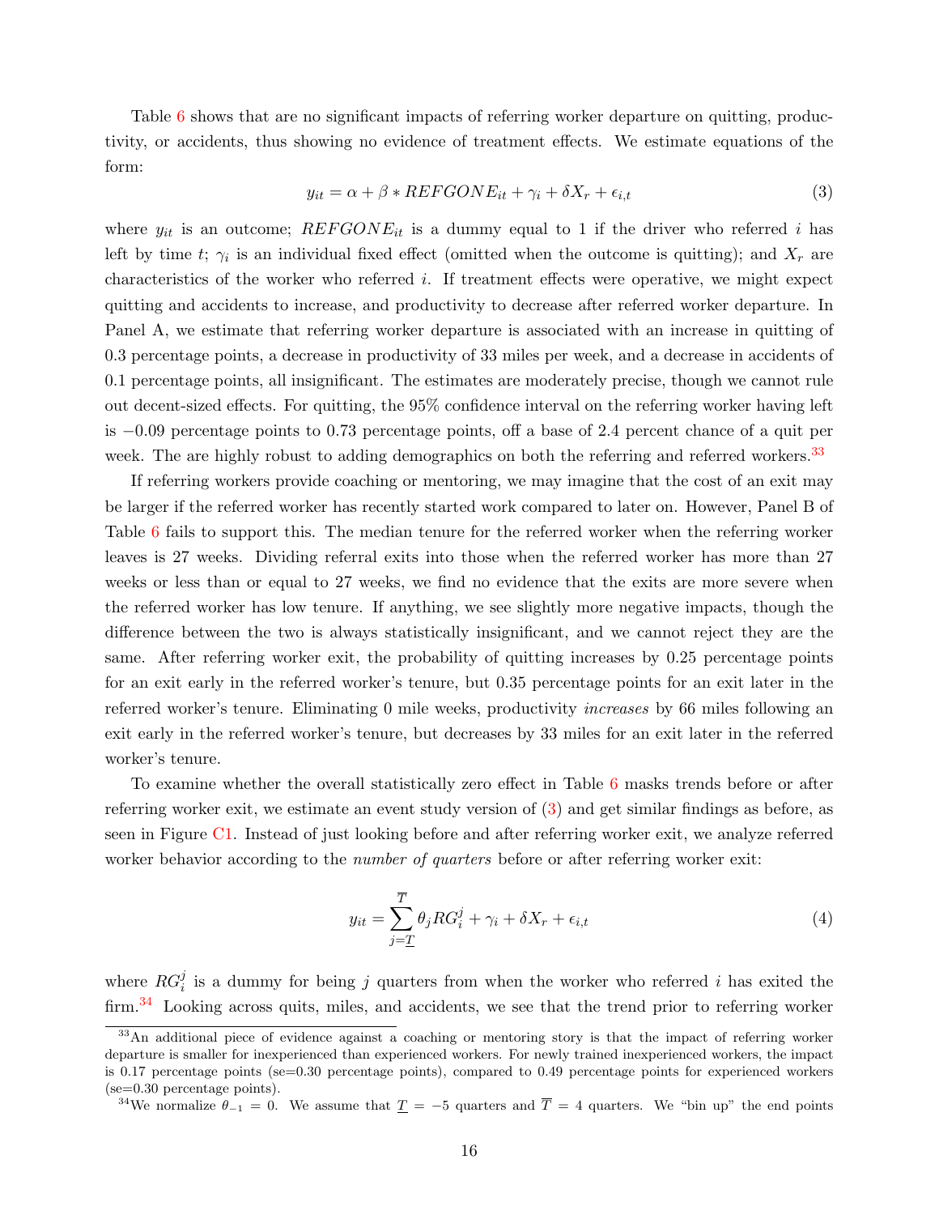Table 6 shows that are no significant impacts of referring worker departure on quitting, productivity, or accidents, thus showing no evidence of treatment effects. We estimate equations of the form:

$$y_{it} = \alpha + \beta * REFGONE_{it} + \gamma_i + \delta X_r + \epsilon_{i,t} \tag{3}$$

where $y_{it}$ is an outcome; $REFGONE_{it}$ is a dummy equal to 1 if the driver who referred $i$ has left by time $t$; $\gamma_i$ is an individual fixed effect (omitted when the outcome is quitting); and $X_r$ are characteristics of the worker who referred $i$. If treatment effects were operative, we might expect quitting and accidents to increase, and productivity to decrease after referred worker departure. In Panel A, we estimate that referring worker departure is associated with an increase in quitting of 0.3 percentage points, a decrease in productivity of 33 miles per week, and a decrease in accidents of 0.1 percentage points, all insignificant. The estimates are moderately precise, though we cannot rule out decent-sized effects. For quitting, the 95% confidence interval on the referring worker having left is −0.09 percentage points to 0.73 percentage points, off a base of 2.4 percent chance of a quit per week. The are highly robust to adding demographics on both the referring and referred workers.[33]

If referring workers provide coaching or mentoring, we may imagine that the cost of an exit may be larger if the referred worker has recently started work compared to later on. However, Panel B of Table 6 fails to support this. The median tenure for the referred worker when the referring worker leaves is 27 weeks. Dividing referral exits into those when the referred worker has more than 27 weeks or less than or equal to 27 weeks, we find no evidence that the exits are more severe when the referred worker has low tenure. If anything, we see slightly more negative impacts, though the difference between the two is always statistically insignificant, and we cannot reject they are the same. After referring worker exit, the probability of quitting increases by 0.25 percentage points for an exit early in the referred worker's tenure, but 0.35 percentage points for an exit later in the referred worker's tenure. Eliminating 0 mile weeks, productivity *increases* by 66 miles following an exit early in the referred worker's tenure, but decreases by 33 miles for an exit later in the referred worker's tenure.

To examine whether the overall statistically zero effect in Table 6 masks trends before or after referring worker exit, we estimate an event study version of (3) and get similar findings as before, as seen in Figure C1. Instead of just looking before and after referring worker exit, we analyze referred worker behavior according to the *number of quarters* before or after referring worker exit:

$$y_{it} = \sum_{j=\underline{T}}^{\overline{T}} \theta_j RG_i^j + \gamma_i + \delta X_r + \epsilon_{i,t} \tag{4}$$

where $RG_i^j$ is a dummy for being $j$ quarters from when the worker who referred $i$ has exited the firm.[34] Looking across quits, miles, and accidents, we see that the trend prior to referring worker

[33] An additional piece of evidence against a coaching or mentoring story is that the impact of referring worker departure is smaller for inexperienced than experienced workers. For newly trained inexperienced workers, the impact is 0.17 percentage points (se=0.30 percentage points), compared to 0.49 percentage points for experienced workers (se=0.30 percentage points).

[34] We normalize $\theta_{-1} = 0$. We assume that $\underline{T} = -5$ quarters and $\overline{T} = 4$ quarters. We "bin up" the end points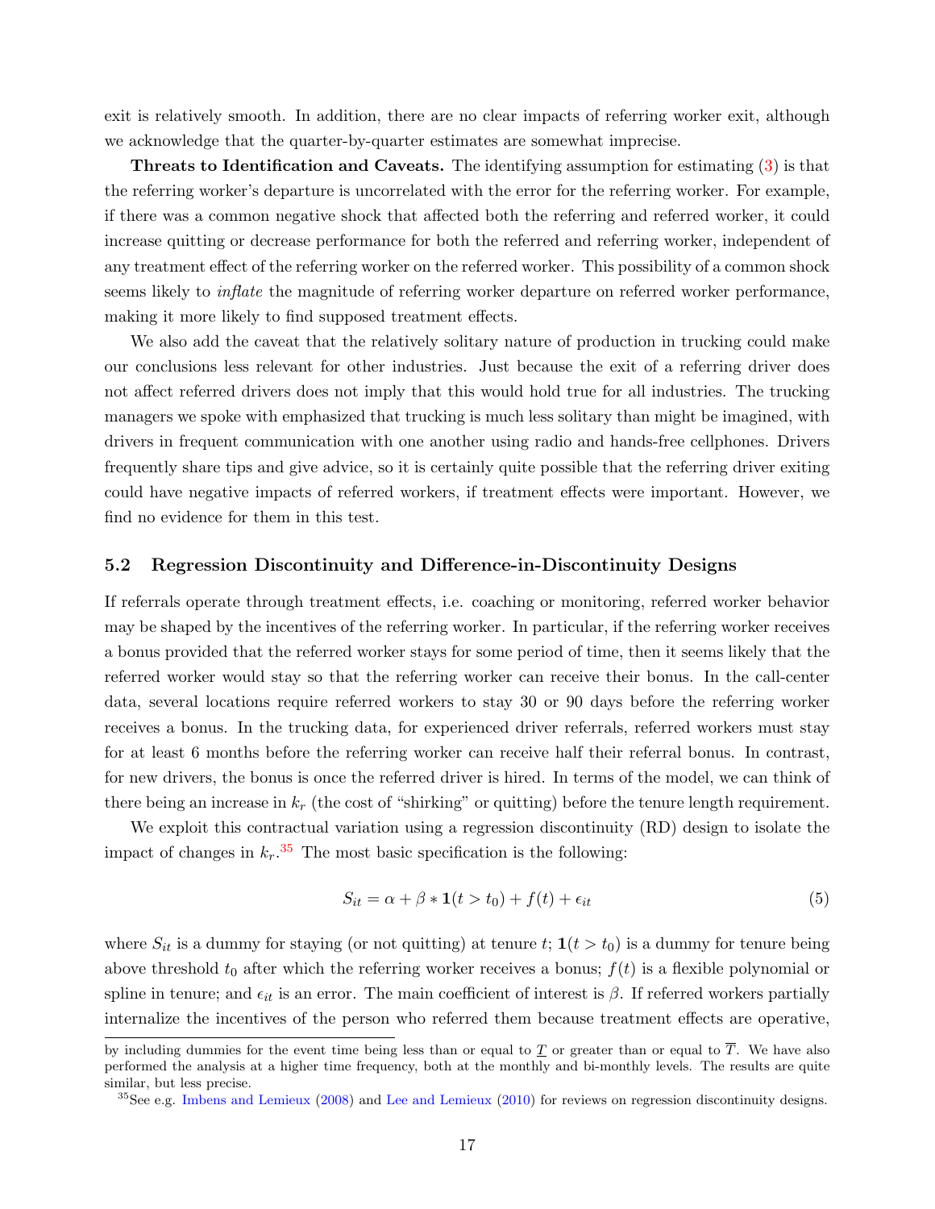exit is relatively smooth. In addition, there are no clear impacts of referring worker exit, although we acknowledge that the quarter-by-quarter estimates are somewhat imprecise.

**Threats to Identification and Caveats.** The identifying assumption for estimating (3) is that the referring worker's departure is uncorrelated with the error for the referring worker. For example, if there was a common negative shock that affected both the referring and referred worker, it could increase quitting or decrease performance for both the referred and referring worker, independent of any treatment effect of the referring worker on the referred worker. This possibility of a common shock seems likely to *inflate* the magnitude of referring worker departure on referred worker performance, making it more likely to find supposed treatment effects.

We also add the caveat that the relatively solitary nature of production in trucking could make our conclusions less relevant for other industries. Just because the exit of a referring driver does not affect referred drivers does not imply that this would hold true for all industries. The trucking managers we spoke with emphasized that trucking is much less solitary than might be imagined, with drivers in frequent communication with one another using radio and hands-free cellphones. Drivers frequently share tips and give advice, so it is certainly quite possible that the referring driver exiting could have negative impacts of referred workers, if treatment effects were important. However, we find no evidence for them in this test.

## 5.2 Regression Discontinuity and Difference-in-Discontinuity Designs

If referrals operate through treatment effects, i.e. coaching or monitoring, referred worker behavior may be shaped by the incentives of the referring worker. In particular, if the referring worker receives a bonus provided that the referred worker stays for some period of time, then it seems likely that the referred worker would stay so that the referring worker can receive their bonus. In the call-center data, several locations require referred workers to stay 30 or 90 days before the referring worker receives a bonus. In the trucking data, for experienced driver referrals, referred workers must stay for at least 6 months before the referring worker can receive half their referral bonus. In contrast, for new drivers, the bonus is once the referred driver is hired. In terms of the model, we can think of there being an increase in $k_r$ (the cost of "shirking" or quitting) before the tenure length requirement.

We exploit this contractual variation using a regression discontinuity (RD) design to isolate the impact of changes in $k_r$.[35] The most basic specification is the following:

$$S_{it} = \alpha + \beta * \mathbf{1}(t > t_0) + f(t) + \epsilon_{it} \tag{5}$$

where $S_{it}$ is a dummy for staying (or not quitting) at tenure $t$; $\mathbf{1}(t > t_0)$ is a dummy for tenure being above threshold $t_0$ after which the referring worker receives a bonus; $f(t)$ is a flexible polynomial or spline in tenure; and $\epsilon_{it}$ is an error. The main coefficient of interest is $\beta$. If referred workers partially internalize the incentives of the person who referred them because treatment effects are operative,

by including dummies for the event time being less than or equal to $\underline{T}$ or greater than or equal to $\overline{T}$. We have also performed the analysis at a higher time frequency, both at the monthly and bi-monthly levels. The results are quite similar, but less precise.

[35] See e.g. Imbens and Lemieux (2008) and Lee and Lemieux (2010) for reviews on regression discontinuity designs.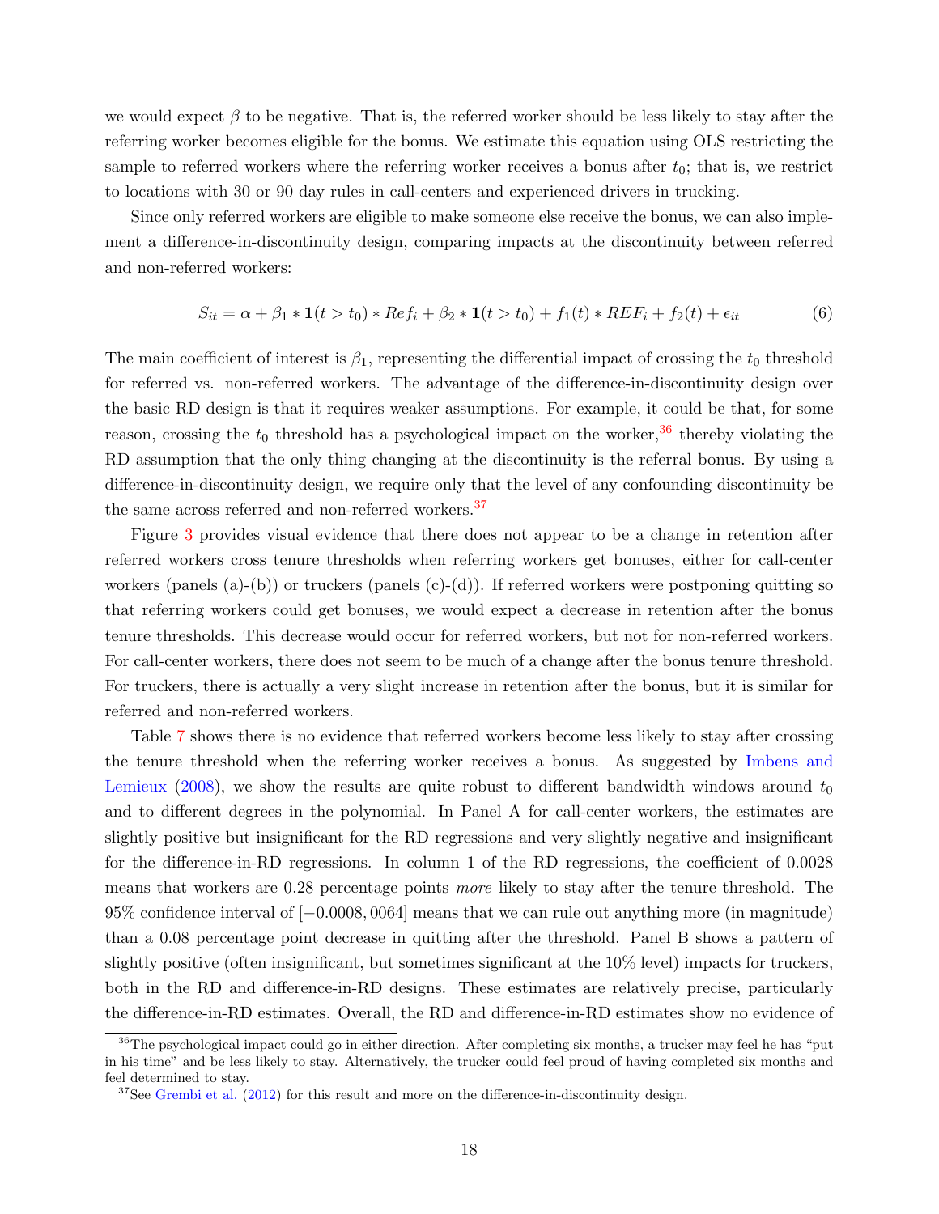we would expect $\beta$ to be negative. That is, the referred worker should be less likely to stay after the referring worker becomes eligible for the bonus. We estimate this equation using OLS restricting the sample to referred workers where the referring worker receives a bonus after $t_0$; that is, we restrict to locations with 30 or 90 day rules in call-centers and experienced drivers in trucking.

Since only referred workers are eligible to make someone else receive the bonus, we can also implement a difference-in-discontinuity design, comparing impacts at the discontinuity between referred and non-referred workers:

$$S_{it} = \alpha + \beta_1 * \mathbf{1}(t > t_0) * Ref_i + \beta_2 * \mathbf{1}(t > t_0) + f_1(t) * REF_i + f_2(t) + \epsilon_{it} \tag{6}$$

The main coefficient of interest is $\beta_1$, representing the differential impact of crossing the $t_0$ threshold for referred vs. non-referred workers. The advantage of the difference-in-discontinuity design over the basic RD design is that it requires weaker assumptions. For example, it could be that, for some reason, crossing the $t_0$ threshold has a psychological impact on the worker,[36] thereby violating the RD assumption that the only thing changing at the discontinuity is the referral bonus. By using a difference-in-discontinuity design, we require only that the level of any confounding discontinuity be the same across referred and non-referred workers.[37]

Figure 3 provides visual evidence that there does not appear to be a change in retention after referred workers cross tenure thresholds when referring workers get bonuses, either for call-center workers (panels (a)-(b)) or truckers (panels (c)-(d)). If referred workers were postponing quitting so that referring workers could get bonuses, we would expect a decrease in retention after the bonus tenure thresholds. This decrease would occur for referred workers, but not for non-referred workers. For call-center workers, there does not seem to be much of a change after the bonus tenure threshold. For truckers, there is actually a very slight increase in retention after the bonus, but it is similar for referred and non-referred workers.

Table 7 shows there is no evidence that referred workers become less likely to stay after crossing the tenure threshold when the referring worker receives a bonus. As suggested by Imbens and Lemieux (2008), we show the results are quite robust to different bandwidth windows around $t_0$ and to different degrees in the polynomial. In Panel A for call-center workers, the estimates are slightly positive but insignificant for the RD regressions and very slightly negative and insignificant for the difference-in-RD regressions. In column 1 of the RD regressions, the coefficient of 0.0028 means that workers are 0.28 percentage points *more* likely to stay after the tenure threshold. The 95% confidence interval of $[-0.0008, 0064]$ means that we can rule out anything more (in magnitude) than a 0.08 percentage point decrease in quitting after the threshold. Panel B shows a pattern of slightly positive (often insignificant, but sometimes significant at the 10% level) impacts for truckers, both in the RD and difference-in-RD designs. These estimates are relatively precise, particularly the difference-in-RD estimates. Overall, the RD and difference-in-RD estimates show no evidence of

[36] The psychological impact could go in either direction. After completing six months, a trucker may feel he has "put in his time" and be less likely to stay. Alternatively, the trucker could feel proud of having completed six months and feel determined to stay.

[37] See Grembi et al. (2012) for this result and more on the difference-in-discontinuity design.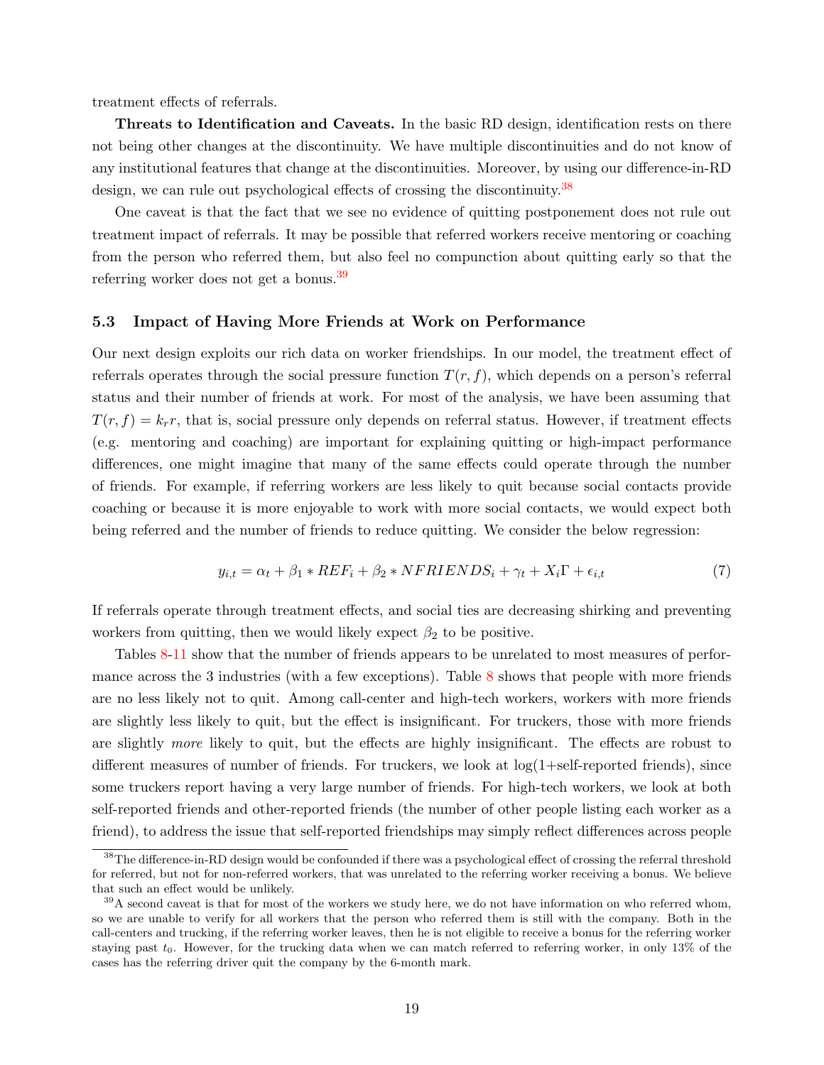treatment effects of referrals.

**Threats to Identification and Caveats.** In the basic RD design, identification rests on there not being other changes at the discontinuity. We have multiple discontinuities and do not know of any institutional features that change at the discontinuities. Moreover, by using our difference-in-RD design, we can rule out psychological effects of crossing the discontinuity.[38]

One caveat is that the fact that we see no evidence of quitting postponement does not rule out treatment impact of referrals. It may be possible that referred workers receive mentoring or coaching from the person who referred them, but also feel no compunction about quitting early so that the referring worker does not get a bonus.[39]

### 5.3 Impact of Having More Friends at Work on Performance

Our next design exploits our rich data on worker friendships. In our model, the treatment effect of referrals operates through the social pressure function $T(r, f)$, which depends on a person's referral status and their number of friends at work. For most of the analysis, we have been assuming that $T(r, f) = k_r r$, that is, social pressure only depends on referral status. However, if treatment effects (e.g. mentoring and coaching) are important for explaining quitting or high-impact performance differences, one might imagine that many of the same effects could operate through the number of friends. For example, if referring workers are less likely to quit because social contacts provide coaching or because it is more enjoyable to work with more social contacts, we would expect both being referred and the number of friends to reduce quitting. We consider the below regression:

$$y_{i,t} = \alpha_t + \beta_1 * REF_i + \beta_2 * NFRIENDS_i + \gamma_t + X_i\Gamma + \epsilon_{i,t} \tag{7}$$

If referrals operate through treatment effects, and social ties are decreasing shirking and preventing workers from quitting, then we would likely expect $\beta_2$ to be positive.

Tables 8-11 show that the number of friends appears to be unrelated to most measures of performance across the 3 industries (with a few exceptions). Table 8 shows that people with more friends are no less likely not to quit. Among call-center and high-tech workers, workers with more friends are slightly less likely to quit, but the effect is insignificant. For truckers, those with more friends are slightly *more* likely to quit, but the effects are highly insignificant. The effects are robust to different measures of number of friends. For truckers, we look at log(1+self-reported friends), since some truckers report having a very large number of friends. For high-tech workers, we look at both self-reported friends and other-reported friends (the number of other people listing each worker as a friend), to address the issue that self-reported friendships may simply reflect differences across people

[38]The difference-in-RD design would be confounded if there was a psychological effect of crossing the referral threshold for referred, but not for non-referred workers, that was unrelated to the referring worker receiving a bonus. We believe that such an effect would be unlikely.

[39]A second caveat is that for most of the workers we study here, we do not have information on who referred whom, so we are unable to verify for all workers that the person who referred them is still with the company. Both in the call-centers and trucking, if the referring worker leaves, then he is not eligible to receive a bonus for the referring worker staying past $t_0$. However, for the trucking data when we can match referred to referring worker, in only 13% of the cases has the referring driver quit the company by the 6-month mark.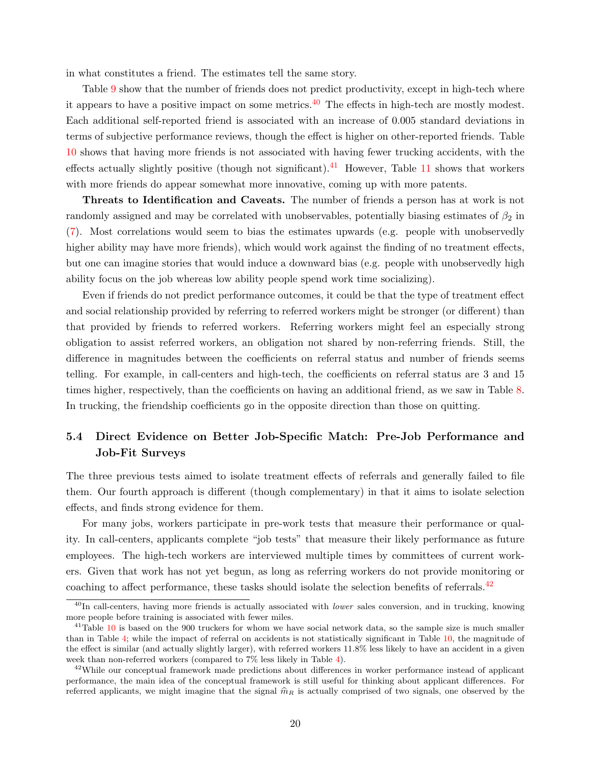in what constitutes a friend. The estimates tell the same story.

Table 9 show that the number of friends does not predict productivity, except in high-tech where it appears to have a positive impact on some metrics.[40] The effects in high-tech are mostly modest. Each additional self-reported friend is associated with an increase of 0.005 standard deviations in terms of subjective performance reviews, though the effect is higher on other-reported friends. Table 10 shows that having more friends is not associated with having fewer trucking accidents, with the effects actually slightly positive (though not significant).[41] However, Table 11 shows that workers with more friends do appear somewhat more innovative, coming up with more patents.

**Threats to Identification and Caveats.** The number of friends a person has at work is not randomly assigned and may be correlated with unobservables, potentially biasing estimates of $\beta_2$ in (7). Most correlations would seem to bias the estimates upwards (e.g. people with unobservedly higher ability may have more friends), which would work against the finding of no treatment effects, but one can imagine stories that would induce a downward bias (e.g. people with unobservedly high ability focus on the job whereas low ability people spend work time socializing).

Even if friends do not predict performance outcomes, it could be that the type of treatment effect and social relationship provided by referring to referred workers might be stronger (or different) than that provided by friends to referred workers. Referring workers might feel an especially strong obligation to assist referred workers, an obligation not shared by non-referring friends. Still, the difference in magnitudes between the coefficients on referral status and number of friends seems telling. For example, in call-centers and high-tech, the coefficients on referral status are 3 and 15 times higher, respectively, than the coefficients on having an additional friend, as we saw in Table 8. In trucking, the friendship coefficients go in the opposite direction than those on quitting.

## 5.4 Direct Evidence on Better Job-Specific Match: Pre-Job Performance and Job-Fit Surveys

The three previous tests aimed to isolate treatment effects of referrals and generally failed to file them. Our fourth approach is different (though complementary) in that it aims to isolate selection effects, and finds strong evidence for them.

For many jobs, workers participate in pre-work tests that measure their performance or quality. In call-centers, applicants complete "job tests" that measure their likely performance as future employees. The high-tech workers are interviewed multiple times by committees of current workers. Given that work has not yet begun, as long as referring workers do not provide monitoring or coaching to affect performance, these tasks should isolate the selection benefits of referrals.[42]

---

[40] In call-centers, having more friends is actually associated with *lower* sales conversion, and in trucking, knowing more people before training is associated with fewer miles.

[41] Table 10 is based on the 900 truckers for whom we have social network data, so the sample size is much smaller than in Table 4; while the impact of referral on accidents is not statistically significant in Table 10, the magnitude of the effect is similar (and actually slightly larger), with referred workers 11.8% less likely to have an accident in a given week than non-referred workers (compared to 7% less likely in Table 4).

[42] While our conceptual framework made predictions about differences in worker performance instead of applicant performance, the main idea of the conceptual framework is still useful for thinking about applicant differences. For referred applicants, we might imagine that the signal $\widehat{m}_R$ is actually comprised of two signals, one observed by the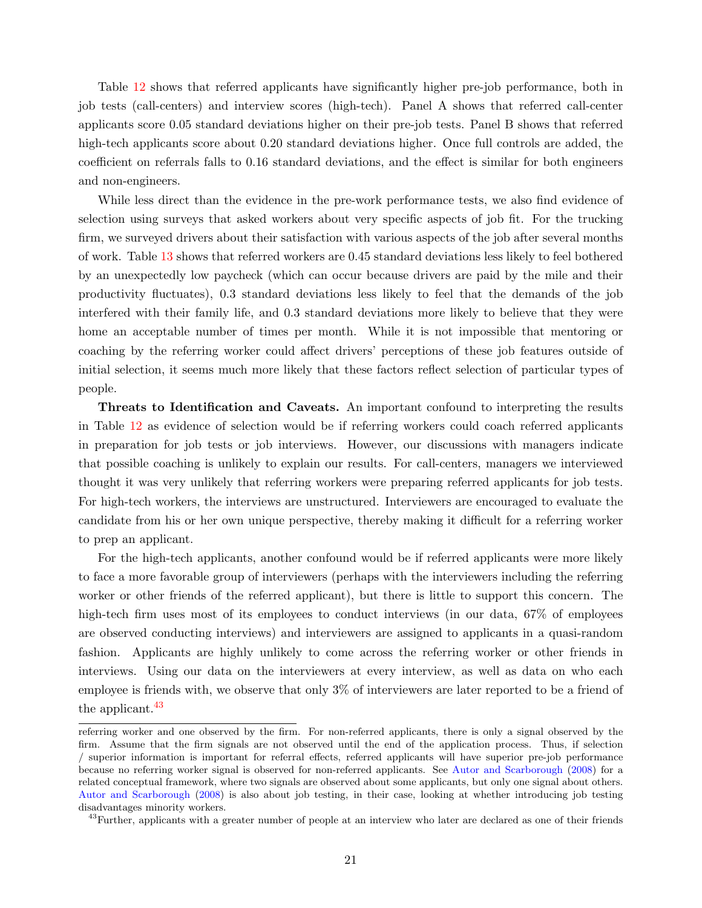Table 12 shows that referred applicants have significantly higher pre-job performance, both in job tests (call-centers) and interview scores (high-tech). Panel A shows that referred call-center applicants score 0.05 standard deviations higher on their pre-job tests. Panel B shows that referred high-tech applicants score about 0.20 standard deviations higher. Once full controls are added, the coefficient on referrals falls to 0.16 standard deviations, and the effect is similar for both engineers and non-engineers.

While less direct than the evidence in the pre-work performance tests, we also find evidence of selection using surveys that asked workers about very specific aspects of job fit. For the trucking firm, we surveyed drivers about their satisfaction with various aspects of the job after several months of work. Table 13 shows that referred workers are 0.45 standard deviations less likely to feel bothered by an unexpectedly low paycheck (which can occur because drivers are paid by the mile and their productivity fluctuates), 0.3 standard deviations less likely to feel that the demands of the job interfered with their family life, and 0.3 standard deviations more likely to believe that they were home an acceptable number of times per month. While it is not impossible that mentoring or coaching by the referring worker could affect drivers' perceptions of these job features outside of initial selection, it seems much more likely that these factors reflect selection of particular types of people.

**Threats to Identification and Caveats.** An important confound to interpreting the results in Table 12 as evidence of selection would be if referring workers could coach referred applicants in preparation for job tests or job interviews. However, our discussions with managers indicate that possible coaching is unlikely to explain our results. For call-centers, managers we interviewed thought it was very unlikely that referring workers were preparing referred applicants for job tests. For high-tech workers, the interviews are unstructured. Interviewers are encouraged to evaluate the candidate from his or her own unique perspective, thereby making it difficult for a referring worker to prep an applicant.

For the high-tech applicants, another confound would be if referred applicants were more likely to face a more favorable group of interviewers (perhaps with the interviewers including the referring worker or other friends of the referred applicant), but there is little to support this concern. The high-tech firm uses most of its employees to conduct interviews (in our data, 67% of employees are observed conducting interviews) and interviewers are assigned to applicants in a quasi-random fashion. Applicants are highly unlikely to come across the referring worker or other friends in interviews. Using our data on the interviewers at every interview, as well as data on who each employee is friends with, we observe that only 3% of interviewers are later reported to be a friend of the applicant.[43]

---

referring worker and one observed by the firm. For non-referred applicants, there is only a signal observed by the firm. Assume that the firm signals are not observed until the end of the application process. Thus, if selection / superior information is important for referral effects, referred applicants will have superior pre-job performance because no referring worker signal is observed for non-referred applicants. See Autor and Scarborough (2008) for a related conceptual framework, where two signals are observed about some applicants, but only one signal about others. Autor and Scarborough (2008) is also about job testing, in their case, looking at whether introducing job testing disadvantages minority workers.

[43]Further, applicants with a greater number of people at an interview who later are declared as one of their friends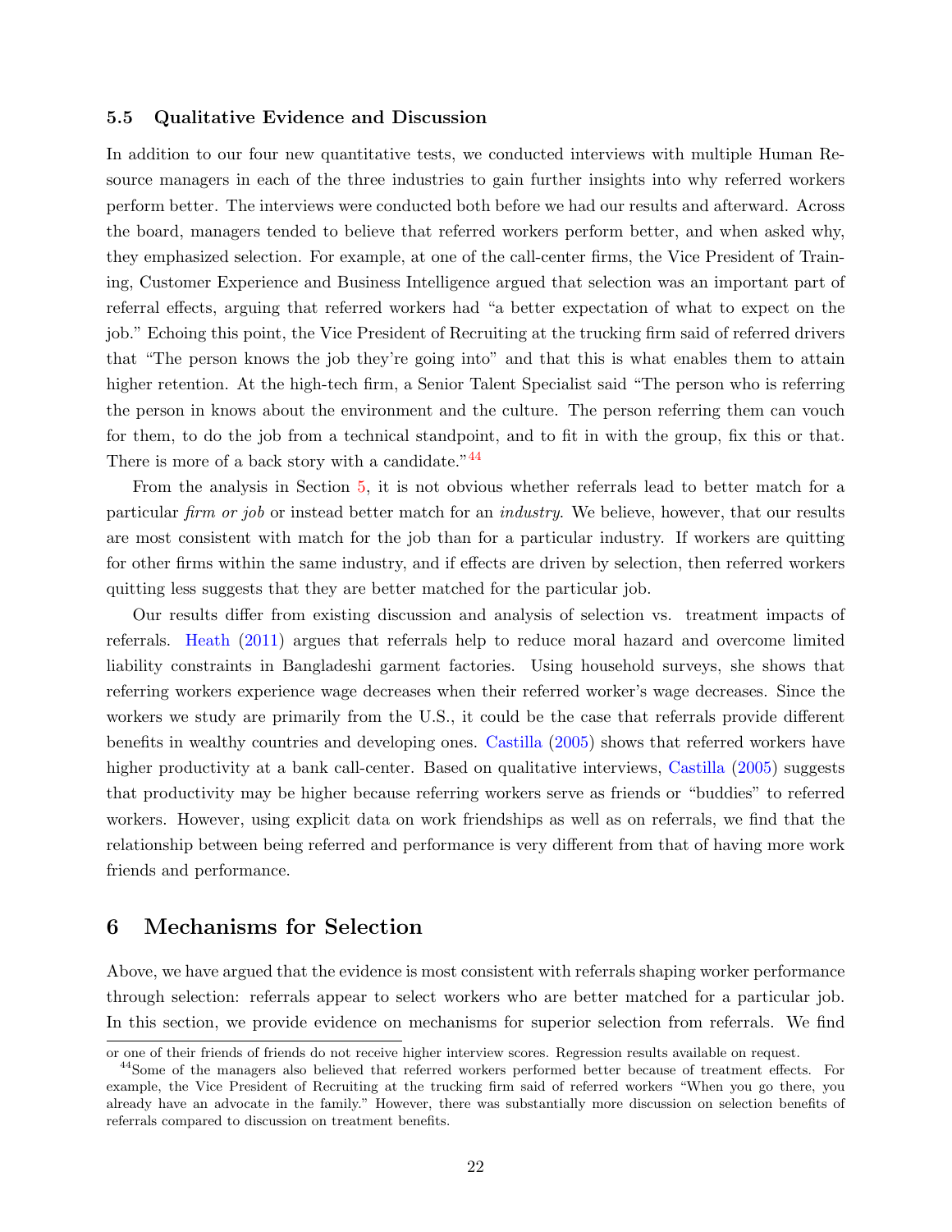### 5.5 Qualitative Evidence and Discussion

In addition to our four new quantitative tests, we conducted interviews with multiple Human Resource managers in each of the three industries to gain further insights into why referred workers perform better. The interviews were conducted both before we had our results and afterward. Across the board, managers tended to believe that referred workers perform better, and when asked why, they emphasized selection. For example, at one of the call-center firms, the Vice President of Training, Customer Experience and Business Intelligence argued that selection was an important part of referral effects, arguing that referred workers had "a better expectation of what to expect on the job." Echoing this point, the Vice President of Recruiting at the trucking firm said of referred drivers that "The person knows the job they're going into" and that this is what enables them to attain higher retention. At the high-tech firm, a Senior Talent Specialist said "The person who is referring the person in knows about the environment and the culture. The person referring them can vouch for them, to do the job from a technical standpoint, and to fit in with the group, fix this or that. There is more of a back story with a candidate."[44]

From the analysis in Section 5, it is not obvious whether referrals lead to better match for a particular *firm or job* or instead better match for an *industry*. We believe, however, that our results are most consistent with match for the job than for a particular industry. If workers are quitting for other firms within the same industry, and if effects are driven by selection, then referred workers quitting less suggests that they are better matched for the particular job.

Our results differ from existing discussion and analysis of selection vs. treatment impacts of referrals. Heath (2011) argues that referrals help to reduce moral hazard and overcome limited liability constraints in Bangladeshi garment factories. Using household surveys, she shows that referring workers experience wage decreases when their referred worker's wage decreases. Since the workers we study are primarily from the U.S., it could be the case that referrals provide different benefits in wealthy countries and developing ones. Castilla (2005) shows that referred workers have higher productivity at a bank call-center. Based on qualitative interviews, Castilla (2005) suggests that productivity may be higher because referring workers serve as friends or "buddies" to referred workers. However, using explicit data on work friendships as well as on referrals, we find that the relationship between being referred and performance is very different from that of having more work friends and performance.

## 6 Mechanisms for Selection

Above, we have argued that the evidence is most consistent with referrals shaping worker performance through selection: referrals appear to select workers who are better matched for a particular job. In this section, we provide evidence on mechanisms for superior selection from referrals. We find

---

or one of their friends of friends do not receive higher interview scores. Regression results available on request.

[44] Some of the managers also believed that referred workers performed better because of treatment effects. For example, the Vice President of Recruiting at the trucking firm said of referred workers "When you go there, you already have an advocate in the family." However, there was substantially more discussion on selection benefits of referrals compared to discussion on treatment benefits.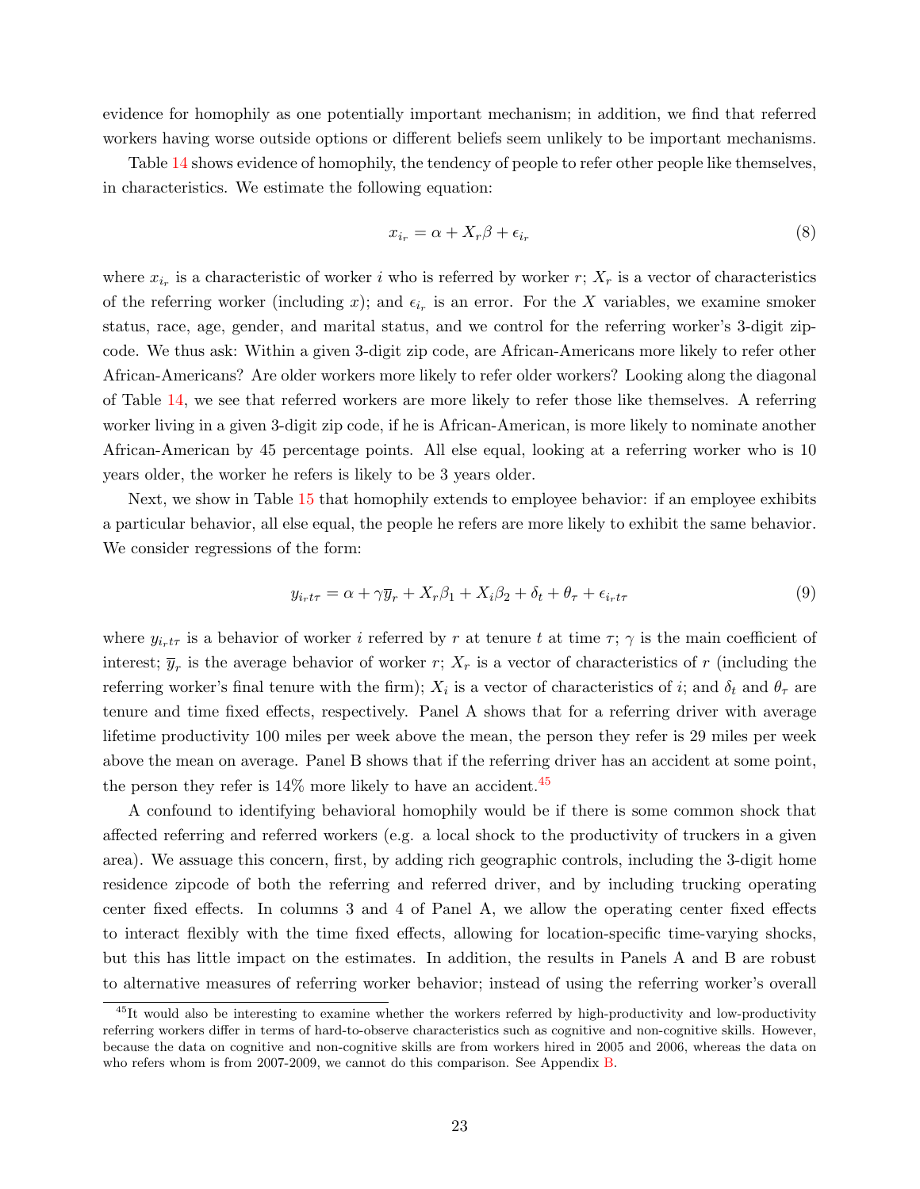evidence for homophily as one potentially important mechanism; in addition, we find that referred workers having worse outside options or different beliefs seem unlikely to be important mechanisms.

Table 14 shows evidence of homophily, the tendency of people to refer other people like themselves, in characteristics. We estimate the following equation:

$$x_{i_r} = \alpha + X_r \beta + \epsilon_{i_r} \tag{8}$$

where $x_{i_r}$ is a characteristic of worker $i$ who is referred by worker $r$; $X_r$ is a vector of characteristics of the referring worker (including $x$); and $\epsilon_{i_r}$ is an error. For the $X$ variables, we examine smoker status, race, age, gender, and marital status, and we control for the referring worker's 3-digit zip-code. We thus ask: Within a given 3-digit zip code, are African-Americans more likely to refer other African-Americans? Are older workers more likely to refer older workers? Looking along the diagonal of Table 14, we see that referred workers are more likely to refer those like themselves. A referring worker living in a given 3-digit zip code, if he is African-American, is more likely to nominate another African-American by 45 percentage points. All else equal, looking at a referring worker who is 10 years older, the worker he refers is likely to be 3 years older.

Next, we show in Table 15 that homophily extends to employee behavior: if an employee exhibits a particular behavior, all else equal, the people he refers are more likely to exhibit the same behavior. We consider regressions of the form:

$$y_{i_r t \tau} = \alpha + \gamma \overline{y}_r + X_r \beta_1 + X_i \beta_2 + \delta_t + \theta_\tau + \epsilon_{i_r t \tau} \tag{9}$$

where $y_{i_r t \tau}$ is a behavior of worker $i$ referred by $r$ at tenure $t$ at time $\tau$; $\gamma$ is the main coefficient of interest; $\overline{y}_r$ is the average behavior of worker $r$; $X_r$ is a vector of characteristics of $r$ (including the referring worker's final tenure with the firm); $X_i$ is a vector of characteristics of $i$; and $\delta_t$ and $\theta_\tau$ are tenure and time fixed effects, respectively. Panel A shows that for a referring driver with average lifetime productivity 100 miles per week above the mean, the person they refer is 29 miles per week above the mean on average. Panel B shows that if the referring driver has an accident at some point, the person they refer is 14% more likely to have an accident.[45]

A confound to identifying behavioral homophily would be if there is some common shock that affected referring and referred workers (e.g. a local shock to the productivity of truckers in a given area). We assuage this concern, first, by adding rich geographic controls, including the 3-digit home residence zipcode of both the referring and referred driver, and by including trucking operating center fixed effects. In columns 3 and 4 of Panel A, we allow the operating center fixed effects to interact flexibly with the time fixed effects, allowing for location-specific time-varying shocks, but this has little impact on the estimates. In addition, the results in Panels A and B are robust to alternative measures of referring worker behavior; instead of using the referring worker's overall

[45] It would also be interesting to examine whether the workers referred by high-productivity and low-productivity referring workers differ in terms of hard-to-observe characteristics such as cognitive and non-cognitive skills. However, because the data on cognitive and non-cognitive skills are from workers hired in 2005 and 2006, whereas the data on who refers whom is from 2007-2009, we cannot do this comparison. See Appendix B.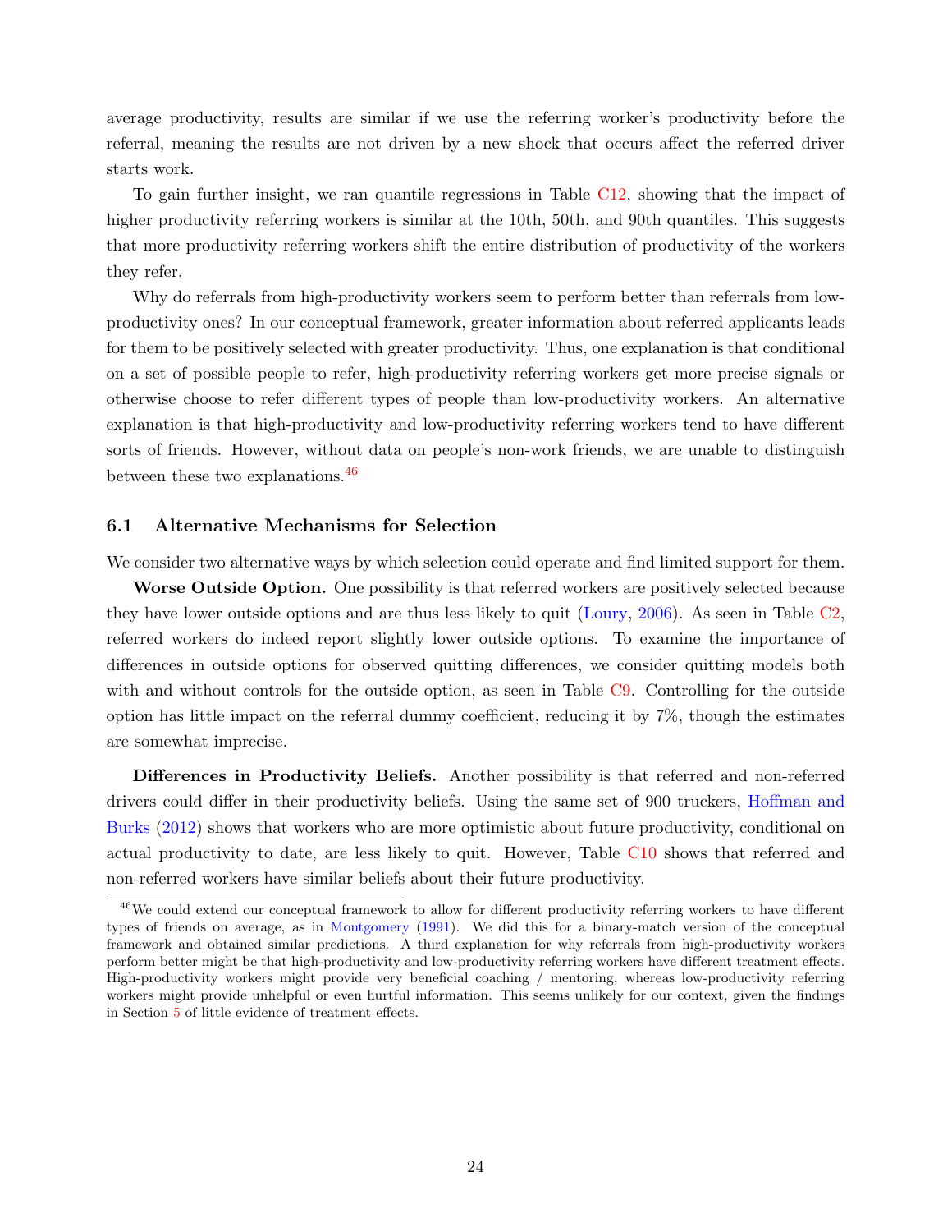average productivity, results are similar if we use the referring worker's productivity before the referral, meaning the results are not driven by a new shock that occurs affect the referred driver starts work.

To gain further insight, we ran quantile regressions in Table C12, showing that the impact of higher productivity referring workers is similar at the 10th, 50th, and 90th quantiles. This suggests that more productivity referring workers shift the entire distribution of productivity of the workers they refer.

Why do referrals from high-productivity workers seem to perform better than referrals from low-productivity ones? In our conceptual framework, greater information about referred applicants leads for them to be positively selected with greater productivity. Thus, one explanation is that conditional on a set of possible people to refer, high-productivity referring workers get more precise signals or otherwise choose to refer different types of people than low-productivity workers. An alternative explanation is that high-productivity and low-productivity referring workers tend to have different sorts of friends. However, without data on people's non-work friends, we are unable to distinguish between these two explanations.[46]

### 6.1 Alternative Mechanisms for Selection

We consider two alternative ways by which selection could operate and find limited support for them.

**Worse Outside Option.** One possibility is that referred workers are positively selected because they have lower outside options and are thus less likely to quit (Loury, 2006). As seen in Table C2, referred workers do indeed report slightly lower outside options. To examine the importance of differences in outside options for observed quitting differences, we consider quitting models both with and without controls for the outside option, as seen in Table C9. Controlling for the outside option has little impact on the referral dummy coefficient, reducing it by 7%, though the estimates are somewhat imprecise.

**Differences in Productivity Beliefs.** Another possibility is that referred and non-referred drivers could differ in their productivity beliefs. Using the same set of 900 truckers, Hoffman and Burks (2012) shows that workers who are more optimistic about future productivity, conditional on actual productivity to date, are less likely to quit. However, Table C10 shows that referred and non-referred workers have similar beliefs about their future productivity.

[46] We could extend our conceptual framework to allow for different productivity referring workers to have different types of friends on average, as in Montgomery (1991). We did this for a binary-match version of the conceptual framework and obtained similar predictions. A third explanation for why referrals from high-productivity workers perform better might be that high-productivity and low-productivity referring workers have different treatment effects. High-productivity workers might provide very beneficial coaching / mentoring, whereas low-productivity referring workers might provide unhelpful or even hurtful information. This seems unlikely for our context, given the findings in Section 5 of little evidence of treatment effects.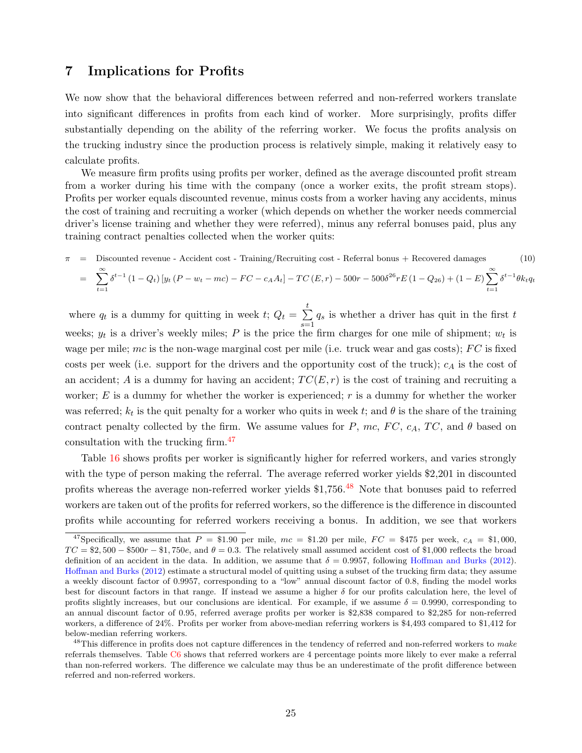# 7 Implications for Profits

We now show that the behavioral differences between referred and non-referred workers translate into significant differences in profits from each kind of worker. More surprisingly, profits differ substantially depending on the ability of the referring worker. We focus the profits analysis on the trucking industry since the production process is relatively simple, making it relatively easy to calculate profits.

We measure firm profits using profits per worker, defined as the average discounted profit stream from a worker during his time with the company (once a worker exits, the profit stream stops). Profits per worker equals discounted revenue, minus costs from a worker having any accidents, minus the cost of training and recruiting a worker (which depends on whether the worker needs commercial driver's license training and whether they were referred), minus any referral bonuses paid, plus any training contract penalties collected when the worker quits:

$$\begin{aligned}\pi &= \text{Discounted revenue - Accident cost - Training/Recruiting cost - Referral bonus + Recovered damages} \quad (10)\\ &= \sum_{t=1}^{\infty}\delta^{t-1}\left(1-Q_t\right)\left[y_t\left(P-w_t-mc\right)-FC-c_A A_t\right]-TC\left(E,r\right)-500r-500\delta^{26}rE\left(1-Q_{26}\right)+\left(1-E\right)\sum_{t=1}^{\infty}\delta^{t-1}\theta k_t q_t\end{aligned}$$

where $q_t$ is a dummy for quitting in week $t$; $Q_t = \sum_{s=1}^{t} q_s$ is whether a driver has quit in the first $t$ weeks; $y_t$ is a driver's weekly miles; $P$ is the price the firm charges for one mile of shipment; $w_t$ is wage per mile; $mc$ is the non-wage marginal cost per mile (i.e. truck wear and gas costs); $FC$ is fixed costs per week (i.e. support for the drivers and the opportunity cost of the truck); $c_A$ is the cost of an accident; $A$ is a dummy for having an accident; $TC(E, r)$ is the cost of training and recruiting a worker; $E$ is a dummy for whether the worker is experienced; $r$ is a dummy for whether the worker was referred; $k_t$ is the quit penalty for a worker who quits in week $t$; and $\theta$ is the share of the training contract penalty collected by the firm. We assume values for $P$, $mc$, $FC$, $c_A$, $TC$, and $\theta$ based on consultation with the trucking firm.[47]

Table 16 shows profits per worker is significantly higher for referred workers, and varies strongly with the type of person making the referral. The average referred worker yields \$2,201 in discounted profits whereas the average non-referred worker yields \$1,756.[48] Note that bonuses paid to referred workers are taken out of the profits for referred workers, so the difference is the difference in discounted profits while accounting for referred workers receiving a bonus. In addition, we see that workers

---

[47] Specifically, we assume that $P$ = \$1.90 per mile, $mc$ = \$1.20 per mile, $FC$ = \$475 per week, $c_A$ = \$1,000, $TC$ = \$2,500 − \$500$r$ − \$1,750$e$, and $\theta$ = 0.3. The relatively small assumed accident cost of \$1,000 reflects the broad definition of an accident in the data. In addition, we assume that $\delta$ = 0.9957, following Hoffman and Burks (2012). Hoffman and Burks (2012) estimate a structural model of quitting using a subset of the trucking firm data; they assume a weekly discount factor of 0.9957, corresponding to a "low" annual discount factor of 0.8, finding the model works best for discount factors in that range. If instead we assume a higher $\delta$ for our profits calculation here, the level of profits slightly increases, but our conclusions are identical. For example, if we assume $\delta$ = 0.9990, corresponding to an annual discount factor of 0.95, referred average profits per worker is \$2,838 compared to \$2,285 for non-referred workers, a difference of 24%. Profits per worker from above-median referring workers is \$4,493 compared to \$1,412 for below-median referring workers.

[48] This difference in profits does not capture differences in the tendency of referred and non-referred workers to *make* referrals themselves. Table C6 shows that referred workers are 4 percentage points more likely to ever make a referral than non-referred workers. The difference we calculate may thus be an underestimate of the profit difference between referred and non-referred workers.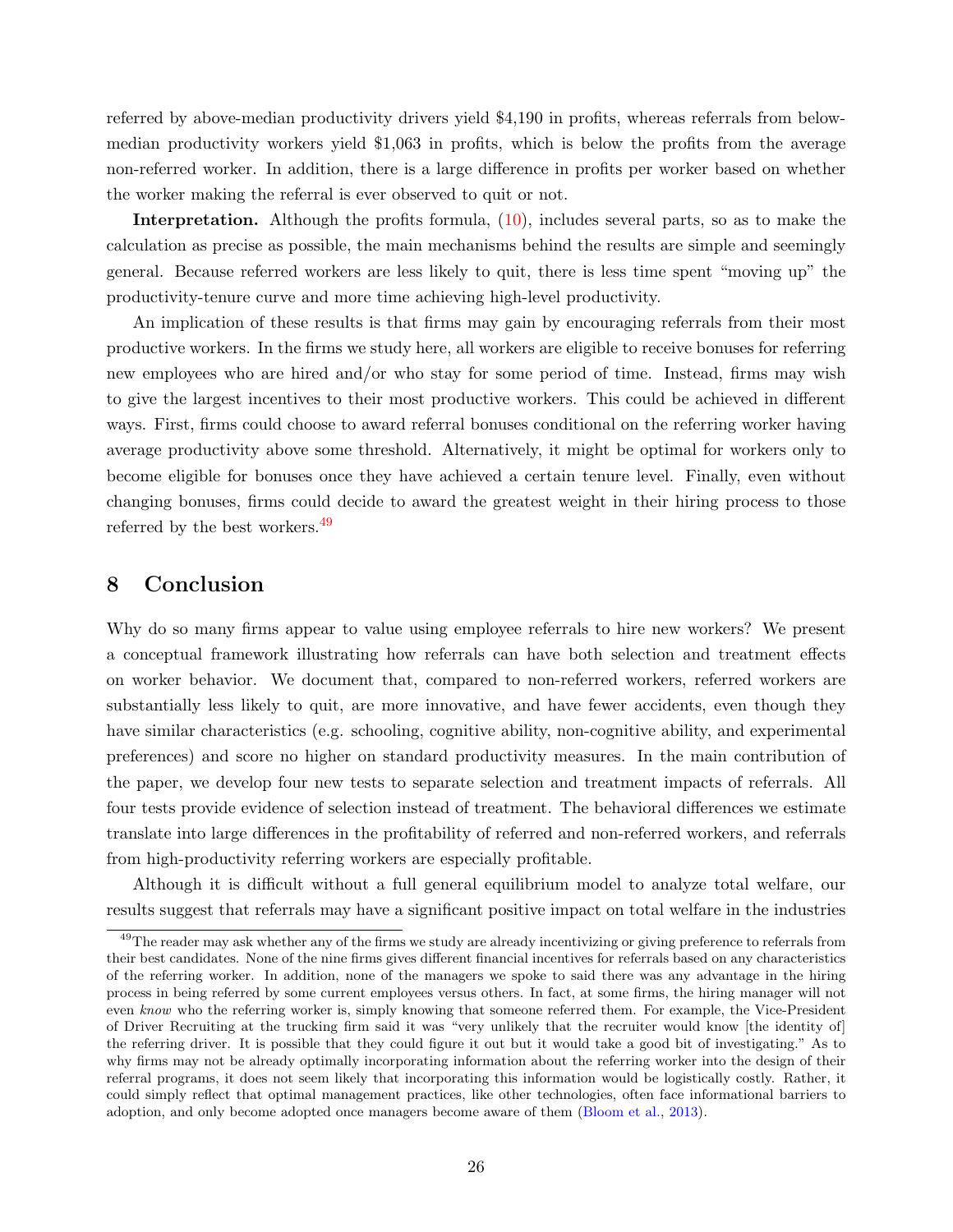referred by above-median productivity drivers yield \$4,190 in profits, whereas referrals from below-median productivity workers yield \$1,063 in profits, which is below the profits from the average non-referred worker. In addition, there is a large difference in profits per worker based on whether the worker making the referral is ever observed to quit or not.

**Interpretation.** Although the profits formula, (10), includes several parts, so as to make the calculation as precise as possible, the main mechanisms behind the results are simple and seemingly general. Because referred workers are less likely to quit, there is less time spent "moving up" the productivity-tenure curve and more time achieving high-level productivity.

An implication of these results is that firms may gain by encouraging referrals from their most productive workers. In the firms we study here, all workers are eligible to receive bonuses for referring new employees who are hired and/or who stay for some period of time. Instead, firms may wish to give the largest incentives to their most productive workers. This could be achieved in different ways. First, firms could choose to award referral bonuses conditional on the referring worker having average productivity above some threshold. Alternatively, it might be optimal for workers only to become eligible for bonuses once they have achieved a certain tenure level. Finally, even without changing bonuses, firms could decide to award the greatest weight in their hiring process to those referred by the best workers.[49]

## 8 Conclusion

Why do so many firms appear to value using employee referrals to hire new workers? We present a conceptual framework illustrating how referrals can have both selection and treatment effects on worker behavior. We document that, compared to non-referred workers, referred workers are substantially less likely to quit, are more innovative, and have fewer accidents, even though they have similar characteristics (e.g. schooling, cognitive ability, non-cognitive ability, and experimental preferences) and score no higher on standard productivity measures. In the main contribution of the paper, we develop four new tests to separate selection and treatment impacts of referrals. All four tests provide evidence of selection instead of treatment. The behavioral differences we estimate translate into large differences in the profitability of referred and non-referred workers, and referrals from high-productivity referring workers are especially profitable.

Although it is difficult without a full general equilibrium model to analyze total welfare, our results suggest that referrals may have a significant positive impact on total welfare in the industries

---

[49] The reader may ask whether any of the firms we study are already incentivizing or giving preference to referrals from their best candidates. None of the nine firms gives different financial incentives for referrals based on any characteristics of the referring worker. In addition, none of the managers we spoke to said there was any advantage in the hiring process in being referred by some current employees versus others. In fact, at some firms, the hiring manager will not even *know* who the referring worker is, simply knowing that someone referred them. For example, the Vice-President of Driver Recruiting at the trucking firm said it was "very unlikely that the recruiter would know [the identity of] the referring driver. It is possible that they could figure it out but it would take a good bit of investigating." As to why firms may not be already optimally incorporating information about the referring worker into the design of their referral programs, it does not seem likely that incorporating this information would be logistically costly. Rather, it could simply reflect that optimal management practices, like other technologies, often face informational barriers to adoption, and only become adopted once managers become aware of them (Bloom et al., 2013).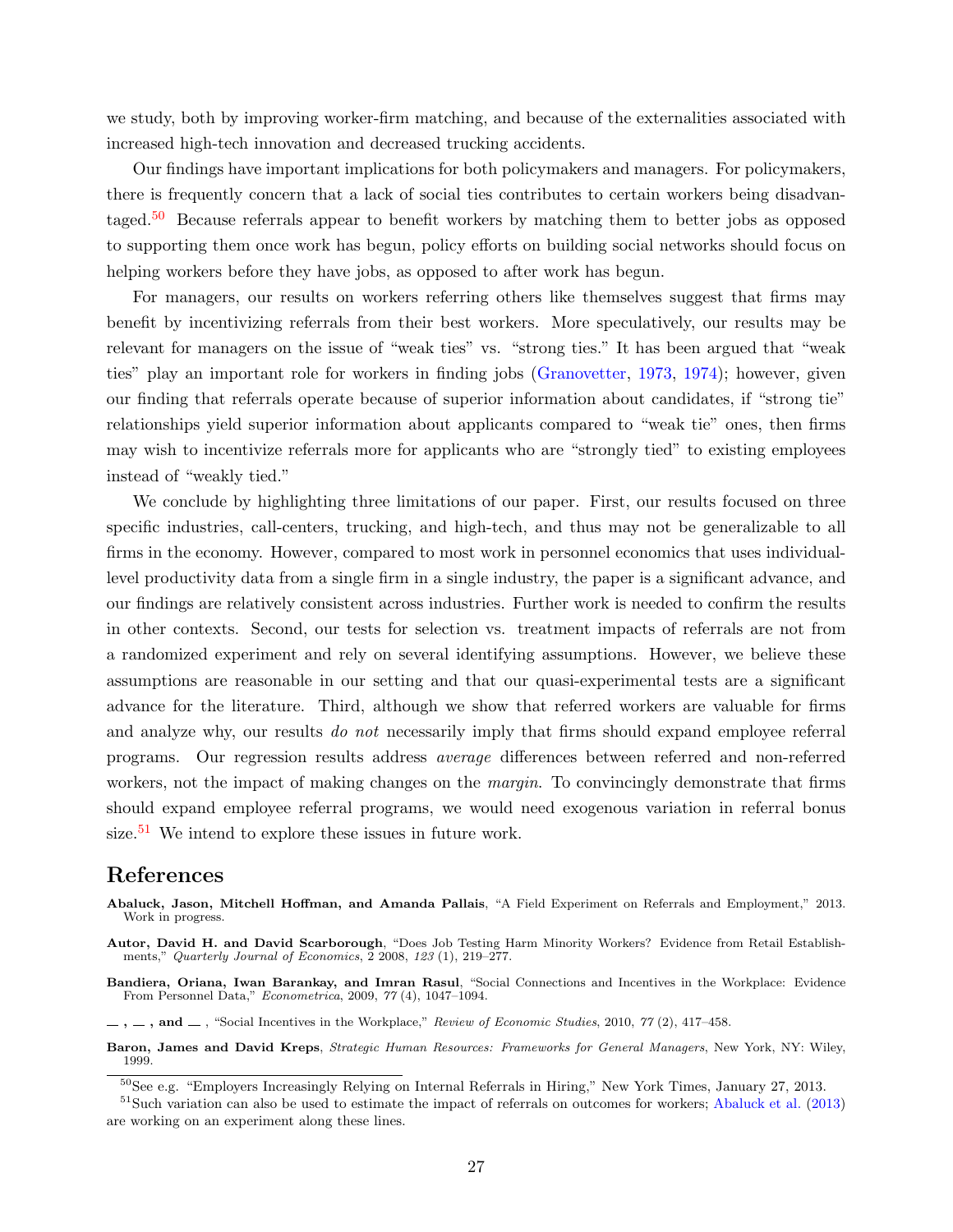we study, both by improving worker-firm matching, and because of the externalities associated with increased high-tech innovation and decreased trucking accidents.

Our findings have important implications for both policymakers and managers. For policymakers, there is frequently concern that a lack of social ties contributes to certain workers being disadvantaged.[50] Because referrals appear to benefit workers by matching them to better jobs as opposed to supporting them once work has begun, policy efforts on building social networks should focus on helping workers before they have jobs, as opposed to after work has begun.

For managers, our results on workers referring others like themselves suggest that firms may benefit by incentivizing referrals from their best workers. More speculatively, our results may be relevant for managers on the issue of "weak ties" vs. "strong ties." It has been argued that "weak ties" play an important role for workers in finding jobs (Granovetter, 1973, 1974); however, given our finding that referrals operate because of superior information about candidates, if "strong tie" relationships yield superior information about applicants compared to "weak tie" ones, then firms may wish to incentivize referrals more for applicants who are "strongly tied" to existing employees instead of "weakly tied."

We conclude by highlighting three limitations of our paper. First, our results focused on three specific industries, call-centers, trucking, and high-tech, and thus may not be generalizable to all firms in the economy. However, compared to most work in personnel economics that uses individual-level productivity data from a single firm in a single industry, the paper is a significant advance, and our findings are relatively consistent across industries. Further work is needed to confirm the results in other contexts. Second, our tests for selection vs. treatment impacts of referrals are not from a randomized experiment and rely on several identifying assumptions. However, we believe these assumptions are reasonable in our setting and that our quasi-experimental tests are a significant advance for the literature. Third, although we show that referred workers are valuable for firms and analyze why, our results *do not* necessarily imply that firms should expand employee referral programs. Our regression results address *average* differences between referred and non-referred workers, not the impact of making changes on the *margin*. To convincingly demonstrate that firms should expand employee referral programs, we would need exogenous variation in referral bonus size.[51] We intend to explore these issues in future work.

# References

**Abaluck, Jason, Mitchell Hoffman, and Amanda Pallais**, "A Field Experiment on Referrals and Employment," 2013. Work in progress.

**Autor, David H. and David Scarborough**, "Does Job Testing Harm Minority Workers? Evidence from Retail Establishments," *Quarterly Journal of Economics*, 2 2008, *123* (1), 219–277.

**Bandiera, Oriana, Iwan Barankay, and Imran Rasul**, "Social Connections and Incentives in the Workplace: Evidence From Personnel Data," *Econometrica*, 2009, *77* (4), 1047–1094.

**—, —, and —**, "Social Incentives in the Workplace," *Review of Economic Studies*, 2010, *77* (2), 417–458.

**Baron, James and David Kreps**, *Strategic Human Resources: Frameworks for General Managers*, New York, NY: Wiley, 1999.

[50] See e.g. "Employers Increasingly Relying on Internal Referrals in Hiring," New York Times, January 27, 2013.

[51] Such variation can also be used to estimate the impact of referrals on outcomes for workers; Abaluck et al. (2013) are working on an experiment along these lines.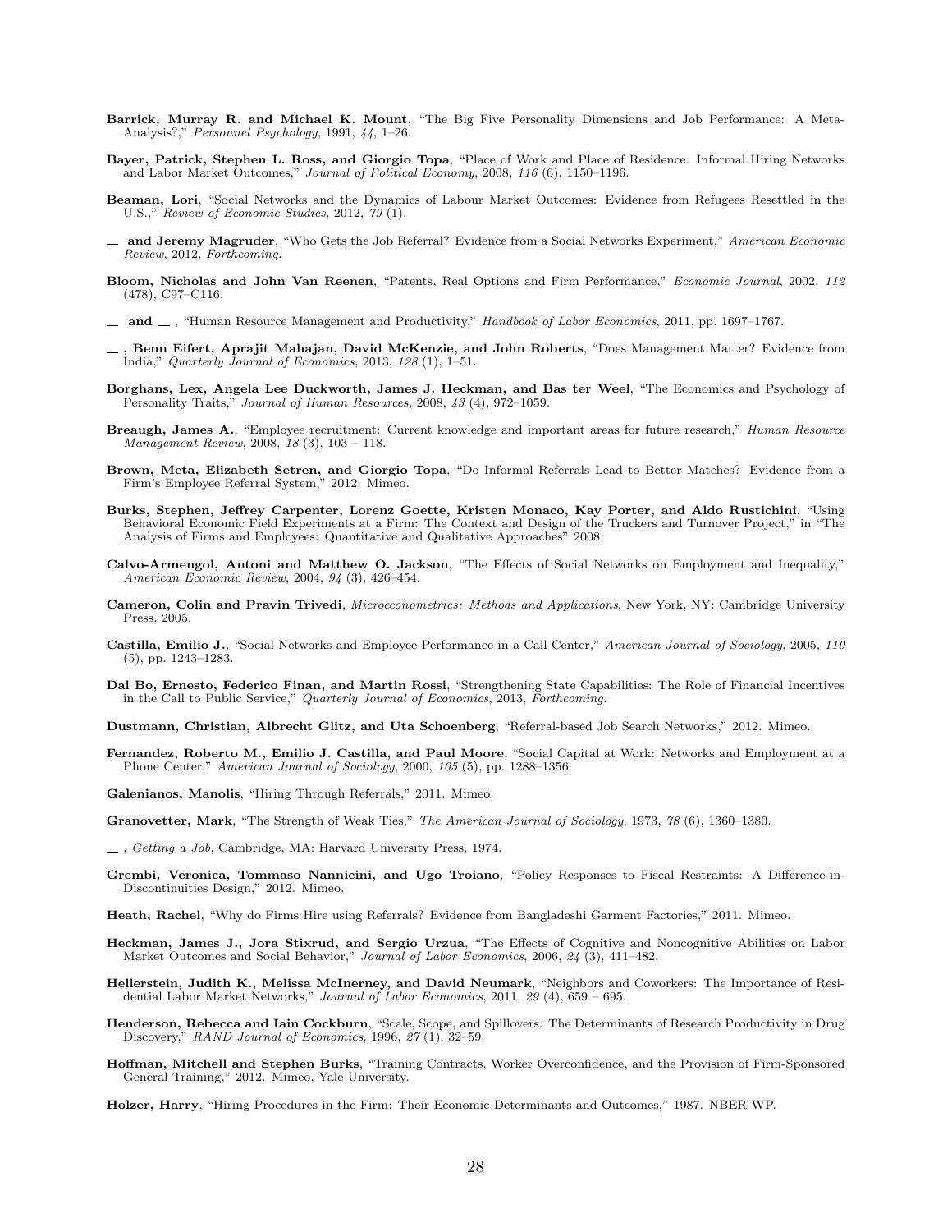**Barrick, Murray R. and Michael K. Mount**, "The Big Five Personality Dimensions and Job Performance: A Meta-Analysis?," *Personnel Psychology*, 1991, *44*, 1–26.

**Bayer, Patrick, Stephen L. Ross, and Giorgio Topa**, "Place of Work and Place of Residence: Informal Hiring Networks and Labor Market Outcomes," *Journal of Political Economy*, 2008, *116* (6), 1150–1196.

**Beaman, Lori**, "Social Networks and the Dynamics of Labour Market Outcomes: Evidence from Refugees Resettled in the U.S.," *Review of Economic Studies*, 2012, *79* (1).

**\_\_ and Jeremy Magruder**, "Who Gets the Job Referral? Evidence from a Social Networks Experiment," *American Economic Review*, 2012, *Forthcoming.*

**Bloom, Nicholas and John Van Reenen**, "Patents, Real Options and Firm Performance," *Economic Journal*, 2002, *112* (478), C97–C116.

**\_\_ and \_\_** , "Human Resource Management and Productivity," *Handbook of Labor Economics*, 2011, pp. 1697–1767.

**\_\_ , Benn Eifert, Aprajit Mahajan, David McKenzie, and John Roberts**, "Does Management Matter? Evidence from India," *Quarterly Journal of Economics*, 2013, *128* (1), 1–51.

**Borghans, Lex, Angela Lee Duckworth, James J. Heckman, and Bas ter Weel**, "The Economics and Psychology of Personality Traits," *Journal of Human Resources*, 2008, *43* (4), 972–1059.

**Breaugh, James A.**, "Employee recruitment: Current knowledge and important areas for future research," *Human Resource Management Review*, 2008, *18* (3), 103 – 118.

**Brown, Meta, Elizabeth Setren, and Giorgio Topa**, "Do Informal Referrals Lead to Better Matches? Evidence from a Firm's Employee Referral System," 2012. Mimeo.

**Burks, Stephen, Jeffrey Carpenter, Lorenz Goette, Kristen Monaco, Kay Porter, and Aldo Rustichini**, "Using Behavioral Economic Field Experiments at a Firm: The Context and Design of the Truckers and Turnover Project," in "The Analysis of Firms and Employees: Quantitative and Qualitative Approaches" 2008.

**Calvo-Armengol, Antoni and Matthew O. Jackson**, "The Effects of Social Networks on Employment and Inequality," *American Economic Review*, 2004, *94* (3), 426–454.

**Cameron, Colin and Pravin Trivedi**, *Microeconometrics: Methods and Applications*, New York, NY: Cambridge University Press, 2005.

**Castilla, Emilio J.**, "Social Networks and Employee Performance in a Call Center," *American Journal of Sociology*, 2005, *110* (5), pp. 1243–1283.

**Dal Bo, Ernesto, Federico Finan, and Martin Rossi**, "Strengthening State Capabilities: The Role of Financial Incentives in the Call to Public Service," *Quarterly Journal of Economics*, 2013, *Forthcoming.*

**Dustmann, Christian, Albrecht Glitz, and Uta Schoenberg**, "Referral-based Job Search Networks," 2012. Mimeo.

**Fernandez, Roberto M., Emilio J. Castilla, and Paul Moore**, "Social Capital at Work: Networks and Employment at a Phone Center," *American Journal of Sociology*, 2000, *105* (5), pp. 1288–1356.

**Galenianos, Manolis**, "Hiring Through Referrals," 2011. Mimeo.

**Granovetter, Mark**, "The Strength of Weak Ties," *The American Journal of Sociology*, 1973, *78* (6), 1360–1380.

**\_\_** , *Getting a Job*, Cambridge, MA: Harvard University Press, 1974.

**Grembi, Veronica, Tommaso Nannicini, and Ugo Troiano**, "Policy Responses to Fiscal Restraints: A Difference-in-Discontinuities Design," 2012. Mimeo.

**Heath, Rachel**, "Why do Firms Hire using Referrals? Evidence from Bangladeshi Garment Factories," 2011. Mimeo.

**Heckman, James J., Jora Stixrud, and Sergio Urzua**, "The Effects of Cognitive and Noncognitive Abilities on Labor Market Outcomes and Social Behavior," *Journal of Labor Economics*, 2006, *24* (3), 411–482.

**Hellerstein, Judith K., Melissa McInerney, and David Neumark**, "Neighbors and Coworkers: The Importance of Residential Labor Market Networks," *Journal of Labor Economics*, 2011, *29* (4), 659 – 695.

**Henderson, Rebecca and Iain Cockburn**, "Scale, Scope, and Spillovers: The Determinants of Research Productivity in Drug Discovery," *RAND Journal of Economics*, 1996, *27* (1), 32–59.

**Hoffman, Mitchell and Stephen Burks**, "Training Contracts, Worker Overconfidence, and the Provision of Firm-Sponsored General Training," 2012. Mimeo, Yale University.

**Holzer, Harry**, "Hiring Procedures in the Firm: Their Economic Determinants and Outcomes," 1987. NBER WP.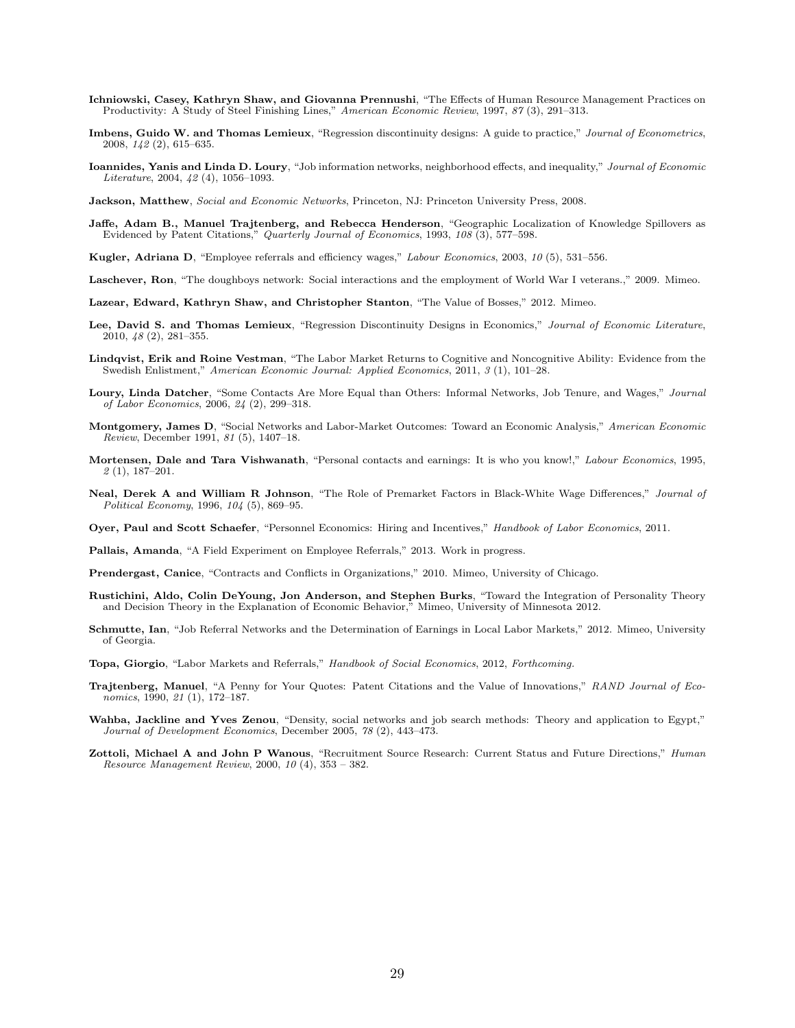**Ichniowski, Casey, Kathryn Shaw, and Giovanna Prennushi**, "The Effects of Human Resource Management Practices on Productivity: A Study of Steel Finishing Lines," *American Economic Review*, 1997, *87* (3), 291–313.

**Imbens, Guido W. and Thomas Lemieux**, "Regression discontinuity designs: A guide to practice," *Journal of Econometrics*, 2008, *142* (2), 615–635.

**Ioannides, Yanis and Linda D. Loury**, "Job information networks, neighborhood effects, and inequality," *Journal of Economic Literature*, 2004, *42* (4), 1056–1093.

**Jackson, Matthew**, *Social and Economic Networks*, Princeton, NJ: Princeton University Press, 2008.

**Jaffe, Adam B., Manuel Trajtenberg, and Rebecca Henderson**, "Geographic Localization of Knowledge Spillovers as Evidenced by Patent Citations," *Quarterly Journal of Economics*, 1993, *108* (3), 577–598.

**Kugler, Adriana D**, "Employee referrals and efficiency wages," *Labour Economics*, 2003, *10* (5), 531–556.

**Laschever, Ron**, "The doughboys network: Social interactions and the employment of World War I veterans.," 2009. Mimeo.

**Lazear, Edward, Kathryn Shaw, and Christopher Stanton**, "The Value of Bosses," 2012. Mimeo.

**Lee, David S. and Thomas Lemieux**, "Regression Discontinuity Designs in Economics," *Journal of Economic Literature*, 2010, *48* (2), 281–355.

**Lindqvist, Erik and Roine Vestman**, "The Labor Market Returns to Cognitive and Noncognitive Ability: Evidence from the Swedish Enlistment," *American Economic Journal: Applied Economics*, 2011, *3* (1), 101–28.

**Loury, Linda Datcher**, "Some Contacts Are More Equal than Others: Informal Networks, Job Tenure, and Wages," *Journal of Labor Economics*, 2006, *24* (2), 299–318.

**Montgomery, James D**, "Social Networks and Labor-Market Outcomes: Toward an Economic Analysis," *American Economic Review*, December 1991, *81* (5), 1407–18.

**Mortensen, Dale and Tara Vishwanath**, "Personal contacts and earnings: It is who you know!," *Labour Economics*, 1995, *2* (1), 187–201.

**Neal, Derek A and William R Johnson**, "The Role of Premarket Factors in Black-White Wage Differences," *Journal of Political Economy*, 1996, *104* (5), 869–95.

**Oyer, Paul and Scott Schaefer**, "Personnel Economics: Hiring and Incentives," *Handbook of Labor Economics*, 2011.

**Pallais, Amanda**, "A Field Experiment on Employee Referrals," 2013. Work in progress.

**Prendergast, Canice**, "Contracts and Conflicts in Organizations," 2010. Mimeo, University of Chicago.

**Rustichini, Aldo, Colin DeYoung, Jon Anderson, and Stephen Burks**, "Toward the Integration of Personality Theory and Decision Theory in the Explanation of Economic Behavior," Mimeo, University of Minnesota 2012.

**Schmutte, Ian**, "Job Referral Networks and the Determination of Earnings in Local Labor Markets," 2012. Mimeo, University of Georgia.

**Topa, Giorgio**, "Labor Markets and Referrals," *Handbook of Social Economics*, 2012, *Forthcoming.*

**Trajtenberg, Manuel**, "A Penny for Your Quotes: Patent Citations and the Value of Innovations," *RAND Journal of Economics*, 1990, *21* (1), 172–187.

**Wahba, Jackline and Yves Zenou**, "Density, social networks and job search methods: Theory and application to Egypt," *Journal of Development Economics*, December 2005, *78* (2), 443–473.

**Zottoli, Michael A and John P Wanous**, "Recruitment Source Research: Current Status and Future Directions," *Human Resource Management Review*, 2000, *10* (4), 353 – 382.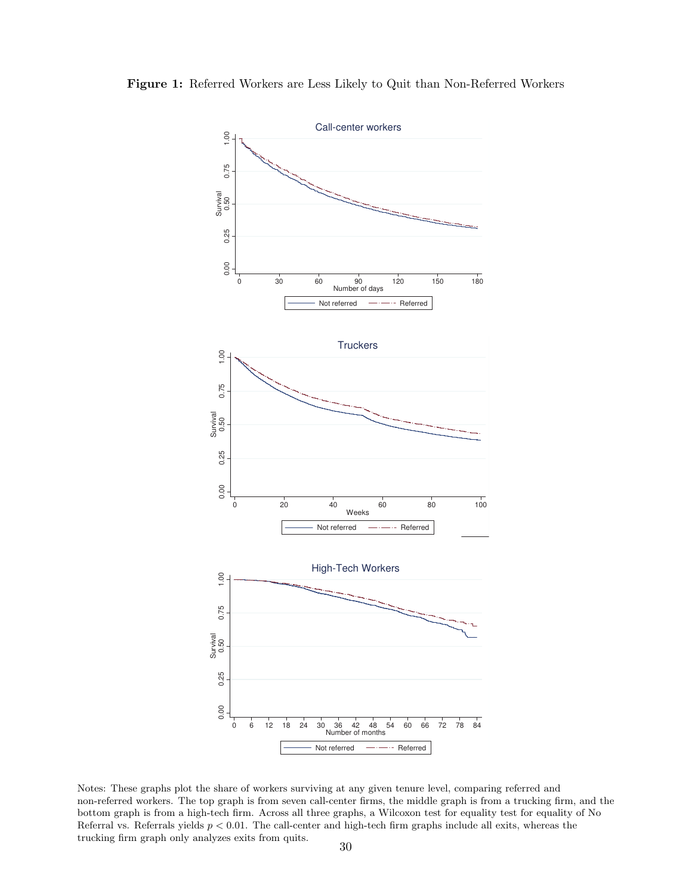**Figure 1:** Referred Workers are Less Likely to Quit than Non-Referred Workers

Notes: These graphs plot the share of workers surviving at any given tenure level, comparing referred and non-referred workers. The top graph is from seven call-center firms, the middle graph is from a trucking firm, and the bottom graph is from a high-tech firm. Across all three graphs, a Wilcoxon test for equality test for equality of No Referral vs. Referrals yields $p < 0.01$. The call-center and high-tech firm graphs include all exits, whereas the trucking firm graph only analyzes exits from quits.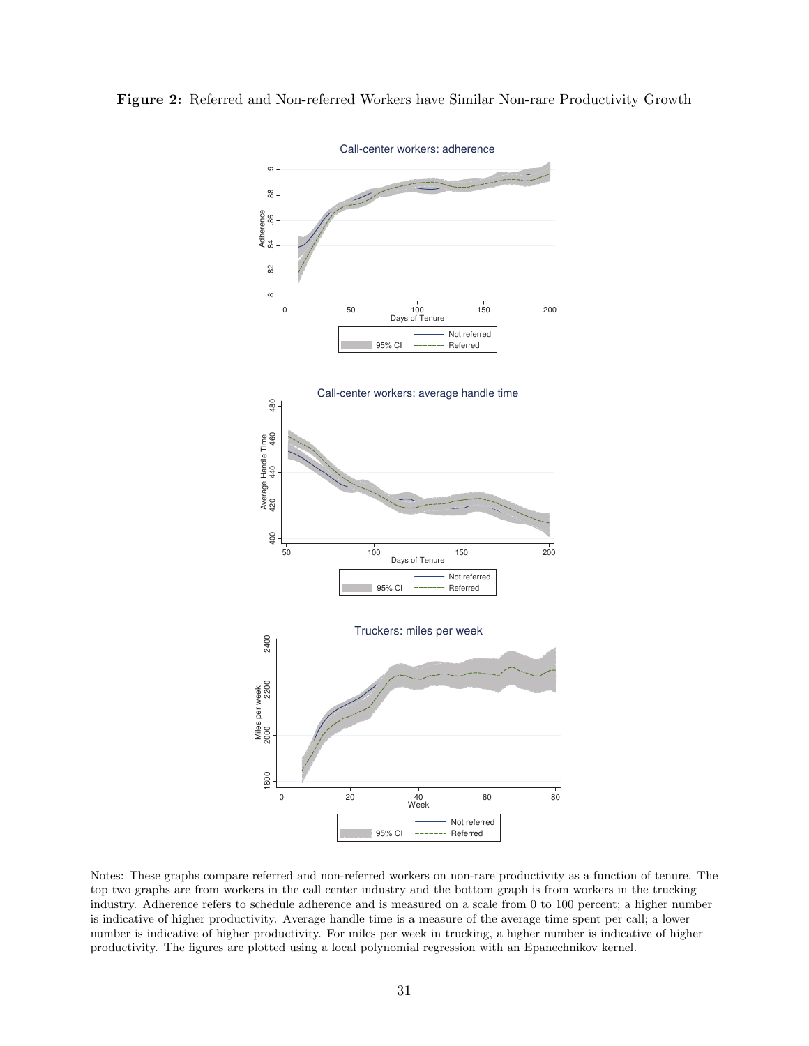**Figure 2:** Referred and Non-referred Workers have Similar Non-rare Productivity Growth

Notes: These graphs compare referred and non-referred workers on non-rare productivity as a function of tenure. The top two graphs are from workers in the call center industry and the bottom graph is from workers in the trucking industry. Adherence refers to schedule adherence and is measured on a scale from 0 to 100 percent; a higher number is indicative of higher productivity. Average handle time is a measure of the average time spent per call; a lower number is indicative of higher productivity. For miles per week in trucking, a higher number is indicative of higher productivity. The figures are plotted using a local polynomial regression with an Epanechnikov kernel.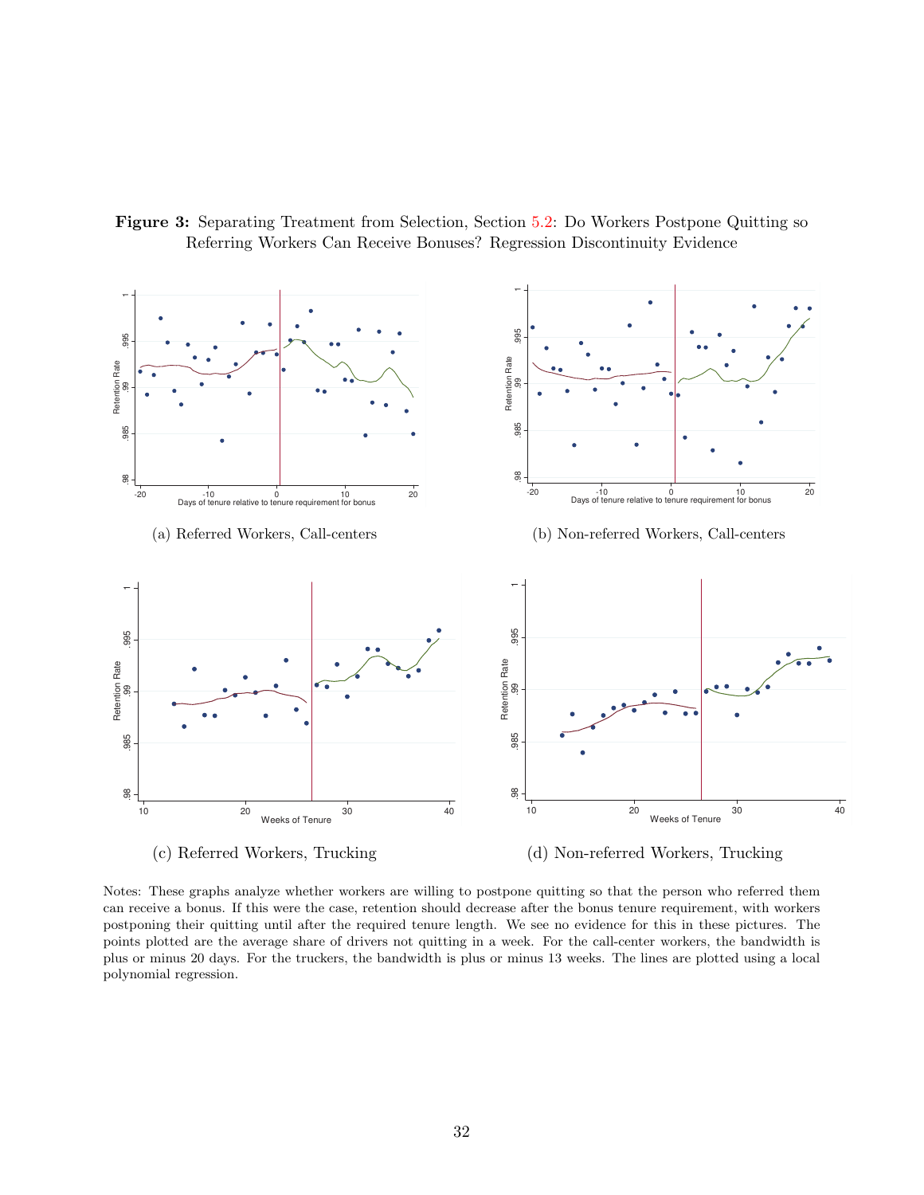**Figure 3:** Separating Treatment from Selection, Section 5.2: Do Workers Postpone Quitting so Referring Workers Can Receive Bonuses? Regression Discontinuity Evidence

(a) Referred Workers, Call-centers

(b) Non-referred Workers, Call-centers

(c) Referred Workers, Trucking

(d) Non-referred Workers, Trucking

Notes: These graphs analyze whether workers are willing to postpone quitting so that the person who referred them can receive a bonus. If this were the case, retention should decrease after the bonus tenure requirement, with workers postponing their quitting until after the required tenure length. We see no evidence for this in these pictures. The points plotted are the average share of drivers not quitting in a week. For the call-center workers, the bandwidth is plus or minus 20 days. For the truckers, the bandwidth is plus or minus 13 weeks. The lines are plotted using a local polynomial regression.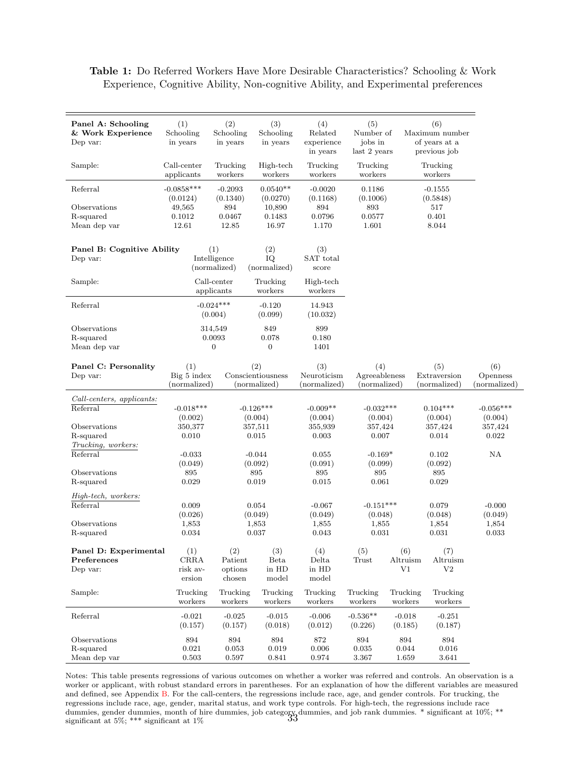**Table 1:** Do Referred Workers Have More Desirable Characteristics? Schooling & Work Experience, Cognitive Ability, Non-cognitive Ability, and Experimental preferences

| **Panel A: Schooling & Work Experience** Dep var: | (1) Schooling in years | (2) Schooling in years | (3) Schooling in years | (4) Related experience in years | (5) Number of jobs in last 2 years | (6) Maximum number of years at a previous job |
|---|---|---|---|---|---|---|
| Sample: | Call-center applicants | Trucking workers | High-tech workers | Trucking workers | Trucking workers | Trucking workers |
| Referral | -0.0858*** | -0.2093 | 0.0540** | -0.0020 | 0.1186 | -0.1555 |
| | (0.0124) | (0.1340) | (0.0270) | (0.1168) | (0.1006) | (0.5848) |
| Observations | 49,565 | 894 | 10,890 | 894 | 893 | 517 |
| R-squared | 0.1012 | 0.0467 | 0.1483 | 0.0796 | 0.0577 | 0.401 |
| Mean dep var | 12.61 | 12.85 | 16.97 | 1.170 | 1.601 | 8.044 |

| **Panel B: Cognitive Ability** Dep var: | (1) Intelligence (normalized) | (2) IQ (normalized) | (3) SAT total score |
|---|---|---|---|
| Sample: | Call-center applicants | Trucking workers | High-tech workers |
| Referral | -0.024*** | -0.120 | 14.943 |
| | (0.004) | (0.099) | (10.032) |
| Observations | 314,549 | 849 | 899 |
| R-squared | 0.0093 | 0.078 | 0.180 |
| Mean dep var | 0 | 0 | 1401 |

| **Panel C: Personality** Dep var: | (1) Big 5 index (normalized) | (2) Conscientiousness (normalized) | (3) Neuroticism (normalized) | (4) Agreeableness (normalized) | (5) Extraversion (normalized) | (6) Openness (normalized) |
|---|---|---|---|---|---|---|
| *Call-centers, applicants:* | | | | | | |
| Referral | -0.018*** | -0.126*** | -0.009** | -0.032*** | 0.104*** | -0.056*** |
| | (0.002) | (0.004) | (0.004) | (0.004) | (0.004) | (0.004) |
| Observations | 350,377 | 357,511 | 355,939 | 357,424 | 357,424 | 357,424 |
| R-squared | 0.010 | 0.015 | 0.003 | 0.007 | 0.014 | 0.022 |
| *Trucking, workers:* | | | | | | |
| Referral | -0.033 | -0.044 | 0.055 | -0.169* | 0.102 | NA |
| | (0.049) | (0.092) | (0.091) | (0.099) | (0.092) | |
| Observations | 895 | 895 | 895 | 895 | 895 | |
| R-squared | 0.029 | 0.019 | 0.015 | 0.061 | 0.029 | |
| *High-tech, workers:* | | | | | | |
| Referral | 0.009 | 0.054 | -0.067 | -0.151*** | 0.079 | -0.000 |
| | (0.026) | (0.049) | (0.049) | (0.048) | (0.048) | (0.049) |
| Observations | 1,853 | 1,853 | 1,855 | 1,855 | 1,854 | 1,854 |
| R-squared | 0.034 | 0.037 | 0.043 | 0.031 | 0.031 | 0.033 |

| **Panel D: Experimental Preferences** Dep var: | (1) CRRA risk aversion | (2) Patient options chosen | (3) Beta in HD model | (4) Delta in HD model | (5) Trust | (6) Altruism V1 | (7) Altruism V2 |
|---|---|---|---|---|---|---|---|
| Sample: | Trucking workers | Trucking workers | Trucking workers | Trucking workers | Trucking workers | Trucking workers | Trucking workers |
| Referral | -0.021 | -0.025 | -0.015 | -0.006 | -0.536** | -0.018 | -0.251 |
| | (0.157) | (0.157) | (0.018) | (0.012) | (0.226) | (0.185) | (0.187) |
| Observations | 894 | 894 | 894 | 872 | 894 | 894 | 894 |
| R-squared | 0.021 | 0.053 | 0.019 | 0.006 | 0.035 | 0.044 | 0.016 |
| Mean dep var | 0.503 | 0.597 | 0.841 | 0.974 | 3.367 | 1.659 | 3.641 |

Notes: This table presents regressions of various outcomes on whether a worker was referred and controls. An observation is a worker or applicant, with robust standard errors in parentheses. For an explanation of how the different variables are measured and defined, see Appendix B. For the call-centers, the regressions include race, age, and gender controls. For trucking, the regressions include race, age, gender, marital status, and work type controls. For high-tech, the regressions include race dummies, gender dummies, month of hire dummies, job category dummies, and job rank dummies. * significant at 10%; ** significant at 5%; *** significant at 1%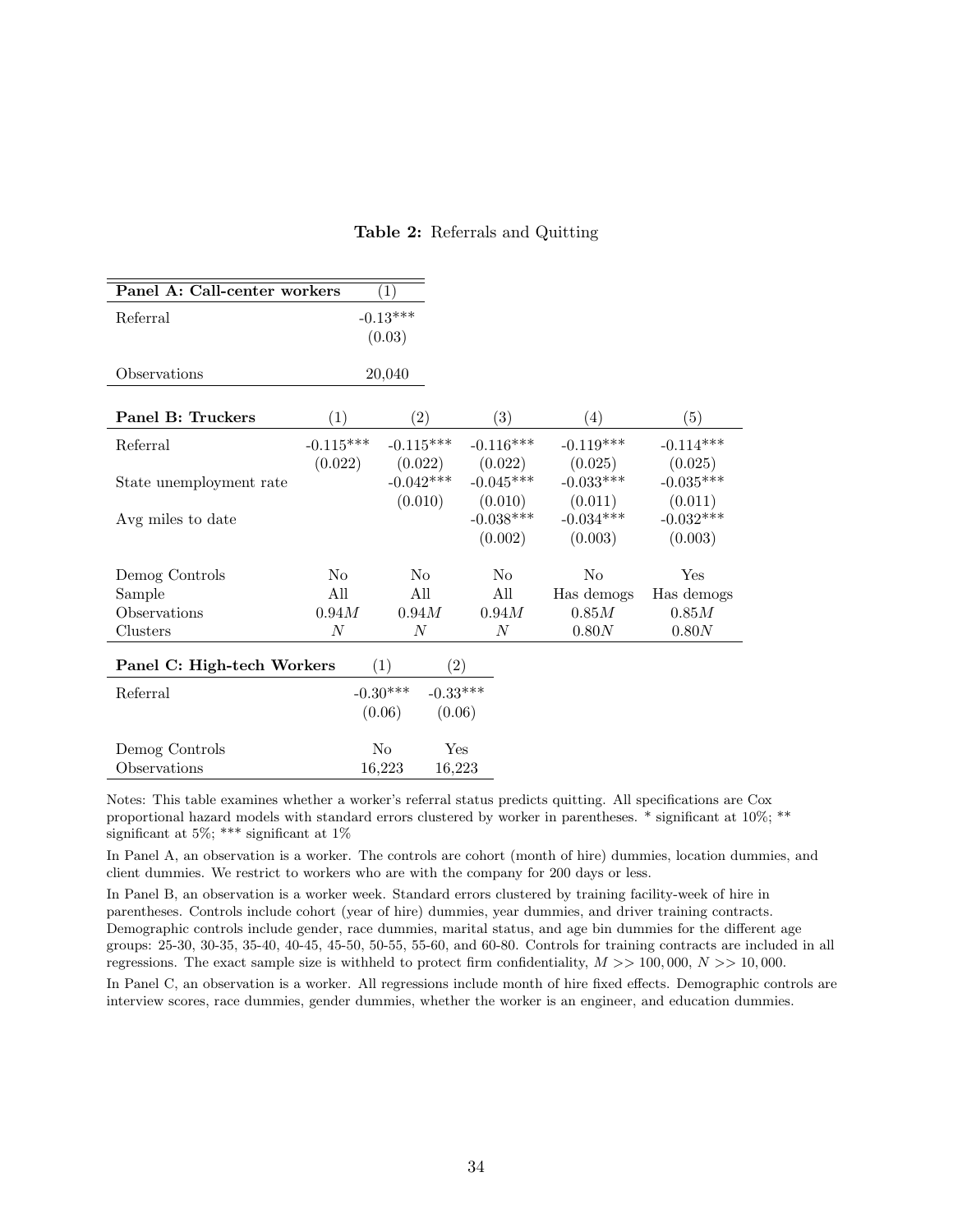**Table 2:** Referrals and Quitting

| **Panel A: Call-center workers** | (1) |
|---|---|
| Referral | -0.13*** |
| | (0.03) |
| Observations | 20,040 |

| **Panel B: Truckers** | (1) | (2) | (3) | (4) | (5) |
|---|---|---|---|---|---|
| Referral | -0.115*** | -0.115*** | -0.116*** | -0.119*** | -0.114*** |
| | (0.022) | (0.022) | (0.022) | (0.025) | (0.025) |
| State unemployment rate | | -0.042*** | -0.045*** | -0.033*** | -0.035*** |
| | | (0.010) | (0.010) | (0.011) | (0.011) |
| Avg miles to date | | | -0.038*** | -0.034*** | -0.032*** |
| | | | (0.002) | (0.003) | (0.003) |
| Demog Controls | No | No | No | No | Yes |
| Sample | All | All | All | Has demogs | Has demogs |
| Observations | $0.94M$ | $0.94M$ | $0.94M$ | $0.85M$ | $0.85M$ |
| Clusters | $N$ | $N$ | $N$ | $0.80N$ | $0.80N$ |

| **Panel C: High-tech Workers** | (1) | (2) |
|---|---|---|
| Referral | -0.30*** | -0.33*** |
| | (0.06) | (0.06) |
| Demog Controls | No | Yes |
| Observations | 16,223 | 16,223 |

Notes: This table examines whether a worker's referral status predicts quitting. All specifications are Cox proportional hazard models with standard errors clustered by worker in parentheses. * significant at 10%; ** significant at 5%; *** significant at 1%

In Panel A, an observation is a worker. The controls are cohort (month of hire) dummies, location dummies, and client dummies. We restrict to workers who are with the company for 200 days or less.

In Panel B, an observation is a worker week. Standard errors clustered by training facility-week of hire in parentheses. Controls include cohort (year of hire) dummies, year dummies, and driver training contracts. Demographic controls include gender, race dummies, marital status, and age bin dummies for the different age groups: 25-30, 30-35, 35-40, 40-45, 45-50, 50-55, 55-60, and 60-80. Controls for training contracts are included in all regressions. The exact sample size is withheld to protect firm confidentiality, $M >> 100,000$, $N >> 10,000$.

In Panel C, an observation is a worker. All regressions include month of hire fixed effects. Demographic controls are interview scores, race dummies, gender dummies, whether the worker is an engineer, and education dummies.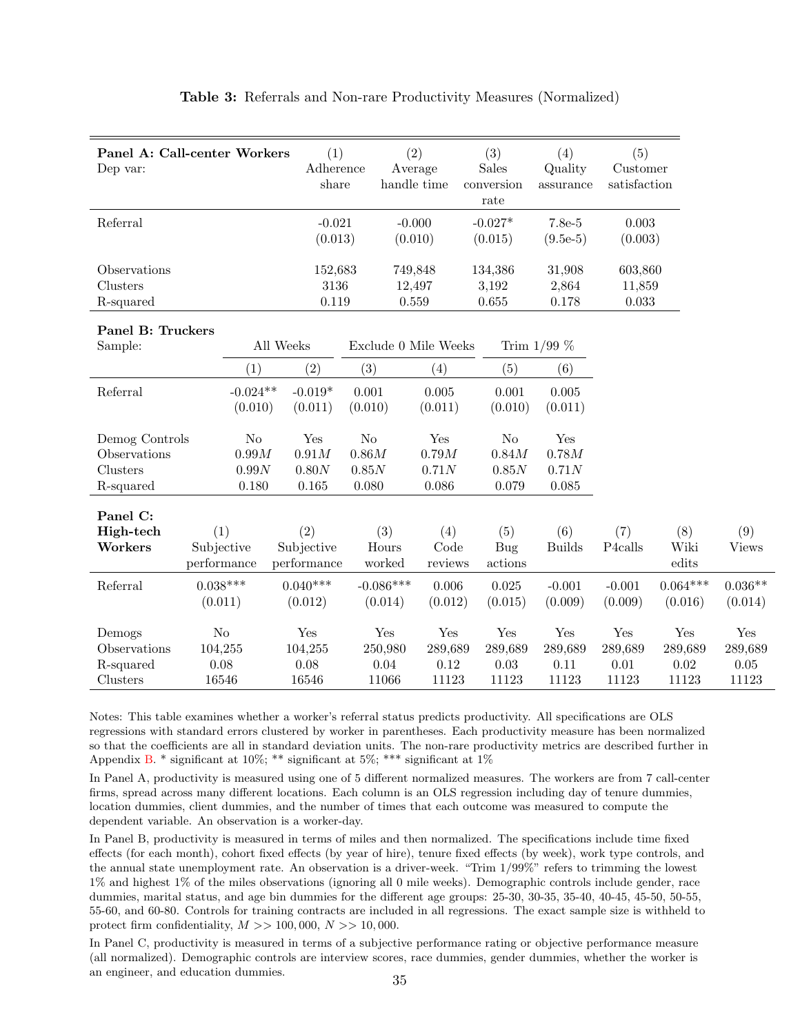**Table 3:** Referrals and Non-rare Productivity Measures (Normalized)

| **Panel A: Call-center Workers** Dep var: | (1) Adherence share | (2) Average handle time | (3) Sales conversion rate | (4) Quality assurance | (5) Customer satisfaction |
|---|---|---|---|---|---|
| Referral | -0.021 | -0.000 | -0.027* | 7.8e-5 | 0.003 |
| | (0.013) | (0.010) | (0.015) | (9.5e-5) | (0.003) |
| Observations | 152,683 | 749,848 | 134,386 | 31,908 | 603,860 |
| Clusters | 3136 | 12,497 | 3,192 | 2,864 | 11,859 |
| R-squared | 0.119 | 0.559 | 0.655 | 0.178 | 0.033 |

| **Panel B: Truckers** Sample: | All Weeks | | Exclude 0 Mile Weeks | | Trim 1/99 % | |
|---|---|---|---|---|---|---|
| | (1) | (2) | (3) | (4) | (5) | (6) |
| Referral | -0.024** | -0.019* | 0.001 | 0.005 | 0.001 | 0.005 |
| | (0.010) | (0.011) | (0.010) | (0.011) | (0.010) | (0.011) |
| Demog Controls | No | Yes | No | Yes | No | Yes |
| Observations | $0.99M$ | $0.91M$ | $0.86M$ | $0.79M$ | $0.84M$ | $0.78M$ |
| Clusters | $0.99N$ | $0.80N$ | $0.85N$ | $0.71N$ | $0.85N$ | $0.71N$ |
| R-squared | 0.180 | 0.165 | 0.080 | 0.086 | 0.079 | 0.085 |

| **Panel C: High-tech Workers** | (1) Subjective performance | (2) Subjective performance | (3) Hours worked | (4) Code reviews | (5) Bug actions | (6) Builds | (7) P4calls | (8) Wiki edits | (9) Views |
|---|---|---|---|---|---|---|---|---|---|
| Referral | 0.038*** | 0.040*** | -0.086*** | 0.006 | 0.025 | -0.001 | -0.001 | 0.064*** | 0.036** |
| | (0.011) | (0.012) | (0.014) | (0.012) | (0.015) | (0.009) | (0.009) | (0.016) | (0.014) |
| Demogs | No | Yes | Yes | Yes | Yes | Yes | Yes | Yes | Yes |
| Observations | 104,255 | 104,255 | 250,980 | 289,689 | 289,689 | 289,689 | 289,689 | 289,689 | 289,689 |
| R-squared | 0.08 | 0.08 | 0.04 | 0.12 | 0.03 | 0.11 | 0.01 | 0.02 | 0.05 |
| Clusters | 16546 | 16546 | 11066 | 11123 | 11123 | 11123 | 11123 | 11123 | 11123 |

Notes: This table examines whether a worker's referral status predicts productivity. All specifications are OLS regressions with standard errors clustered by worker in parentheses. Each productivity measure has been normalized so that the coefficients are all in standard deviation units. The non-rare productivity metrics are described further in Appendix B. * significant at 10%; ** significant at 5%; *** significant at 1%

In Panel A, productivity is measured using one of 5 different normalized measures. The workers are from 7 call-center firms, spread across many different locations. Each column is an OLS regression including day of tenure dummies, location dummies, client dummies, and the number of times that each outcome was measured to compute the dependent variable. An observation is a worker-day.

In Panel B, productivity is measured in terms of miles and then normalized. The specifications include time fixed effects (for each month), cohort fixed effects (by year of hire), tenure fixed effects (by week), work type controls, and the annual state unemployment rate. An observation is a driver-week. "Trim 1/99%" refers to trimming the lowest 1% and highest 1% of the miles observations (ignoring all 0 mile weeks). Demographic controls include gender, race dummies, marital status, and age bin dummies for the different age groups: 25-30, 30-35, 35-40, 40-45, 45-50, 50-55, 55-60, and 60-80. Controls for training contracts are included in all regressions. The exact sample size is withheld to protect firm confidentiality, $M >> 100,000$, $N >> 10,000$.

In Panel C, productivity is measured in terms of a subjective performance rating or objective performance measure (all normalized). Demographic controls are interview scores, race dummies, gender dummies, whether the worker is an engineer, and education dummies.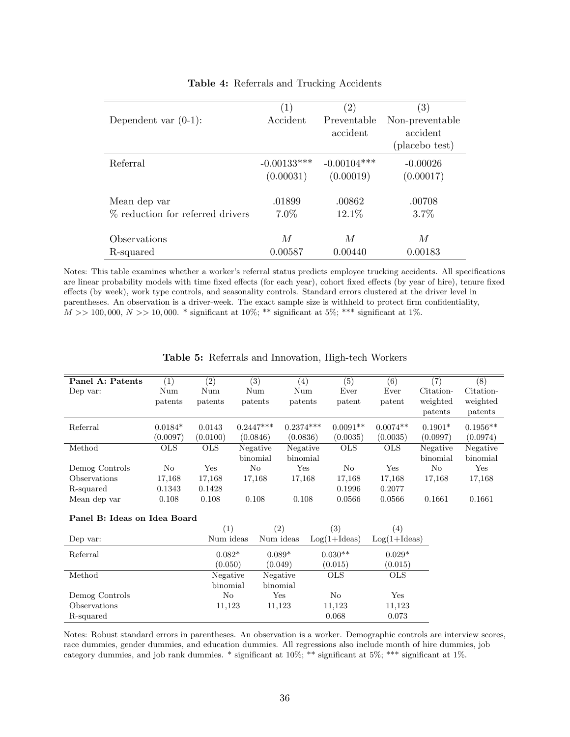**Table 4:** Referrals and Trucking Accidents

| | (1) | (2) | (3) |
|---|---|---|---|
| Dependent var (0-1): | Accident | Preventable accident | Non-preventable accident (placebo test) |
| Referral | -0.00133*** | -0.00104*** | -0.00026 |
| | (0.00031) | (0.00019) | (0.00017) |
| Mean dep var | .01899 | .00862 | .00708 |
| % reduction for referred drivers | 7.0% | 12.1% | 3.7% |
| Observations | $M$ | $M$ | $M$ |
| R-squared | 0.00587 | 0.00440 | 0.00183 |

Notes: This table examines whether a worker's referral status predicts employee trucking accidents. All specifications are linear probability models with time fixed effects (for each year), cohort fixed effects (by year of hire), tenure fixed effects (by week), work type controls, and seasonality controls. Standard errors clustered at the driver level in parentheses. An observation is a driver-week. The exact sample size is withheld to protect firm confidentiality, $M >> 100,000$, $N >> 10,000$. * significant at 10%; ** significant at 5%; *** significant at 1%.

**Table 5:** Referrals and Innovation, High-tech Workers

| **Panel A: Patents** | (1) | (2) | (3) | (4) | (5) | (6) | (7) | (8) |
|---|---|---|---|---|---|---|---|---|
| Dep var: | Num patents | Num patents | Num patents | Num patents | Ever patent | Ever patent | Citation-weighted patents | Citation-weighted patents |
| Referral | 0.0184* | 0.0143 | 0.2447*** | 0.2374*** | 0.0091** | 0.0074** | 0.1901* | 0.1956** |
| | (0.0097) | (0.0100) | (0.0846) | (0.0836) | (0.0035) | (0.0035) | (0.0997) | (0.0974) |
| Method | OLS | OLS | Negative binomial | Negative binomial | OLS | OLS | Negative binomial | Negative binomial |
| Demog Controls | No | Yes | No | Yes | No | Yes | No | Yes |
| Observations | 17,168 | 17,168 | 17,168 | 17,168 | 17,168 | 17,168 | 17,168 | 17,168 |
| R-squared | 0.1343 | 0.1428 | | | 0.1996 | 0.2077 | | |
| Mean dep var | 0.108 | 0.108 | 0.108 | 0.108 | 0.0566 | 0.0566 | 0.1661 | 0.1661 |

**Panel B: Ideas on Idea Board**

| | (1) | (2) | (3) | (4) |
|---|---|---|---|---|
| Dep var: | Num ideas | Num ideas | Log(1+Ideas) | Log(1+Ideas) |
| Referral | 0.082* | 0.089* | 0.030** | 0.029* |
| | (0.050) | (0.049) | (0.015) | (0.015) |
| Method | Negative binomial | Negative binomial | OLS | OLS |
| Demog Controls | No | Yes | No | Yes |
| Observations | 11,123 | 11,123 | 11,123 | 11,123 |
| R-squared | | | 0.068 | 0.073 |

Notes: Robust standard errors in parentheses. An observation is a worker. Demographic controls are interview scores, race dummies, gender dummies, and education dummies. All regressions also include month of hire dummies, job category dummies, and job rank dummies. * significant at 10%; ** significant at 5%; *** significant at 1%.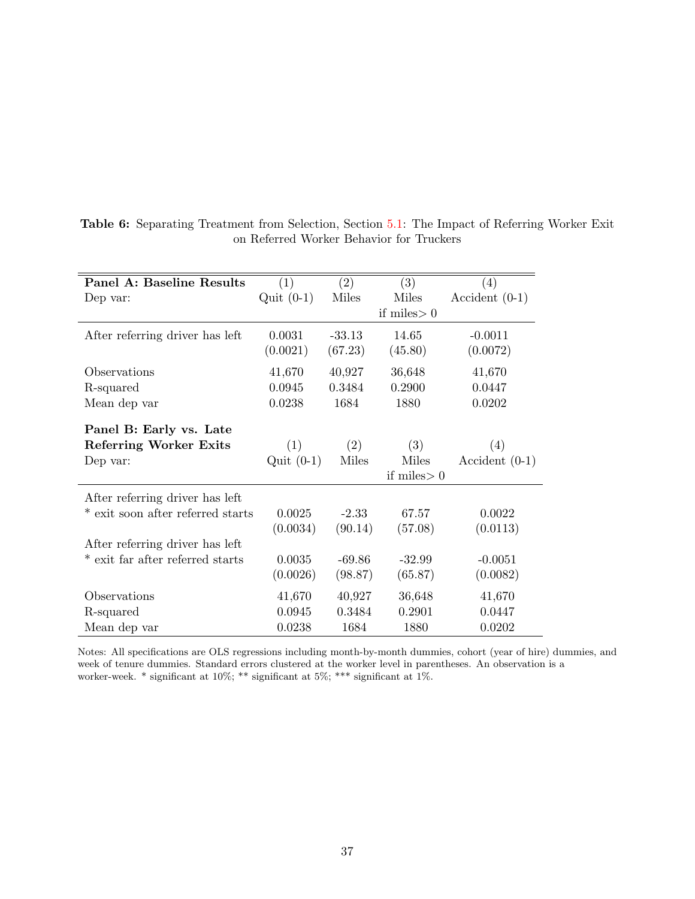**Table 6:** Separating Treatment from Selection, Section 5.1: The Impact of Referring Worker Exit on Referred Worker Behavior for Truckers

| **Panel A: Baseline Results** | (1) | (2) | (3) | (4) |
|---|---|---|---|---|
| Dep var: | Quit (0-1) | Miles | Miles if miles> 0 | Accident (0-1) |
| After referring driver has left | 0.0031 | -33.13 | 14.65 | -0.0011 |
| | (0.0021) | (67.23) | (45.80) | (0.0072) |
| Observations | 41,670 | 40,927 | 36,648 | 41,670 |
| R-squared | 0.0945 | 0.3484 | 0.2900 | 0.0447 |
| Mean dep var | 0.0238 | 1684 | 1880 | 0.0202 |

| **Panel B: Early vs. Late Referring Worker Exits** | (1) | (2) | (3) | (4) |
|---|---|---|---|---|
| Dep var: | Quit (0-1) | Miles | Miles if miles> 0 | Accident (0-1) |
| After referring driver has left * exit soon after referred starts | 0.0025 | -2.33 | 67.57 | 0.0022 |
| | (0.0034) | (90.14) | (57.08) | (0.0113) |
| After referring driver has left * exit far after referred starts | 0.0035 | -69.86 | -32.99 | -0.0051 |
| | (0.0026) | (98.87) | (65.87) | (0.0082) |
| Observations | 41,670 | 40,927 | 36,648 | 41,670 |
| R-squared | 0.0945 | 0.3484 | 0.2901 | 0.0447 |
| Mean dep var | 0.0238 | 1684 | 1880 | 0.0202 |

Notes: All specifications are OLS regressions including month-by-month dummies, cohort (year of hire) dummies, and week of tenure dummies. Standard errors clustered at the worker level in parentheses. An observation is a worker-week. * significant at 10%; ** significant at 5%; *** significant at 1%.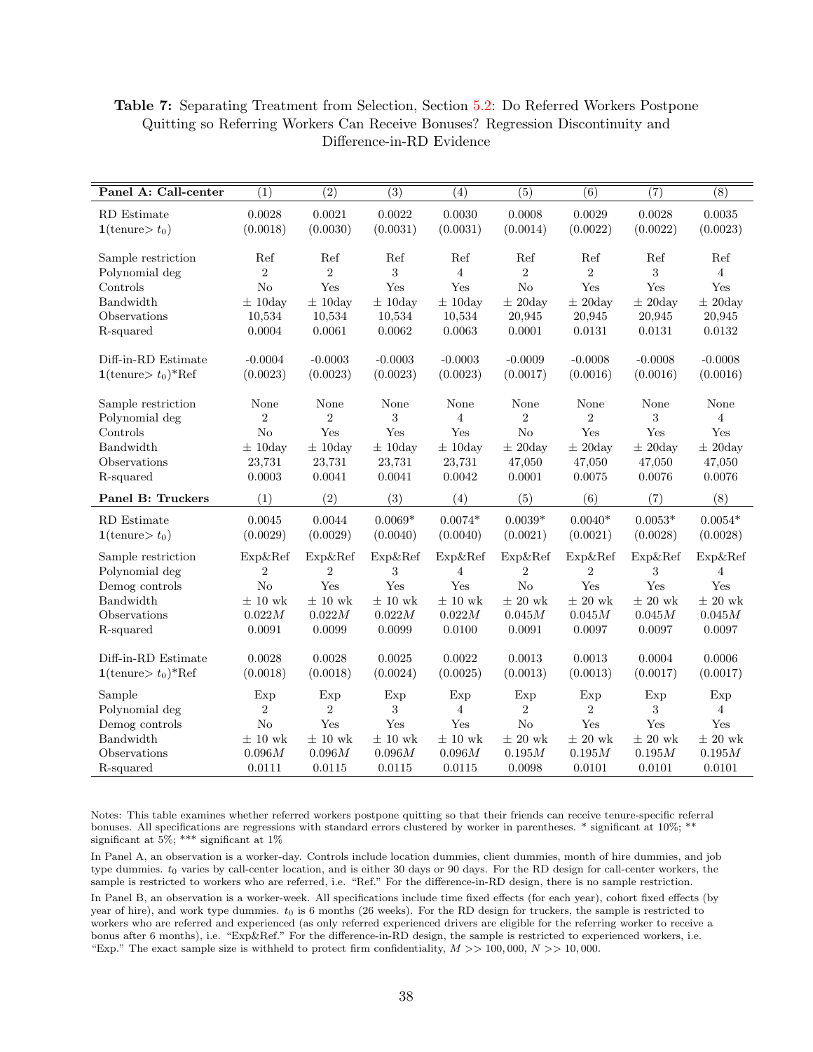**Table 7:** Separating Treatment from Selection, Section 5.2: Do Referred Workers Postpone Quitting so Referring Workers Can Receive Bonuses? Regression Discontinuity and Difference-in-RD Evidence

| **Panel A: Call-center** | (1) | (2) | (3) | (4) | (5) | (6) | (7) | (8) |
|---|---|---|---|---|---|---|---|---|
| RD Estimate | 0.0028 | 0.0021 | 0.0022 | 0.0030 | 0.0008 | 0.0029 | 0.0028 | 0.0035 |
| $\mathbf{1}(\text{tenure} > t_0)$ | (0.0018) | (0.0030) | (0.0031) | (0.0031) | (0.0014) | (0.0022) | (0.0022) | (0.0023) |
| Sample restriction | Ref | Ref | Ref | Ref | Ref | Ref | Ref | Ref |
| Polynomial deg | 2 | 2 | 3 | 4 | 2 | 2 | 3 | 4 |
| Controls | No | Yes | Yes | Yes | No | Yes | Yes | Yes |
| Bandwidth | ± 10day | ± 10day | ± 10day | ± 10day | ± 20day | ± 20day | ± 20day | ± 20day |
| Observations | 10,534 | 10,534 | 10,534 | 10,534 | 20,945 | 20,945 | 20,945 | 20,945 |
| R-squared | 0.0004 | 0.0061 | 0.0062 | 0.0063 | 0.0001 | 0.0131 | 0.0131 | 0.0132 |
| Diff-in-RD Estimate | -0.0004 | -0.0003 | -0.0003 | -0.0003 | -0.0009 | -0.0008 | -0.0008 | -0.0008 |
| $\mathbf{1}(\text{tenure} > t_0)$*Ref | (0.0023) | (0.0023) | (0.0023) | (0.0023) | (0.0017) | (0.0016) | (0.0016) | (0.0016) |
| Sample restriction | None | None | None | None | None | None | None | None |
| Polynomial deg | 2 | 2 | 3 | 4 | 2 | 2 | 3 | 4 |
| Controls | No | Yes | Yes | Yes | No | Yes | Yes | Yes |
| Bandwidth | ± 10day | ± 10day | ± 10day | ± 10day | ± 20day | ± 20day | ± 20day | ± 20day |
| Observations | 23,731 | 23,731 | 23,731 | 23,731 | 47,050 | 47,050 | 47,050 | 47,050 |
| R-squared | 0.0003 | 0.0041 | 0.0041 | 0.0042 | 0.0001 | 0.0075 | 0.0076 | 0.0076 |
| **Panel B: Truckers** | (1) | (2) | (3) | (4) | (5) | (6) | (7) | (8) |
| RD Estimate | 0.0045 | 0.0044 | 0.0069* | 0.0074* | 0.0039* | 0.0040* | 0.0053* | 0.0054* |
| $\mathbf{1}(\text{tenure} > t_0)$ | (0.0029) | (0.0029) | (0.0040) | (0.0040) | (0.0021) | (0.0021) | (0.0028) | (0.0028) |
| Sample restriction | Exp&Ref | Exp&Ref | Exp&Ref | Exp&Ref | Exp&Ref | Exp&Ref | Exp&Ref | Exp&Ref |
| Polynomial deg | 2 | 2 | 3 | 4 | 2 | 2 | 3 | 4 |
| Demog controls | No | Yes | Yes | Yes | No | Yes | Yes | Yes |
| Bandwidth | ± 10 wk | ± 10 wk | ± 10 wk | ± 10 wk | ± 20 wk | ± 20 wk | ± 20 wk | ± 20 wk |
| Observations | $0.022M$ | $0.022M$ | $0.022M$ | $0.022M$ | $0.045M$ | $0.045M$ | $0.045M$ | $0.045M$ |
| R-squared | 0.0091 | 0.0099 | 0.0099 | 0.0100 | 0.0091 | 0.0097 | 0.0097 | 0.0097 |
| Diff-in-RD Estimate | 0.0028 | 0.0028 | 0.0025 | 0.0022 | 0.0013 | 0.0013 | 0.0004 | 0.0006 |
| $\mathbf{1}(\text{tenure} > t_0)$*Ref | (0.0018) | (0.0018) | (0.0024) | (0.0025) | (0.0013) | (0.0013) | (0.0017) | (0.0017) |
| Sample | Exp | Exp | Exp | Exp | Exp | Exp | Exp | Exp |
| Polynomial deg | 2 | 2 | 3 | 4 | 2 | 2 | 3 | 4 |
| Demog controls | No | Yes | Yes | Yes | No | Yes | Yes | Yes |
| Bandwidth | ± 10 wk | ± 10 wk | ± 10 wk | ± 10 wk | ± 20 wk | ± 20 wk | ± 20 wk | ± 20 wk |
| Observations | $0.096M$ | $0.096M$ | $0.096M$ | $0.096M$ | $0.195M$ | $0.195M$ | $0.195M$ | $0.195M$ |
| R-squared | 0.0111 | 0.0115 | 0.0115 | 0.0115 | 0.0098 | 0.0101 | 0.0101 | 0.0101 |

Notes: This table examines whether referred workers postpone quitting so that their friends can receive tenure-specific referral bonuses. All specifications are regressions with standard errors clustered by worker in parentheses. * significant at 10%; ** significant at 5%; *** significant at 1%

In Panel A, an observation is a worker-day. Controls include location dummies, client dummies, month of hire dummies, and job type dummies. $t_0$ varies by call-center location, and is either 30 days or 90 days. For the RD design for call-center workers, the sample is restricted to workers who are referred, i.e. "Ref." For the difference-in-RD design, there is no sample restriction.

In Panel B, an observation is a worker-week. All specifications include time fixed effects (for each year), cohort fixed effects (by year of hire), and work type dummies. $t_0$ is 6 months (26 weeks). For the RD design for truckers, the sample is restricted to workers who are referred and experienced (as only referred experienced drivers are eligible for the referring worker to receive a bonus after 6 months), i.e. "Exp&Ref." For the difference-in-RD design, the sample is restricted to experienced workers, i.e. "Exp." The exact sample size is withheld to protect firm confidentiality, $M >> 100,000$, $N >> 10,000$.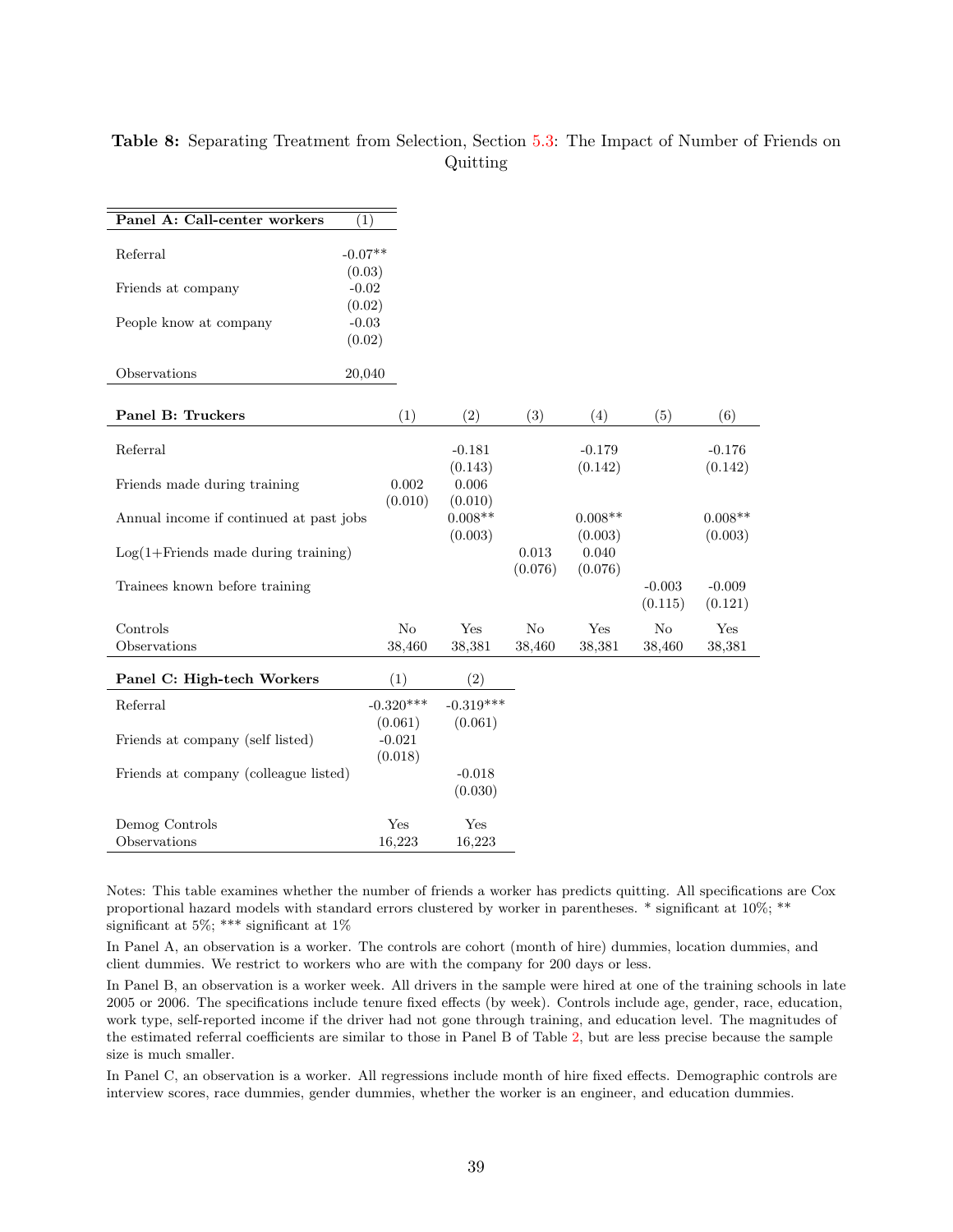**Table 8:** Separating Treatment from Selection, Section 5.3: The Impact of Number of Friends on Quitting

| **Panel A: Call-center workers** | (1) |
|---|---|
| Referral | -0.07** |
| | (0.03) |
| Friends at company | -0.02 |
| | (0.02) |
| People know at company | -0.03 |
| | (0.02) |
| Observations | 20,040 |

| **Panel B: Truckers** | (1) | (2) | (3) | (4) | (5) | (6) |
|---|---|---|---|---|---|---|
| Referral | | -0.181 | | -0.179 | | -0.176 |
| | | (0.143) | | (0.142) | | (0.142) |
| Friends made during training | 0.002 | 0.006 | | | | |
| | (0.010) | (0.010) | | | | |
| Annual income if continued at past jobs | | 0.008** | | 0.008** | | 0.008** |
| | | (0.003) | | (0.003) | | (0.003) |
| Log(1+Friends made during training) | | | 0.013 | 0.040 | | |
| | | | (0.076) | (0.076) | | |
| Trainees known before training | | | | | -0.003 | -0.009 |
| | | | | | (0.115) | (0.121) |
| Controls | No | Yes | No | Yes | No | Yes |
| Observations | 38,460 | 38,381 | 38,460 | 38,381 | 38,460 | 38,381 |

| **Panel C: High-tech Workers** | (1) | (2) |
|---|---|---|
| Referral | -0.320*** | -0.319*** |
| | (0.061) | (0.061) |
| Friends at company (self listed) | -0.021 | |
| | (0.018) | |
| Friends at company (colleague listed) | | -0.018 |
| | | (0.030) |
| Demog Controls | Yes | Yes |
| Observations | 16,223 | 16,223 |

Notes: This table examines whether the number of friends a worker has predicts quitting. All specifications are Cox proportional hazard models with standard errors clustered by worker in parentheses. * significant at 10%; ** significant at 5%; *** significant at 1%

In Panel A, an observation is a worker. The controls are cohort (month of hire) dummies, location dummies, and client dummies. We restrict to workers who are with the company for 200 days or less.

In Panel B, an observation is a worker week. All drivers in the sample were hired at one of the training schools in late 2005 or 2006. The specifications include tenure fixed effects (by week). Controls include age, gender, race, education, work type, self-reported income if the driver had not gone through training, and education level. The magnitudes of the estimated referral coefficients are similar to those in Panel B of Table 2, but are less precise because the sample size is much smaller.

In Panel C, an observation is a worker. All regressions include month of hire fixed effects. Demographic controls are interview scores, race dummies, gender dummies, whether the worker is an engineer, and education dummies.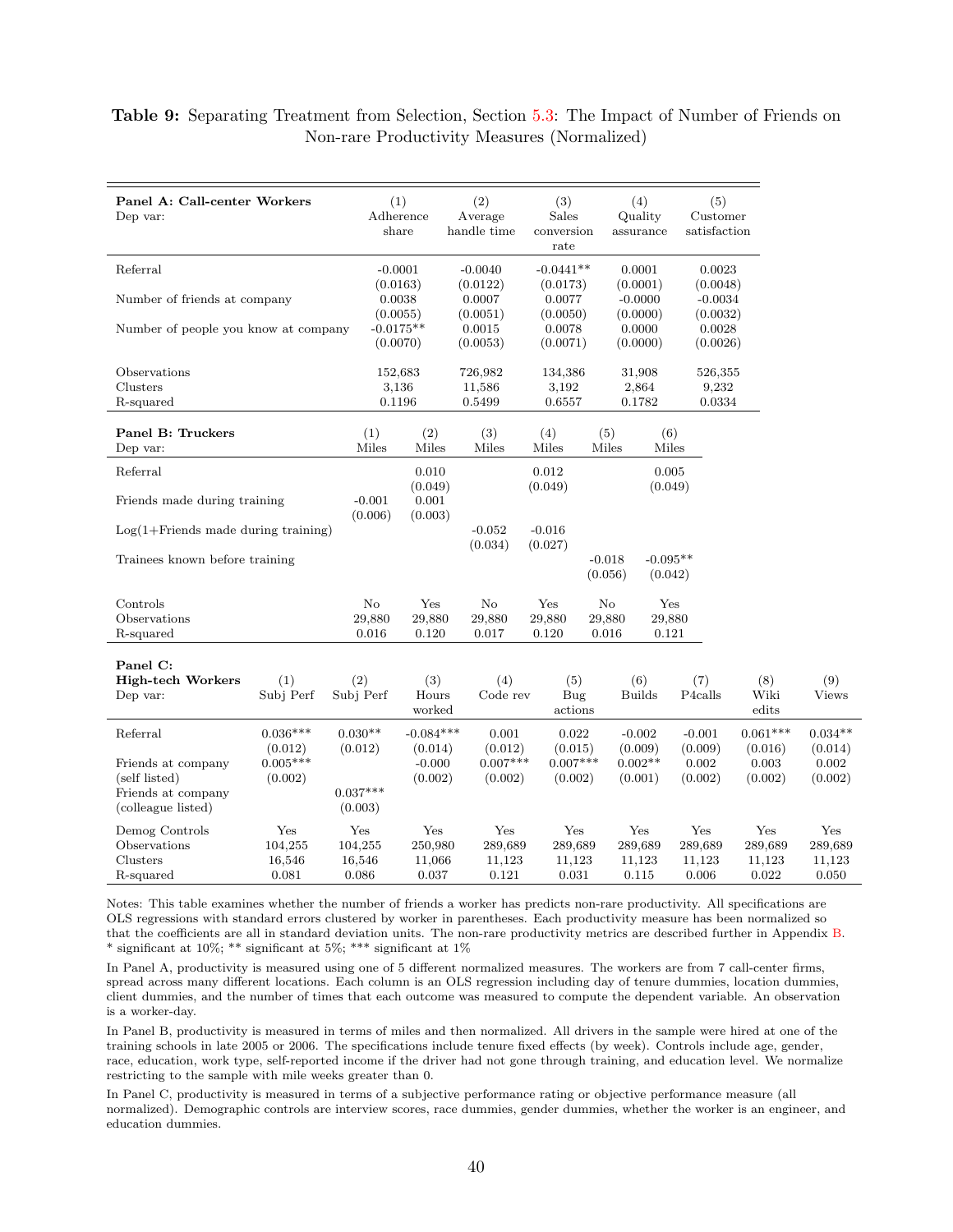**Table 9:** Separating Treatment from Selection, Section 5.3: The Impact of Number of Friends on Non-rare Productivity Measures (Normalized)

| **Panel A: Call-center Workers** Dep var: | (1) Adherence share | (2) Average handle time | (3) Sales conversion rate | (4) Quality assurance | (5) Customer satisfaction |
|---|---|---|---|---|---|
| Referral | -0.0001 | -0.0040 | -0.0441** | 0.0001 | 0.0023 |
| | (0.0163) | (0.0122) | (0.0173) | (0.0001) | (0.0048) |
| Number of friends at company | 0.0038 | 0.0007 | 0.0077 | -0.0000 | -0.0034 |
| | (0.0055) | (0.0051) | (0.0050) | (0.0000) | (0.0032) |
| Number of people you know at company | -0.0175** | 0.0015 | 0.0078 | 0.0000 | 0.0028 |
| | (0.0070) | (0.0053) | (0.0071) | (0.0000) | (0.0026) |
| Observations | 152,683 | 726,982 | 134,386 | 31,908 | 526,355 |
| Clusters | 3,136 | 11,586 | 3,192 | 2,864 | 9,232 |
| R-squared | 0.1196 | 0.5499 | 0.6557 | 0.1782 | 0.0334 |

| **Panel B: Truckers** Dep var: | (1) Miles | (2) Miles | (3) Miles | (4) Miles | (5) Miles | (6) Miles |
|---|---|---|---|---|---|---|
| Referral | | 0.010 | | 0.012 | | 0.005 |
| | | (0.049) | | (0.049) | | (0.049) |
| Friends made during training | -0.001 | 0.001 | | | | |
| | (0.006) | (0.003) | | | | |
| Log(1+Friends made during training) | | | -0.052 | -0.016 | | |
| | | | (0.034) | (0.027) | | |
| Trainees known before training | | | | | -0.018 | -0.095** |
| | | | | | (0.056) | (0.042) |
| Controls | No | Yes | No | Yes | No | Yes |
| Observations | 29,880 | 29,880 | 29,880 | 29,880 | 29,880 | 29,880 |
| R-squared | 0.016 | 0.120 | 0.017 | 0.120 | 0.016 | 0.121 |

| **Panel C: High-tech Workers** Dep var: | (1) Subj Perf | (2) Subj Perf | (3) Hours worked | (4) Code rev | (5) Bug actions | (6) Builds | (7) P4calls | (8) Wiki edits | (9) Views |
|---|---|---|---|---|---|---|---|---|---|
| Referral | 0.036*** | 0.030** | -0.084*** | 0.001 | 0.022 | -0.002 | -0.001 | 0.061*** | 0.034** |
| | (0.012) | (0.012) | (0.014) | (0.012) | (0.015) | (0.009) | (0.009) | (0.016) | (0.014) |
| Friends at company (self listed) | 0.005*** | | -0.000 | 0.007*** | 0.007*** | 0.002** | 0.002 | 0.003 | 0.002 |
| | (0.002) | | (0.002) | (0.002) | (0.002) | (0.001) | (0.002) | (0.002) | (0.002) |
| Friends at company (colleague listed) | | 0.037*** | | | | | | | |
| | | (0.003) | | | | | | | |
| Demog Controls | Yes | Yes | Yes | Yes | Yes | Yes | Yes | Yes | Yes |
| Observations | 104,255 | 104,255 | 250,980 | 289,689 | 289,689 | 289,689 | 289,689 | 289,689 | 289,689 |
| Clusters | 16,546 | 16,546 | 11,066 | 11,123 | 11,123 | 11,123 | 11,123 | 11,123 | 11,123 |
| R-squared | 0.081 | 0.086 | 0.037 | 0.121 | 0.031 | 0.115 | 0.006 | 0.022 | 0.050 |

Notes: This table examines whether the number of friends a worker has predicts non-rare productivity. All specifications are OLS regressions with standard errors clustered by worker in parentheses. Each productivity measure has been normalized so that the coefficients are all in standard deviation units. The non-rare productivity metrics are described further in Appendix B. * significant at 10%; ** significant at 5%; *** significant at 1%

In Panel A, productivity is measured using one of 5 different normalized measures. The workers are from 7 call-center firms, spread across many different locations. Each column is an OLS regression including day of tenure dummies, location dummies, client dummies, and the number of times that each outcome was measured to compute the dependent variable. An observation is a worker-day.

In Panel B, productivity is measured in terms of miles and then normalized. All drivers in the sample were hired at one of the training schools in late 2005 or 2006. The specifications include tenure fixed effects (by week). Controls include age, gender, race, education, work type, self-reported income if the driver had not gone through training, and education level. We normalize restricting to the sample with mile weeks greater than 0.

In Panel C, productivity is measured in terms of a subjective performance rating or objective performance measure (all normalized). Demographic controls are interview scores, race dummies, gender dummies, whether the worker is an engineer, and education dummies.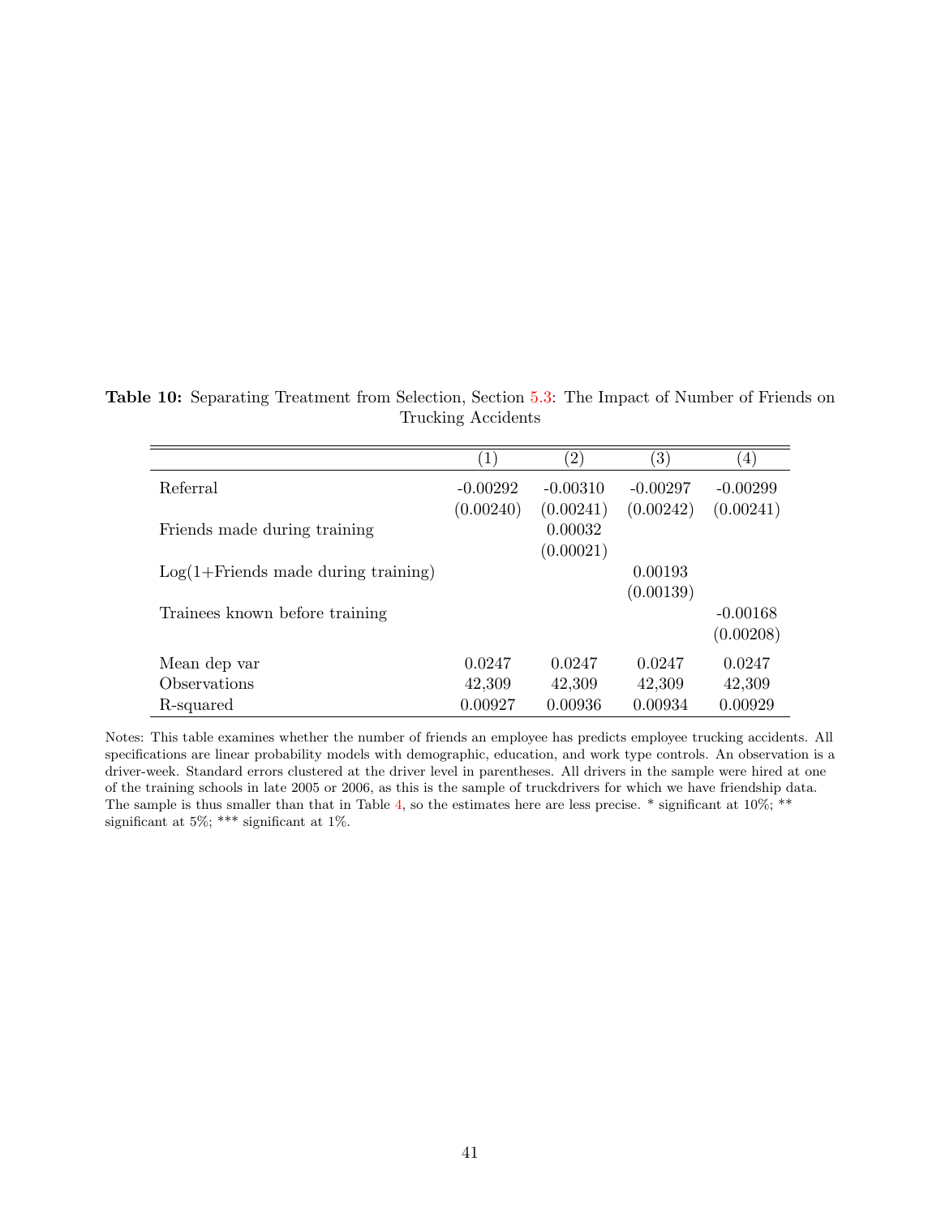**Table 10:** Separating Treatment from Selection, Section 5.3: The Impact of Number of Friends on Trucking Accidents

| | (1) | (2) | (3) | (4) |
|---|---|---|---|---|
| Referral | -0.00292 | -0.00310 | -0.00297 | -0.00299 |
| | (0.00240) | (0.00241) | (0.00242) | (0.00241) |
| Friends made during training | | 0.00032 | | |
| | | (0.00021) | | |
| Log(1+Friends made during training) | | | 0.00193 | |
| | | | (0.00139) | |
| Trainees known before training | | | | -0.00168 |
| | | | | (0.00208) |
| Mean dep var | 0.0247 | 0.0247 | 0.0247 | 0.0247 |
| Observations | 42,309 | 42,309 | 42,309 | 42,309 |
| R-squared | 0.00927 | 0.00936 | 0.00934 | 0.00929 |

Notes: This table examines whether the number of friends an employee has predicts employee trucking accidents. All specifications are linear probability models with demographic, education, and work type controls. An observation is a driver-week. Standard errors clustered at the driver level in parentheses. All drivers in the sample were hired at one of the training schools in late 2005 or 2006, as this is the sample of truckdrivers for which we have friendship data. The sample is thus smaller than that in Table 4, so the estimates here are less precise. * significant at 10%; ** significant at 5%; *** significant at 1%.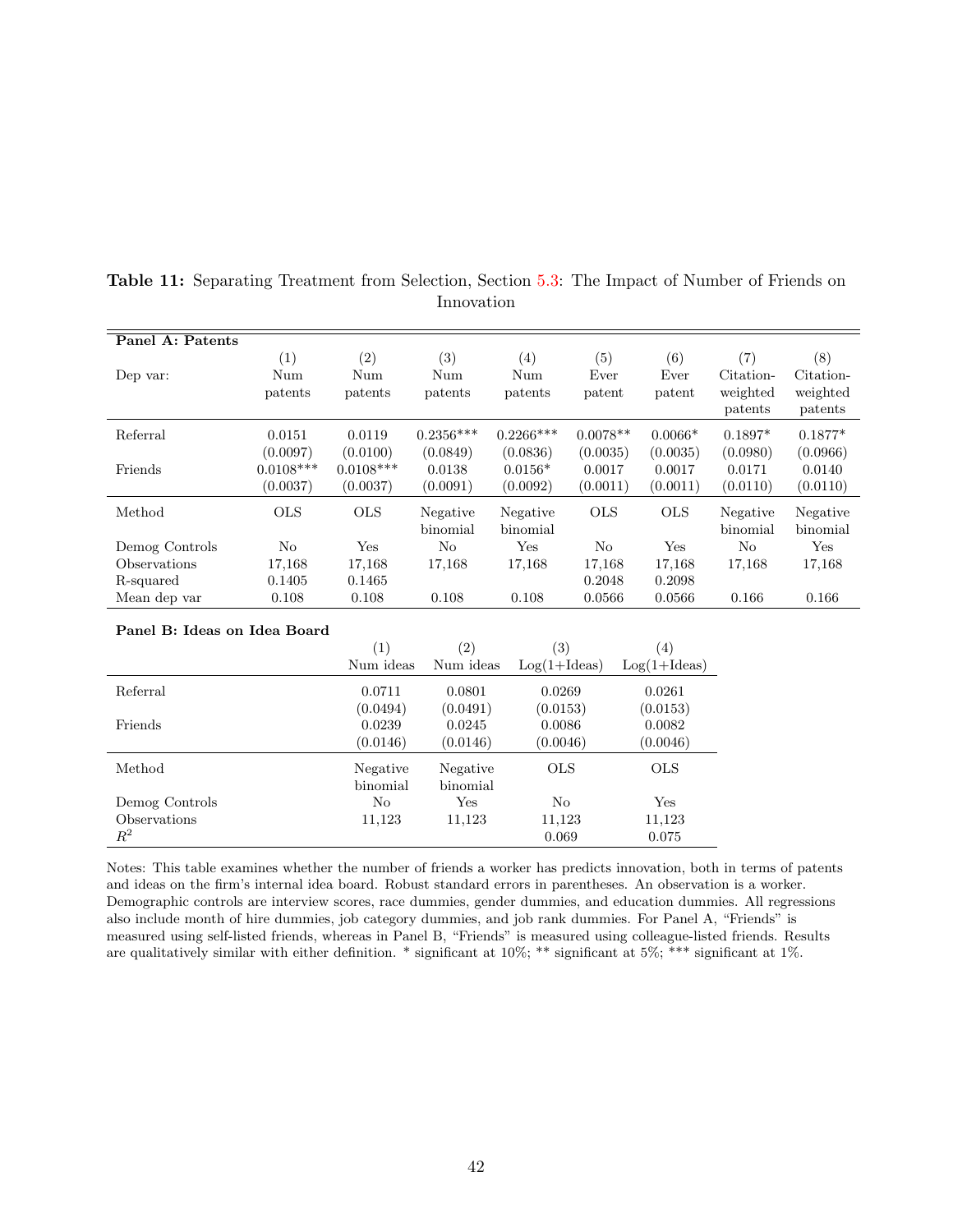**Table 11:** Separating Treatment from Selection, Section 5.3: The Impact of Number of Friends on Innovation

**Panel A: Patents**

| | (1) | (2) | (3) | (4) | (5) | (6) | (7) | (8) |
|---|---|---|---|---|---|---|---|---|
| Dep var: | Num patents | Num patents | Num patents | Num patents | Ever patent | Ever patent | Citation-weighted patents | Citation-weighted patents |
| Referral | 0.0151 | 0.0119 | 0.2356*** | 0.2266*** | 0.0078** | 0.0066* | 0.1897* | 0.1877* |
| | (0.0097) | (0.0100) | (0.0849) | (0.0836) | (0.0035) | (0.0035) | (0.0980) | (0.0966) |
| Friends | 0.0108*** | 0.0108*** | 0.0138 | 0.0156* | 0.0017 | 0.0017 | 0.0171 | 0.0140 |
| | (0.0037) | (0.0037) | (0.0091) | (0.0092) | (0.0011) | (0.0011) | (0.0110) | (0.0110) |
| Method | OLS | OLS | Negative binomial | Negative binomial | OLS | OLS | Negative binomial | Negative binomial |
| Demog Controls | No | Yes | No | Yes | No | Yes | No | Yes |
| Observations | 17,168 | 17,168 | 17,168 | 17,168 | 17,168 | 17,168 | 17,168 | 17,168 |
| R-squared | 0.1405 | 0.1465 | | | 0.2048 | 0.2098 | | |
| Mean dep var | 0.108 | 0.108 | 0.108 | 0.108 | 0.0566 | 0.0566 | 0.166 | 0.166 |

**Panel B: Ideas on Idea Board**

| | (1) | (2) | (3) | (4) |
|---|---|---|---|---|
| | Num ideas | Num ideas | Log(1+Ideas) | Log(1+Ideas) |
| Referral | 0.0711 | 0.0801 | 0.0269 | 0.0261 |
| | (0.0494) | (0.0491) | (0.0153) | (0.0153) |
| Friends | 0.0239 | 0.0245 | 0.0086 | 0.0082 |
| | (0.0146) | (0.0146) | (0.0046) | (0.0046) |
| Method | Negative binomial | Negative binomial | OLS | OLS |
| Demog Controls | No | Yes | No | Yes |
| Observations | 11,123 | 11,123 | 11,123 | 11,123 |
| $R^2$ | | | 0.069 | 0.075 |

Notes: This table examines whether the number of friends a worker has predicts innovation, both in terms of patents and ideas on the firm's internal idea board. Robust standard errors in parentheses. An observation is a worker. Demographic controls are interview scores, race dummies, gender dummies, and education dummies. All regressions also include month of hire dummies, job category dummies, and job rank dummies. For Panel A, "Friends" is measured using self-listed friends, whereas in Panel B, "Friends" is measured using colleague-listed friends. Results are qualitatively similar with either definition. * significant at 10%; ** significant at 5%; *** significant at 1%.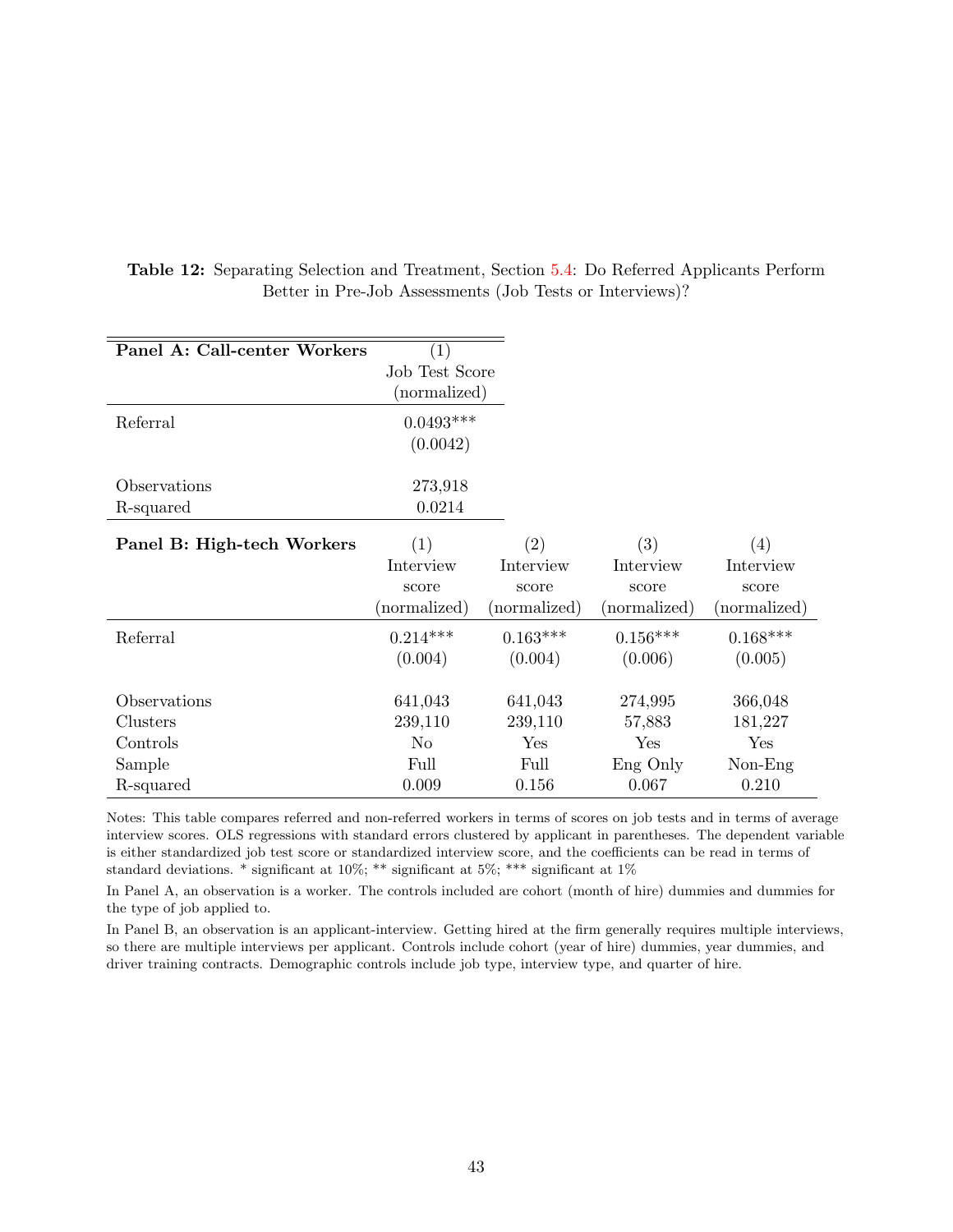**Table 12:** Separating Selection and Treatment, Section 5.4: Do Referred Applicants Perform Better in Pre-Job Assessments (Job Tests or Interviews)?

| **Panel A: Call-center Workers** | (1) Job Test Score (normalized) |
|---|---|
| Referral | 0.0493*** |
| | (0.0042) |
| Observations | 273,918 |
| R-squared | 0.0214 |

| **Panel B: High-tech Workers** | (1) Interview score (normalized) | (2) Interview score (normalized) | (3) Interview score (normalized) | (4) Interview score (normalized) |
|---|---|---|---|---|
| Referral | 0.214*** | 0.163*** | 0.156*** | 0.168*** |
| | (0.004) | (0.004) | (0.006) | (0.005) |
| Observations | 641,043 | 641,043 | 274,995 | 366,048 |
| Clusters | 239,110 | 239,110 | 57,883 | 181,227 |
| Controls | No | Yes | Yes | Yes |
| Sample | Full | Full | Eng Only | Non-Eng |
| R-squared | 0.009 | 0.156 | 0.067 | 0.210 |

Notes: This table compares referred and non-referred workers in terms of scores on job tests and in terms of average interview scores. OLS regressions with standard errors clustered by applicant in parentheses. The dependent variable is either standardized job test score or standardized interview score, and the coefficients can be read in terms of standard deviations. * significant at 10%; ** significant at 5%; *** significant at 1%

In Panel A, an observation is a worker. The controls included are cohort (month of hire) dummies and dummies for the type of job applied to.

In Panel B, an observation is an applicant-interview. Getting hired at the firm generally requires multiple interviews, so there are multiple interviews per applicant. Controls include cohort (year of hire) dummies, year dummies, and driver training contracts. Demographic controls include job type, interview type, and quarter of hire.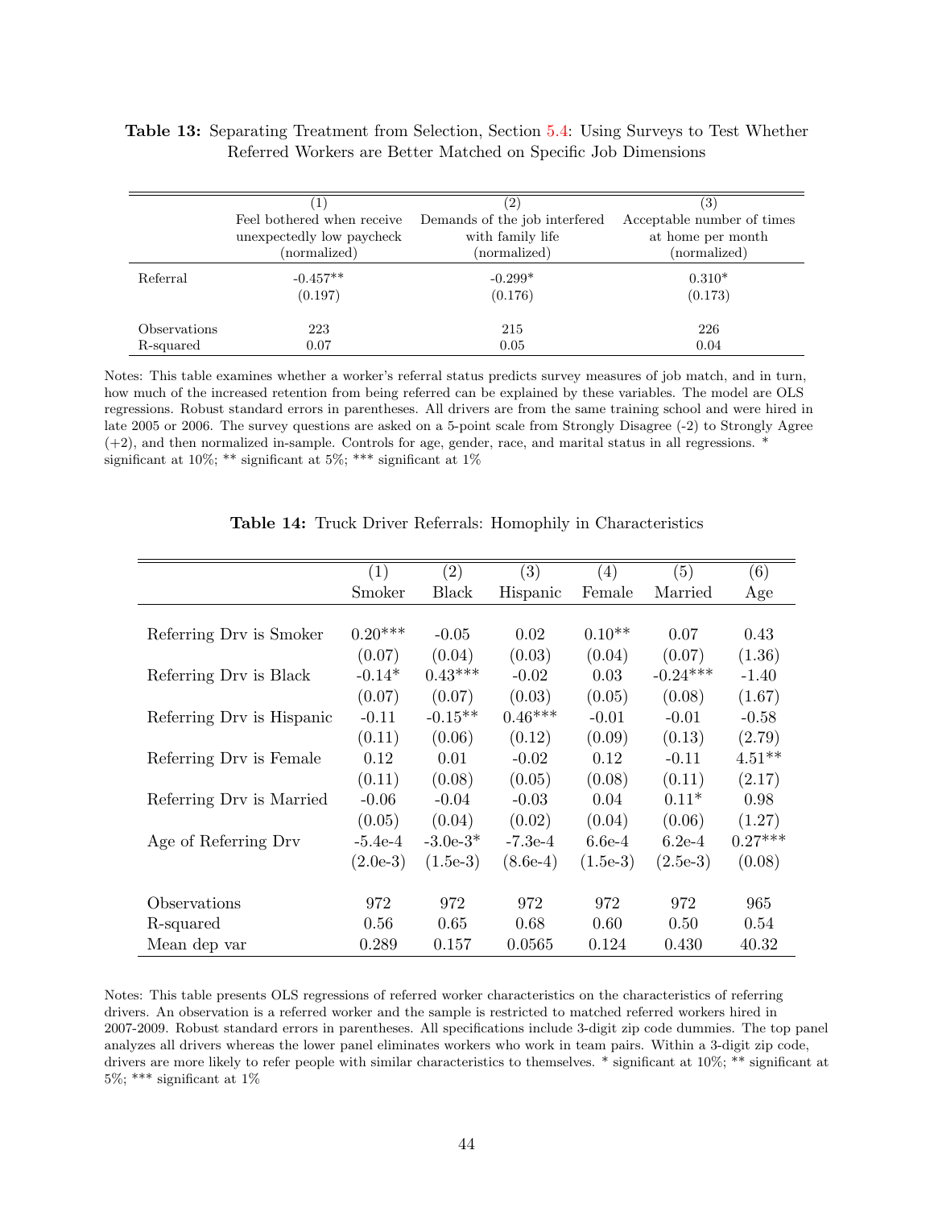**Table 13:** Separating Treatment from Selection, Section 5.4: Using Surveys to Test Whether Referred Workers are Better Matched on Specific Job Dimensions

| | (1) Feel bothered when receive unexpectedly low paycheck (normalized) | (2) Demands of the job interfered with family life (normalized) | (3) Acceptable number of times at home per month (normalized) |
|---|---|---|---|
| Referral | -0.457** | -0.299* | 0.310* |
| | (0.197) | (0.176) | (0.173) |
| Observations | 223 | 215 | 226 |
| R-squared | 0.07 | 0.05 | 0.04 |

Notes: This table examines whether a worker's referral status predicts survey measures of job match, and in turn, how much of the increased retention from being referred can be explained by these variables. The model are OLS regressions. Robust standard errors in parentheses. All drivers are from the same training school and were hired in late 2005 or 2006. The survey questions are asked on a 5-point scale from Strongly Disagree (-2) to Strongly Agree (+2), and then normalized in-sample. Controls for age, gender, race, and marital status in all regressions. * significant at 10%; ** significant at 5%; *** significant at 1%

**Table 14:** Truck Driver Referrals: Homophily in Characteristics

| | (1) Smoker | (2) Black | (3) Hispanic | (4) Female | (5) Married | (6) Age |
|---|---|---|---|---|---|---|
| Referring Drv is Smoker | 0.20*** | -0.05 | 0.02 | 0.10** | 0.07 | 0.43 |
| | (0.07) | (0.04) | (0.03) | (0.04) | (0.07) | (1.36) |
| Referring Drv is Black | -0.14* | 0.43*** | -0.02 | 0.03 | -0.24*** | -1.40 |
| | (0.07) | (0.07) | (0.03) | (0.05) | (0.08) | (1.67) |
| Referring Drv is Hispanic | -0.11 | -0.15** | 0.46*** | -0.01 | -0.01 | -0.58 |
| | (0.11) | (0.06) | (0.12) | (0.09) | (0.13) | (2.79) |
| Referring Drv is Female | 0.12 | 0.01 | -0.02 | 0.12 | -0.11 | 4.51** |
| | (0.11) | (0.08) | (0.05) | (0.08) | (0.11) | (2.17) |
| Referring Drv is Married | -0.06 | -0.04 | -0.03 | 0.04 | 0.11* | 0.98 |
| | (0.05) | (0.04) | (0.02) | (0.04) | (0.06) | (1.27) |
| Age of Referring Drv | -5.4e-4 | -3.0e-3* | -7.3e-4 | 6.6e-4 | 6.2e-4 | 0.27*** |
| | (2.0e-3) | (1.5e-3) | (8.6e-4) | (1.5e-3) | (2.5e-3) | (0.08) |
| Observations | 972 | 972 | 972 | 972 | 972 | 965 |
| R-squared | 0.56 | 0.65 | 0.68 | 0.60 | 0.50 | 0.54 |
| Mean dep var | 0.289 | 0.157 | 0.0565 | 0.124 | 0.430 | 40.32 |

Notes: This table presents OLS regressions of referred worker characteristics on the characteristics of referring drivers. An observation is a referred worker and the sample is restricted to matched referred workers hired in 2007-2009. Robust standard errors in parentheses. All specifications include 3-digit zip code dummies. The top panel analyzes all drivers whereas the lower panel eliminates workers who work in team pairs. Within a 3-digit zip code, drivers are more likely to refer people with similar characteristics to themselves. * significant at 10%; ** significant at 5%; *** significant at 1%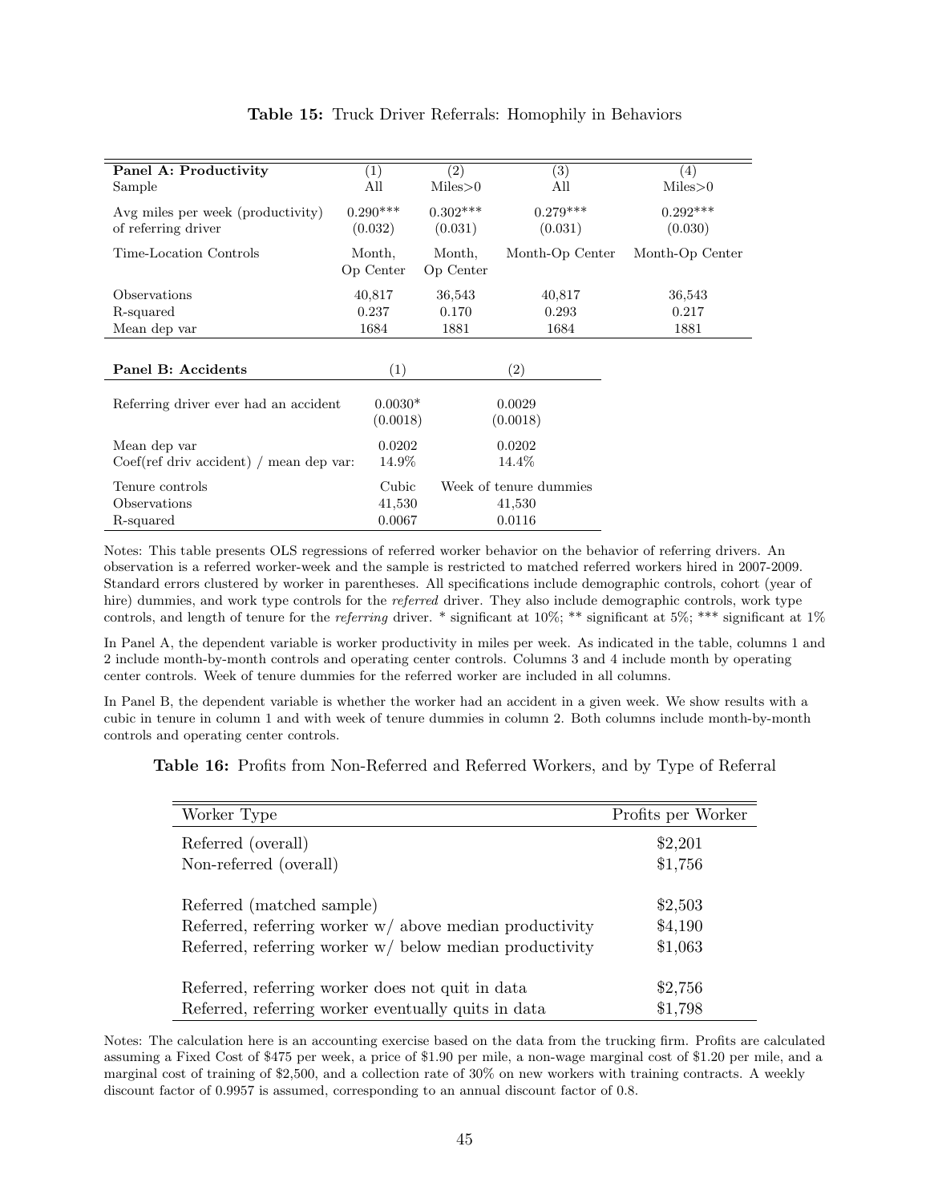**Table 15:** Truck Driver Referrals: Homophily in Behaviors

| **Panel A: Productivity** | (1) | (2) | (3) | (4) |
|---|---|---|---|---|
| Sample | All | Miles>0 | All | Miles>0 |
| Avg miles per week (productivity) of referring driver | 0.290*** | 0.302*** | 0.279*** | 0.292*** |
| | (0.032) | (0.031) | (0.031) | (0.030) |
| Time-Location Controls | Month, Op Center | Month, Op Center | Month-Op Center | Month-Op Center |
| Observations | 40,817 | 36,543 | 40,817 | 36,543 |
| R-squared | 0.237 | 0.170 | 0.293 | 0.217 |
| Mean dep var | 1684 | 1881 | 1684 | 1881 |

| **Panel B: Accidents** | (1) | (2) |
|---|---|---|
| Referring driver ever had an accident | 0.0030* | 0.0029 |
| | (0.0018) | (0.0018) |
| Mean dep var | 0.0202 | 0.0202 |
| Coef(ref driv accident) / mean dep var: | 14.9% | 14.4% |
| Tenure controls | Cubic | Week of tenure dummies |
| Observations | 41,530 | 41,530 |
| R-squared | 0.0067 | 0.0116 |

Notes: This table presents OLS regressions of referred worker behavior on the behavior of referring drivers. An observation is a referred worker-week and the sample is restricted to matched referred workers hired in 2007-2009. Standard errors clustered by worker in parentheses. All specifications include demographic controls, cohort (year of hire) dummies, and work type controls for the *referred* driver. They also include demographic controls, work type controls, and length of tenure for the *referring* driver. * significant at 10%; ** significant at 5%; *** significant at 1%

In Panel A, the dependent variable is worker productivity in miles per week. As indicated in the table, columns 1 and 2 include month-by-month controls and operating center controls. Columns 3 and 4 include month by operating center controls. Week of tenure dummies for the referred worker are included in all columns.

In Panel B, the dependent variable is whether the worker had an accident in a given week. We show results with a cubic in tenure in column 1 and with week of tenure dummies in column 2. Both columns include month-by-month controls and operating center controls.

**Table 16:** Profits from Non-Referred and Referred Workers, and by Type of Referral

| Worker Type | Profits per Worker |
|---|---|
| Referred (overall) | $2,201 |
| Non-referred (overall) | $1,756 |
| Referred (matched sample) | $2,503 |
| Referred, referring worker w/ above median productivity | $4,190 |
| Referred, referring worker w/ below median productivity | $1,063 |
| Referred, referring worker does not quit in data | $2,756 |
| Referred, referring worker eventually quits in data | $1,798 |

Notes: The calculation here is an accounting exercise based on the data from the trucking firm. Profits are calculated assuming a Fixed Cost of $475 per week, a price of $1.90 per mile, a non-wage marginal cost of $1.20 per mile, and a marginal cost of training of $2,500, and a collection rate of 30% on new workers with training contracts. A weekly discount factor of 0.9957 is assumed, corresponding to an annual discount factor of 0.8.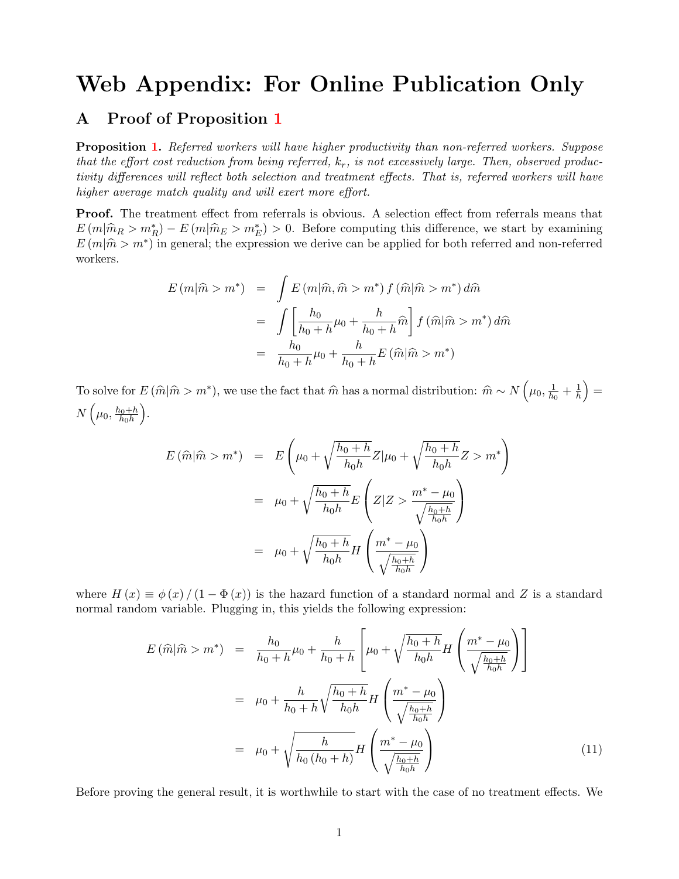# Web Appendix: For Online Publication Only

## A Proof of Proposition 1

**Proposition 1.** *Referred workers will have higher productivity than non-referred workers. Suppose that the effort cost reduction from being referred, $k_r$, is not excessively large. Then, observed productivity differences will reflect both selection and treatment effects. That is, referred workers will have higher average match quality and will exert more effort.*

**Proof.** The treatment effect from referrals is obvious. A selection effect from referrals means that $E\left(m|\widehat{m}_R > m_R^*\right) - E\left(m|\widehat{m}_E > m_E^*\right) > 0$. Before computing this difference, we start by examining $E\left(m|\widehat{m} > m^*\right)$ in general; the expression we derive can be applied for both referred and non-referred workers.

$$
\begin{aligned}
E\left(m|\widehat{m} > m^*\right) &= \int E\left(m|\widehat{m}, \widehat{m} > m^*\right) f\left(\widehat{m}|\widehat{m} > m^*\right) d\widehat{m} \\
&= \int \left[\frac{h_0}{h_0+h}\mu_0 + \frac{h}{h_0+h}\widehat{m}\right] f\left(\widehat{m}|\widehat{m} > m^*\right) d\widehat{m} \\
&= \frac{h_0}{h_0+h}\mu_0 + \frac{h}{h_0+h} E\left(\widehat{m}|\widehat{m} > m^*\right)
\end{aligned}
$$

To solve for $E\left(\widehat{m}|\widehat{m} > m^*\right)$, we use the fact that $\widehat{m}$ has a normal distribution: $\widehat{m} \sim N\left(\mu_0, \frac{1}{h_0} + \frac{1}{h}\right) = N\left(\mu_0, \frac{h_0+h}{h_0 h}\right)$.

$$
\begin{aligned}
E\left(\widehat{m}|\widehat{m} > m^*\right) &= E\left(\mu_0 + \sqrt{\frac{h_0+h}{h_0 h}} Z | \mu_0 + \sqrt{\frac{h_0+h}{h_0 h}} Z > m^*\right) \\
&= \mu_0 + \sqrt{\frac{h_0+h}{h_0 h}} E\left(Z | Z > \frac{m^* - \mu_0}{\sqrt{\frac{h_0+h}{h_0 h}}}\right) \\
&= \mu_0 + \sqrt{\frac{h_0+h}{h_0 h}} H\left(\frac{m^* - \mu_0}{\sqrt{\frac{h_0+h}{h_0 h}}}\right)
\end{aligned}
$$

where $H\left(x\right) \equiv \phi\left(x\right) / \left(1 - \Phi\left(x\right)\right)$ is the hazard function of a standard normal and $Z$ is a standard normal random variable. Plugging in, this yields the following expression:

$$
\begin{aligned}
E\left(\widehat{m}|\widehat{m} > m^*\right) &= \frac{h_0}{h_0+h}\mu_0 + \frac{h}{h_0+h}\left[\mu_0 + \sqrt{\frac{h_0+h}{h_0 h}} H\left(\frac{m^* - \mu_0}{\sqrt{\frac{h_0+h}{h_0 h}}}\right)\right] \\
&= \mu_0 + \frac{h}{h_0+h}\sqrt{\frac{h_0+h}{h_0 h}} H\left(\frac{m^* - \mu_0}{\sqrt{\frac{h_0+h}{h_0 h}}}\right) \\
&= \mu_0 + \sqrt{\frac{h}{h_0\left(h_0+h\right)}} H\left(\frac{m^* - \mu_0}{\sqrt{\frac{h_0+h}{h_0 h}}}\right) \qquad (11)
\end{aligned}
$$

Before proving the general result, it is worthwhile to start with the case of no treatment effects. We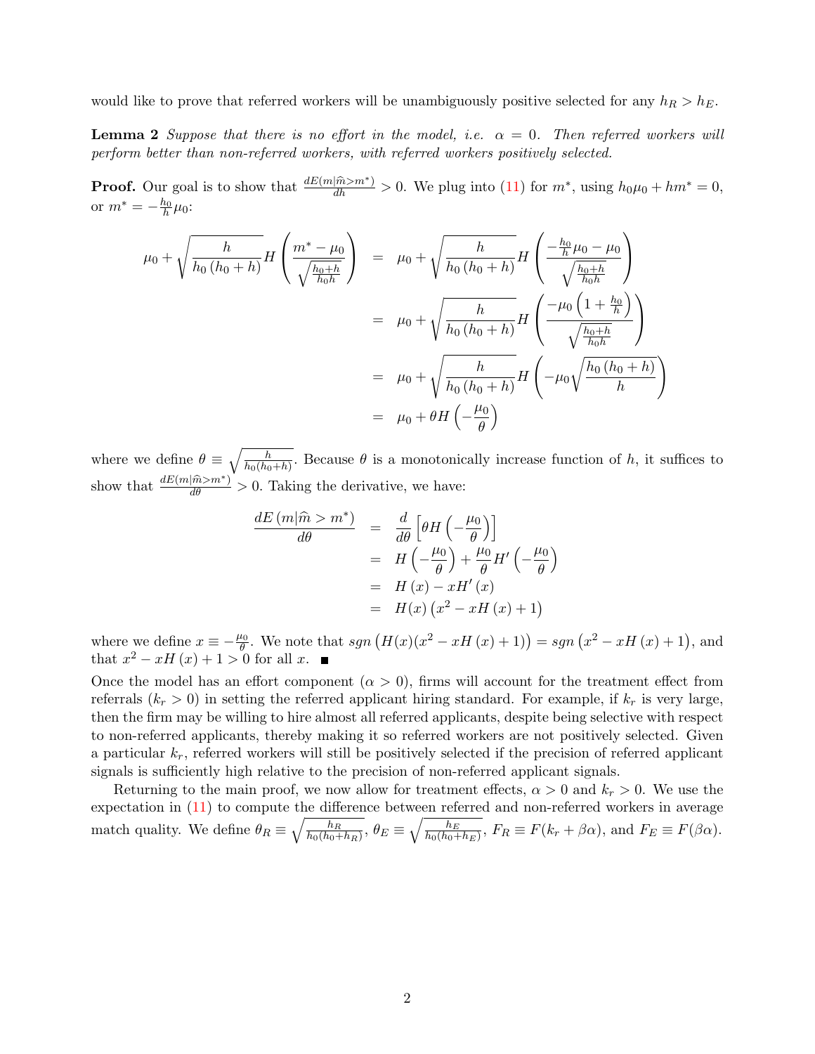would like to prove that referred workers will be unambiguously positive selected for any $h_R > h_E$.

**Lemma 2** *Suppose that there is no effort in the model, i.e. $\alpha = 0$. Then referred workers will perform better than non-referred workers, with referred workers positively selected.*

**Proof.** Our goal is to show that $\frac{dE(m|\widehat{m}>m^*)}{dh} > 0$. We plug into (11) for $m^*$, using $h_0\mu_0 + hm^* = 0$, or $m^* = -\frac{h_0}{h}\mu_0$:

$$
\begin{aligned}
\mu_0 + \sqrt{\frac{h}{h_0(h_0+h)}} H\left(\frac{m^*-\mu_0}{\sqrt{\frac{h_0+h}{h_0 h}}}\right) &= \mu_0 + \sqrt{\frac{h}{h_0(h_0+h)}} H\left(\frac{-\frac{h_0}{h}\mu_0-\mu_0}{\sqrt{\frac{h_0+h}{h_0 h}}}\right) \\
&= \mu_0 + \sqrt{\frac{h}{h_0(h_0+h)}} H\left(\frac{-\mu_0\left(1+\frac{h_0}{h}\right)}{\sqrt{\frac{h_0+h}{h_0 h}}}\right) \\
&= \mu_0 + \sqrt{\frac{h}{h_0(h_0+h)}} H\left(-\mu_0\sqrt{\frac{h_0(h_0+h)}{h}}\right) \\
&= \mu_0 + \theta H\left(-\frac{\mu_0}{\theta}\right)
\end{aligned}
$$

where we define $\theta \equiv \sqrt{\frac{h}{h_0(h_0+h)}}$. Because $\theta$ is a monotonically increase function of $h$, it suffices to show that $\frac{dE(m|\widehat{m}>m^*)}{d\theta} > 0$. Taking the derivative, we have:

$$
\begin{aligned}
\frac{dE(m|\widehat{m}>m^*)}{d\theta} &= \frac{d}{d\theta}\left[\theta H\left(-\frac{\mu_0}{\theta}\right)\right] \\
&= H\left(-\frac{\mu_0}{\theta}\right) + \frac{\mu_0}{\theta}H'\left(-\frac{\mu_0}{\theta}\right) \\
&= H(x) - xH'(x) \\
&= H(x)\left(x^2 - xH(x) + 1\right)
\end{aligned}
$$

where we define $x \equiv -\frac{\mu_0}{\theta}$. We note that $sgn\left(H(x)(x^2 - xH(x)+1)\right) = sgn\left(x^2 - xH(x) + 1\right)$, and that $x^2 - xH(x) + 1 > 0$ for all $x$. ■

Once the model has an effort component ($\alpha > 0$), firms will account for the treatment effect from referrals ($k_r > 0$) in setting the referred applicant hiring standard. For example, if $k_r$ is very large, then the firm may be willing to hire almost all referred applicants, despite being selective with respect to non-referred applicants, thereby making it so referred workers are not positively selected. Given a particular $k_r$, referred workers will still be positively selected if the precision of referred applicant signals is sufficiently high relative to the precision of non-referred applicant signals.

Returning to the main proof, we now allow for treatment effects, $\alpha > 0$ and $k_r > 0$. We use the expectation in (11) to compute the difference between referred and non-referred workers in average match quality. We define $\theta_R \equiv \sqrt{\frac{h_R}{h_0(h_0+h_R)}}$, $\theta_E \equiv \sqrt{\frac{h_E}{h_0(h_0+h_E)}}$, $F_R \equiv F(k_r + \beta\alpha)$, and $F_E \equiv F(\beta\alpha)$.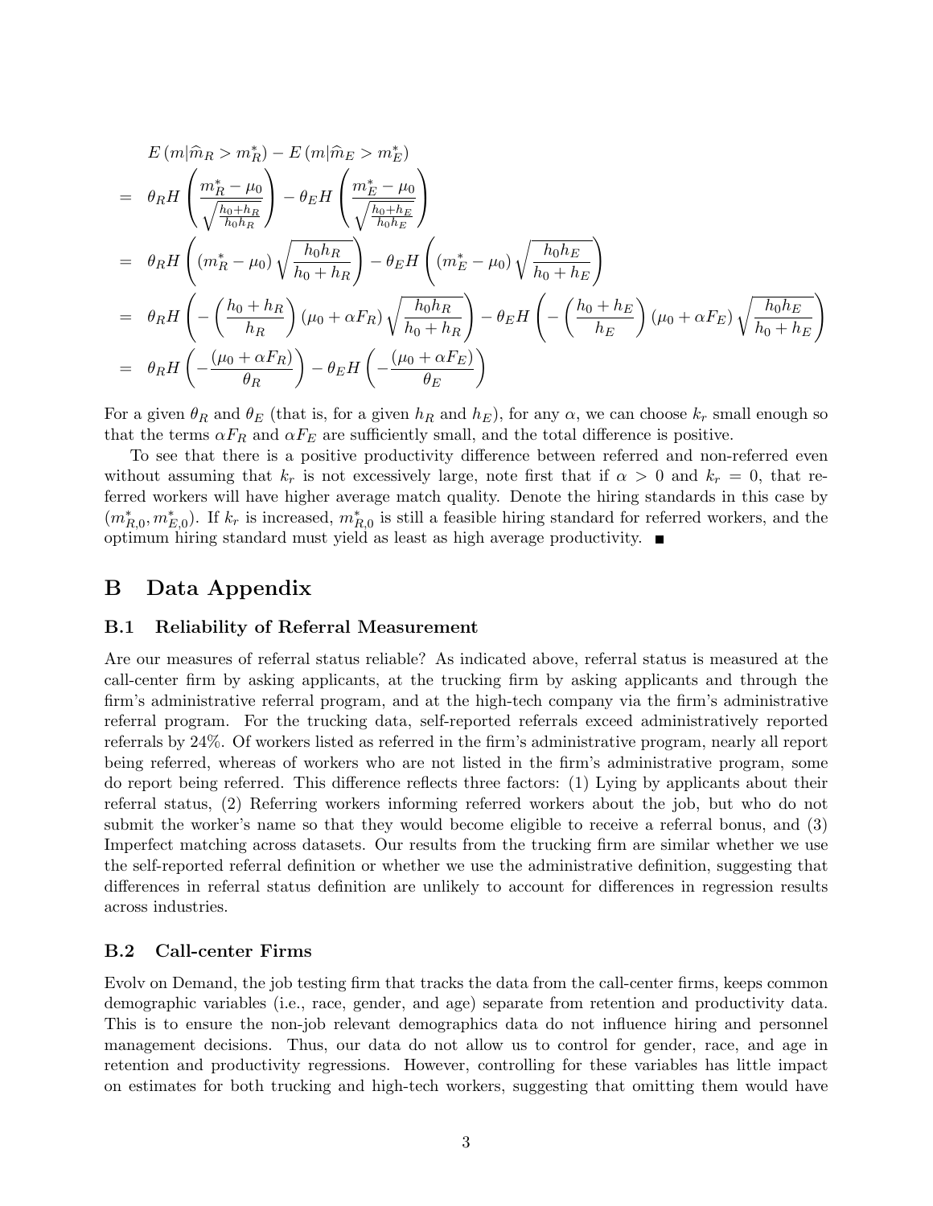$$
\begin{aligned}
& E\left(m \mid \widehat{m}_R > m_R^*\right) - E\left(m \mid \widehat{m}_E > m_E^*\right) \\
= \; & \theta_R H\left(\frac{m_R^* - \mu_0}{\sqrt{\frac{h_0 + h_R}{h_0 h_R}}}\right) - \theta_E H\left(\frac{m_E^* - \mu_0}{\sqrt{\frac{h_0 + h_E}{h_0 h_E}}}\right) \\
= \; & \theta_R H\left(\left(m_R^* - \mu_0\right)\sqrt{\frac{h_0 h_R}{h_0 + h_R}}\right) - \theta_E H\left(\left(m_E^* - \mu_0\right)\sqrt{\frac{h_0 h_E}{h_0 + h_E}}\right) \\
= \; & \theta_R H\left(-\left(\frac{h_0 + h_R}{h_R}\right)\left(\mu_0 + \alpha F_R\right)\sqrt{\frac{h_0 h_R}{h_0 + h_R}}\right) - \theta_E H\left(-\left(\frac{h_0 + h_E}{h_E}\right)\left(\mu_0 + \alpha F_E\right)\sqrt{\frac{h_0 h_E}{h_0 + h_E}}\right) \\
= \; & \theta_R H\left(-\frac{\left(\mu_0 + \alpha F_R\right)}{\theta_R}\right) - \theta_E H\left(-\frac{\left(\mu_0 + \alpha F_E\right)}{\theta_E}\right)
\end{aligned}
$$

For a given $\theta_R$ and $\theta_E$ (that is, for a given $h_R$ and $h_E$), for any $\alpha$, we can choose $k_r$ small enough so that the terms $\alpha F_R$ and $\alpha F_E$ are sufficiently small, and the total difference is positive.

To see that there is a positive productivity difference between referred and non-referred even without assuming that $k_r$ is not excessively large, note first that if $\alpha > 0$ and $k_r = 0$, that referred workers will have higher average match quality. Denote the hiring standards in this case by $(m_{R,0}^*, m_{E,0}^*)$. If $k_r$ is increased, $m_{R,0}^*$ is still a feasible hiring standard for referred workers, and the optimum hiring standard must yield as least as high average productivity. ■

# B Data Appendix

## B.1 Reliability of Referral Measurement

Are our measures of referral status reliable? As indicated above, referral status is measured at the call-center firm by asking applicants, at the trucking firm by asking applicants and through the firm's administrative referral program, and at the high-tech company via the firm's administrative referral program. For the trucking data, self-reported referrals exceed administratively reported referrals by 24%. Of workers listed as referred in the firm's administrative program, nearly all report being referred, whereas of workers who are not listed in the firm's administrative program, some do report being referred. This difference reflects three factors: (1) Lying by applicants about their referral status, (2) Referring workers informing referred workers about the job, but who do not submit the worker's name so that they would become eligible to receive a referral bonus, and (3) Imperfect matching across datasets. Our results from the trucking firm are similar whether we use the self-reported referral definition or whether we use the administrative definition, suggesting that differences in referral status definition are unlikely to account for differences in regression results across industries.

## B.2 Call-center Firms

Evolv on Demand, the job testing firm that tracks the data from the call-center firms, keeps common demographic variables (i.e., race, gender, and age) separate from retention and productivity data. This is to ensure the non-job relevant demographics data do not influence hiring and personnel management decisions. Thus, our data do not allow us to control for gender, race, and age in retention and productivity regressions. However, controlling for these variables has little impact on estimates for both trucking and high-tech workers, suggesting that omitting them would have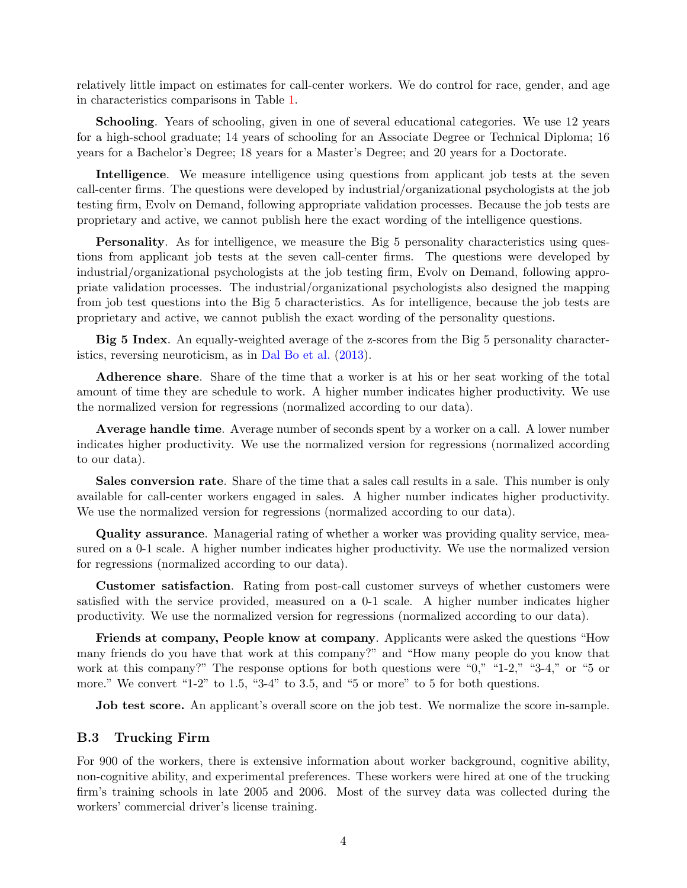relatively little impact on estimates for call-center workers. We do control for race, gender, and age in characteristics comparisons in Table 1.

**Schooling**. Years of schooling, given in one of several educational categories. We use 12 years for a high-school graduate; 14 years of schooling for an Associate Degree or Technical Diploma; 16 years for a Bachelor's Degree; 18 years for a Master's Degree; and 20 years for a Doctorate.

**Intelligence**. We measure intelligence using questions from applicant job tests at the seven call-center firms. The questions were developed by industrial/organizational psychologists at the job testing firm, Evolv on Demand, following appropriate validation processes. Because the job tests are proprietary and active, we cannot publish here the exact wording of the intelligence questions.

**Personality**. As for intelligence, we measure the Big 5 personality characteristics using questions from applicant job tests at the seven call-center firms. The questions were developed by industrial/organizational psychologists at the job testing firm, Evolv on Demand, following appropriate validation processes. The industrial/organizational psychologists also designed the mapping from job test questions into the Big 5 characteristics. As for intelligence, because the job tests are proprietary and active, we cannot publish the exact wording of the personality questions.

**Big 5 Index**. An equally-weighted average of the z-scores from the Big 5 personality characteristics, reversing neuroticism, as in Dal Bo et al. (2013).

**Adherence share**. Share of the time that a worker is at his or her seat working of the total amount of time they are schedule to work. A higher number indicates higher productivity. We use the normalized version for regressions (normalized according to our data).

**Average handle time**. Average number of seconds spent by a worker on a call. A lower number indicates higher productivity. We use the normalized version for regressions (normalized according to our data).

**Sales conversion rate**. Share of the time that a sales call results in a sale. This number is only available for call-center workers engaged in sales. A higher number indicates higher productivity. We use the normalized version for regressions (normalized according to our data).

**Quality assurance**. Managerial rating of whether a worker was providing quality service, measured on a 0-1 scale. A higher number indicates higher productivity. We use the normalized version for regressions (normalized according to our data).

**Customer satisfaction**. Rating from post-call customer surveys of whether customers were satisfied with the service provided, measured on a 0-1 scale. A higher number indicates higher productivity. We use the normalized version for regressions (normalized according to our data).

**Friends at company, People know at company**. Applicants were asked the questions "How many friends do you have that work at this company?" and "How many people do you know that work at this company?" The response options for both questions were "0," "1-2," "3-4," or "5 or more." We convert "1-2" to 1.5, "3-4" to 3.5, and "5 or more" to 5 for both questions.

**Job test score.** An applicant's overall score on the job test. We normalize the score in-sample.

### B.3 Trucking Firm

For 900 of the workers, there is extensive information about worker background, cognitive ability, non-cognitive ability, and experimental preferences. These workers were hired at one of the trucking firm's training schools in late 2005 and 2006. Most of the survey data was collected during the workers' commercial driver's license training.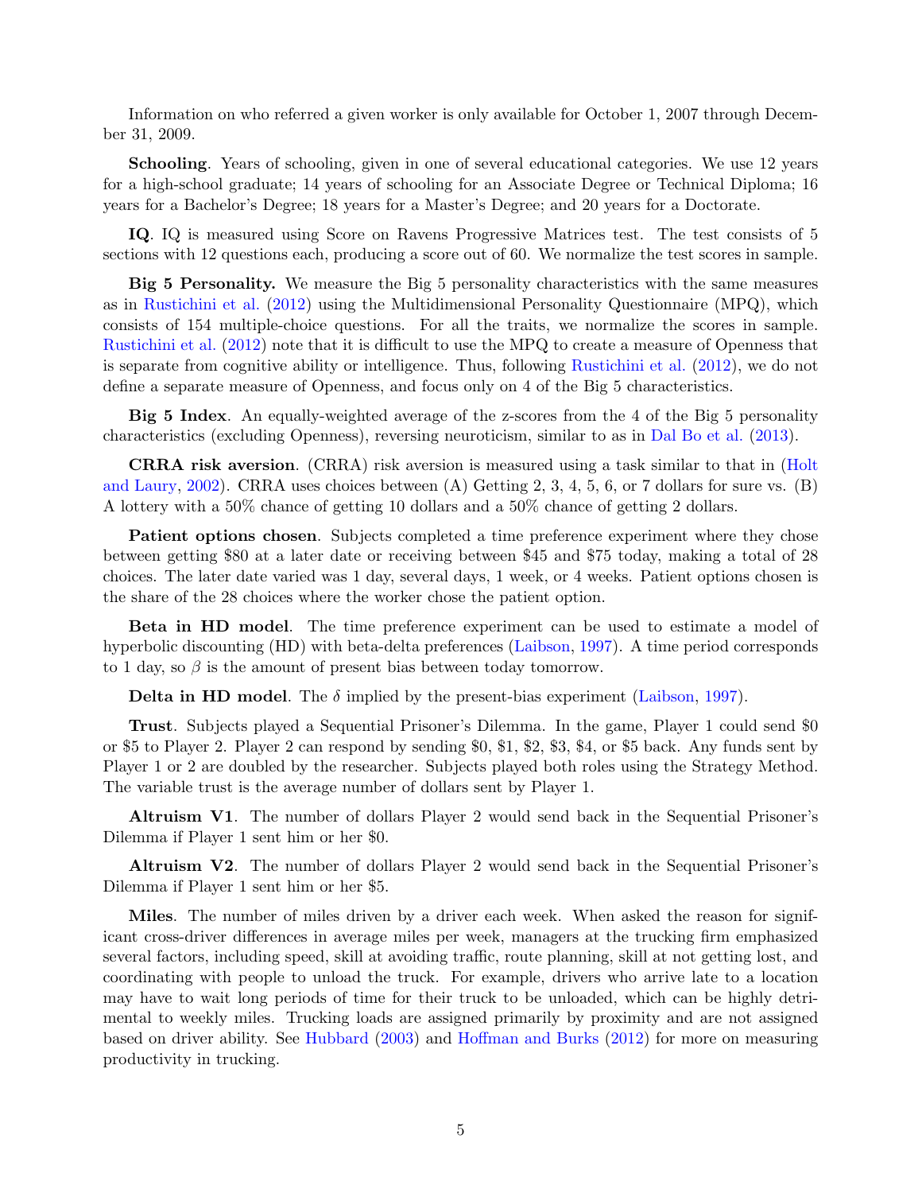Information on who referred a given worker is only available for October 1, 2007 through December 31, 2009.

**Schooling**. Years of schooling, given in one of several educational categories. We use 12 years for a high-school graduate; 14 years of schooling for an Associate Degree or Technical Diploma; 16 years for a Bachelor's Degree; 18 years for a Master's Degree; and 20 years for a Doctorate.

**IQ**. IQ is measured using Score on Ravens Progressive Matrices test. The test consists of 5 sections with 12 questions each, producing a score out of 60. We normalize the test scores in sample.

**Big 5 Personality.** We measure the Big 5 personality characteristics with the same measures as in Rustichini et al. (2012) using the Multidimensional Personality Questionnaire (MPQ), which consists of 154 multiple-choice questions. For all the traits, we normalize the scores in sample. Rustichini et al. (2012) note that it is difficult to use the MPQ to create a measure of Openness that is separate from cognitive ability or intelligence. Thus, following Rustichini et al. (2012), we do not define a separate measure of Openness, and focus only on 4 of the Big 5 characteristics.

**Big 5 Index**. An equally-weighted average of the z-scores from the 4 of the Big 5 personality characteristics (excluding Openness), reversing neuroticism, similar to as in Dal Bo et al. (2013).

**CRRA risk aversion**. (CRRA) risk aversion is measured using a task similar to that in (Holt and Laury, 2002). CRRA uses choices between (A) Getting 2, 3, 4, 5, 6, or 7 dollars for sure vs. (B) A lottery with a 50% chance of getting 10 dollars and a 50% chance of getting 2 dollars.

**Patient options chosen**. Subjects completed a time preference experiment where they chose between getting \$80 at a later date or receiving between \$45 and \$75 today, making a total of 28 choices. The later date varied was 1 day, several days, 1 week, or 4 weeks. Patient options chosen is the share of the 28 choices where the worker chose the patient option.

**Beta in HD model**. The time preference experiment can be used to estimate a model of hyperbolic discounting (HD) with beta-delta preferences (Laibson, 1997). A time period corresponds to 1 day, so $\beta$ is the amount of present bias between today tomorrow.

**Delta in HD model**. The $\delta$ implied by the present-bias experiment (Laibson, 1997).

**Trust**. Subjects played a Sequential Prisoner's Dilemma. In the game, Player 1 could send \$0 or \$5 to Player 2. Player 2 can respond by sending \$0, \$1, \$2, \$3, \$4, or \$5 back. Any funds sent by Player 1 or 2 are doubled by the researcher. Subjects played both roles using the Strategy Method. The variable trust is the average number of dollars sent by Player 1.

**Altruism V1**. The number of dollars Player 2 would send back in the Sequential Prisoner's Dilemma if Player 1 sent him or her \$0.

**Altruism V2**. The number of dollars Player 2 would send back in the Sequential Prisoner's Dilemma if Player 1 sent him or her \$5.

**Miles**. The number of miles driven by a driver each week. When asked the reason for significant cross-driver differences in average miles per week, managers at the trucking firm emphasized several factors, including speed, skill at avoiding traffic, route planning, skill at not getting lost, and coordinating with people to unload the truck. For example, drivers who arrive late to a location may have to wait long periods of time for their truck to be unloaded, which can be highly detrimental to weekly miles. Trucking loads are assigned primarily by proximity and are not assigned based on driver ability. See Hubbard (2003) and Hoffman and Burks (2012) for more on measuring productivity in trucking.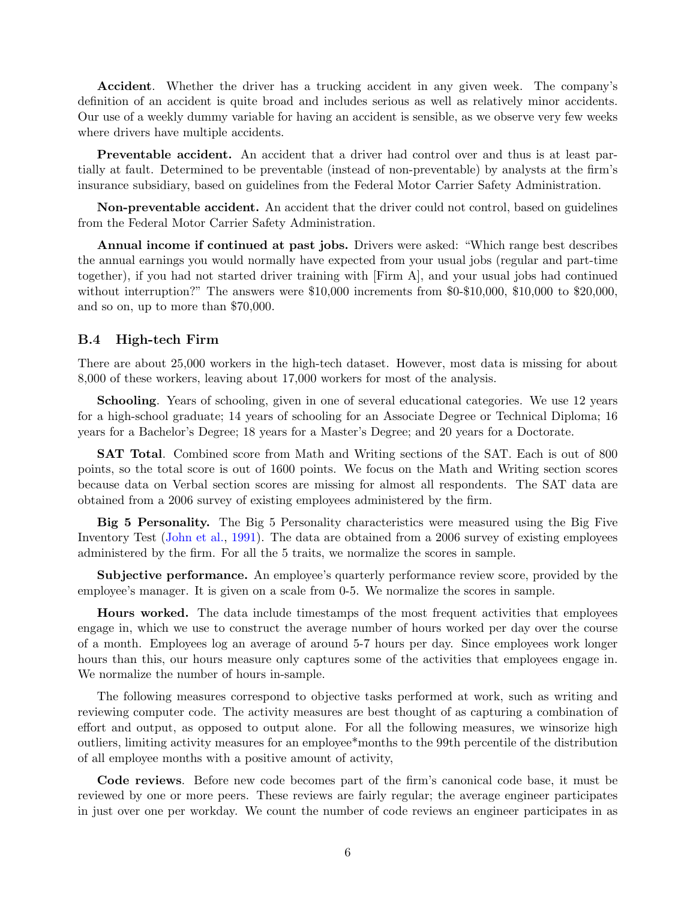**Accident**. Whether the driver has a trucking accident in any given week. The company's definition of an accident is quite broad and includes serious as well as relatively minor accidents. Our use of a weekly dummy variable for having an accident is sensible, as we observe very few weeks where drivers have multiple accidents.

**Preventable accident.** An accident that a driver had control over and thus is at least partially at fault. Determined to be preventable (instead of non-preventable) by analysts at the firm's insurance subsidiary, based on guidelines from the Federal Motor Carrier Safety Administration.

**Non-preventable accident.** An accident that the driver could not control, based on guidelines from the Federal Motor Carrier Safety Administration.

**Annual income if continued at past jobs.** Drivers were asked: "Which range best describes the annual earnings you would normally have expected from your usual jobs (regular and part-time together), if you had not started driver training with [Firm A], and your usual jobs had continued without interruption?" The answers were $10,000 increments from $0-$10,000, $10,000 to $20,000, and so on, up to more than $70,000.

### B.4 High-tech Firm

There are about 25,000 workers in the high-tech dataset. However, most data is missing for about 8,000 of these workers, leaving about 17,000 workers for most of the analysis.

**Schooling**. Years of schooling, given in one of several educational categories. We use 12 years for a high-school graduate; 14 years of schooling for an Associate Degree or Technical Diploma; 16 years for a Bachelor's Degree; 18 years for a Master's Degree; and 20 years for a Doctorate.

**SAT Total**. Combined score from Math and Writing sections of the SAT. Each is out of 800 points, so the total score is out of 1600 points. We focus on the Math and Writing section scores because data on Verbal section scores are missing for almost all respondents. The SAT data are obtained from a 2006 survey of existing employees administered by the firm.

**Big 5 Personality.** The Big 5 Personality characteristics were measured using the Big Five Inventory Test (John et al., 1991). The data are obtained from a 2006 survey of existing employees administered by the firm. For all the 5 traits, we normalize the scores in sample.

**Subjective performance.** An employee's quarterly performance review score, provided by the employee's manager. It is given on a scale from 0-5. We normalize the scores in sample.

**Hours worked.** The data include timestamps of the most frequent activities that employees engage in, which we use to construct the average number of hours worked per day over the course of a month. Employees log an average of around 5-7 hours per day. Since employees work longer hours than this, our hours measure only captures some of the activities that employees engage in. We normalize the number of hours in-sample.

The following measures correspond to objective tasks performed at work, such as writing and reviewing computer code. The activity measures are best thought of as capturing a combination of effort and output, as opposed to output alone. For all the following measures, we winsorize high outliers, limiting activity measures for an employee*months to the 99th percentile of the distribution of all employee months with a positive amount of activity,

**Code reviews**. Before new code becomes part of the firm's canonical code base, it must be reviewed by one or more peers. These reviews are fairly regular; the average engineer participates in just over one per workday. We count the number of code reviews an engineer participates in as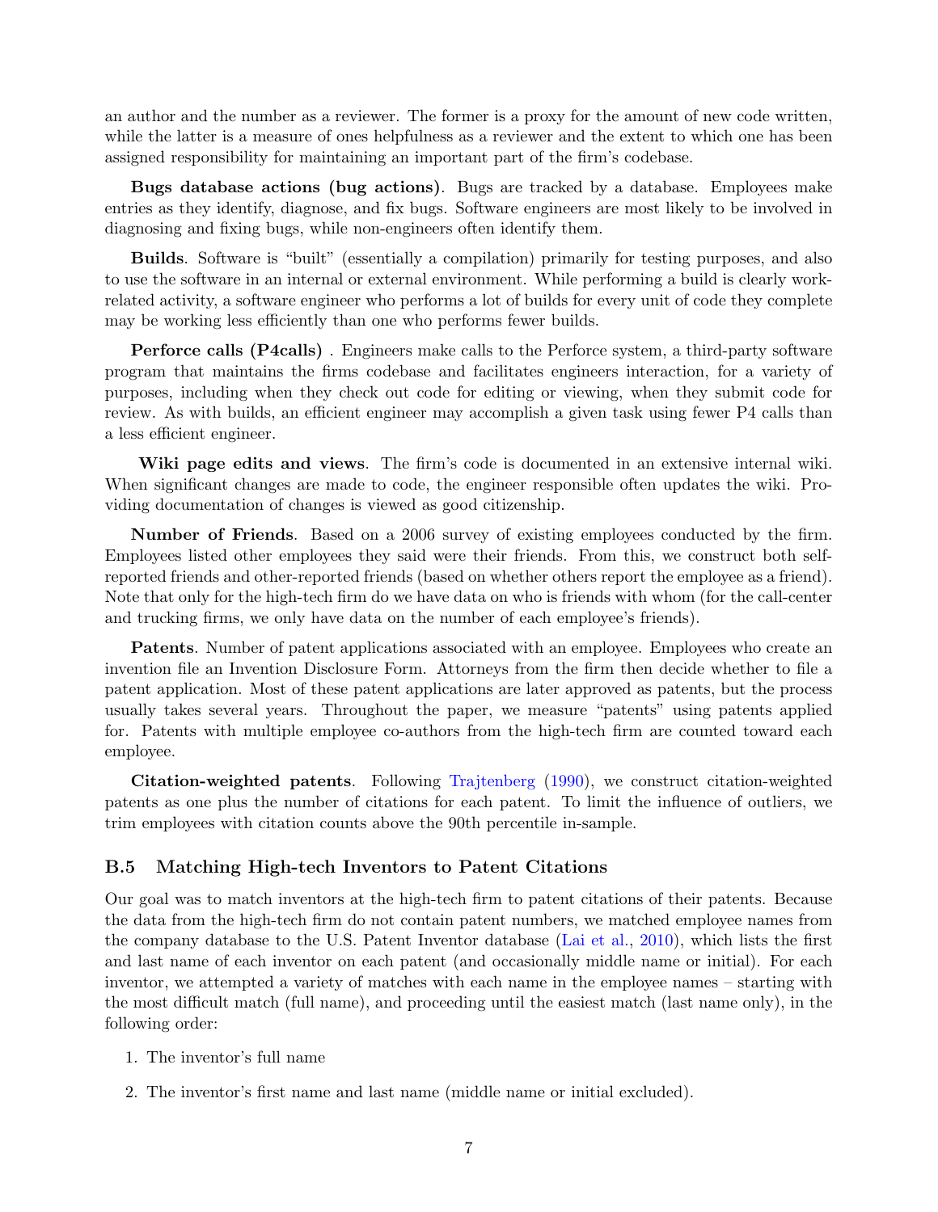an author and the number as a reviewer. The former is a proxy for the amount of new code written, while the latter is a measure of ones helpfulness as a reviewer and the extent to which one has been assigned responsibility for maintaining an important part of the firm's codebase.

**Bugs database actions (bug actions)**. Bugs are tracked by a database. Employees make entries as they identify, diagnose, and fix bugs. Software engineers are most likely to be involved in diagnosing and fixing bugs, while non-engineers often identify them.

**Builds**. Software is "built" (essentially a compilation) primarily for testing purposes, and also to use the software in an internal or external environment. While performing a build is clearly work-related activity, a software engineer who performs a lot of builds for every unit of code they complete may be working less efficiently than one who performs fewer builds.

**Perforce calls (P4calls)** . Engineers make calls to the Perforce system, a third-party software program that maintains the firms codebase and facilitates engineers interaction, for a variety of purposes, including when they check out code for editing or viewing, when they submit code for review. As with builds, an efficient engineer may accomplish a given task using fewer P4 calls than a less efficient engineer.

**Wiki page edits and views**. The firm's code is documented in an extensive internal wiki. When significant changes are made to code, the engineer responsible often updates the wiki. Providing documentation of changes is viewed as good citizenship.

**Number of Friends**. Based on a 2006 survey of existing employees conducted by the firm. Employees listed other employees they said were their friends. From this, we construct both self-reported friends and other-reported friends (based on whether others report the employee as a friend). Note that only for the high-tech firm do we have data on who is friends with whom (for the call-center and trucking firms, we only have data on the number of each employee's friends).

**Patents**. Number of patent applications associated with an employee. Employees who create an invention file an Invention Disclosure Form. Attorneys from the firm then decide whether to file a patent application. Most of these patent applications are later approved as patents, but the process usually takes several years. Throughout the paper, we measure "patents" using patents applied for. Patents with multiple employee co-authors from the high-tech firm are counted toward each employee.

**Citation-weighted patents**. Following Trajtenberg (1990), we construct citation-weighted patents as one plus the number of citations for each patent. To limit the influence of outliers, we trim employees with citation counts above the 90th percentile in-sample.

### B.5 Matching High-tech Inventors to Patent Citations

Our goal was to match inventors at the high-tech firm to patent citations of their patents. Because the data from the high-tech firm do not contain patent numbers, we matched employee names from the company database to the U.S. Patent Inventor database (Lai et al., 2010), which lists the first and last name of each inventor on each patent (and occasionally middle name or initial). For each inventor, we attempted a variety of matches with each name in the employee names – starting with the most difficult match (full name), and proceeding until the easiest match (last name only), in the following order:

1. The inventor's full name
2. The inventor's first name and last name (middle name or initial excluded).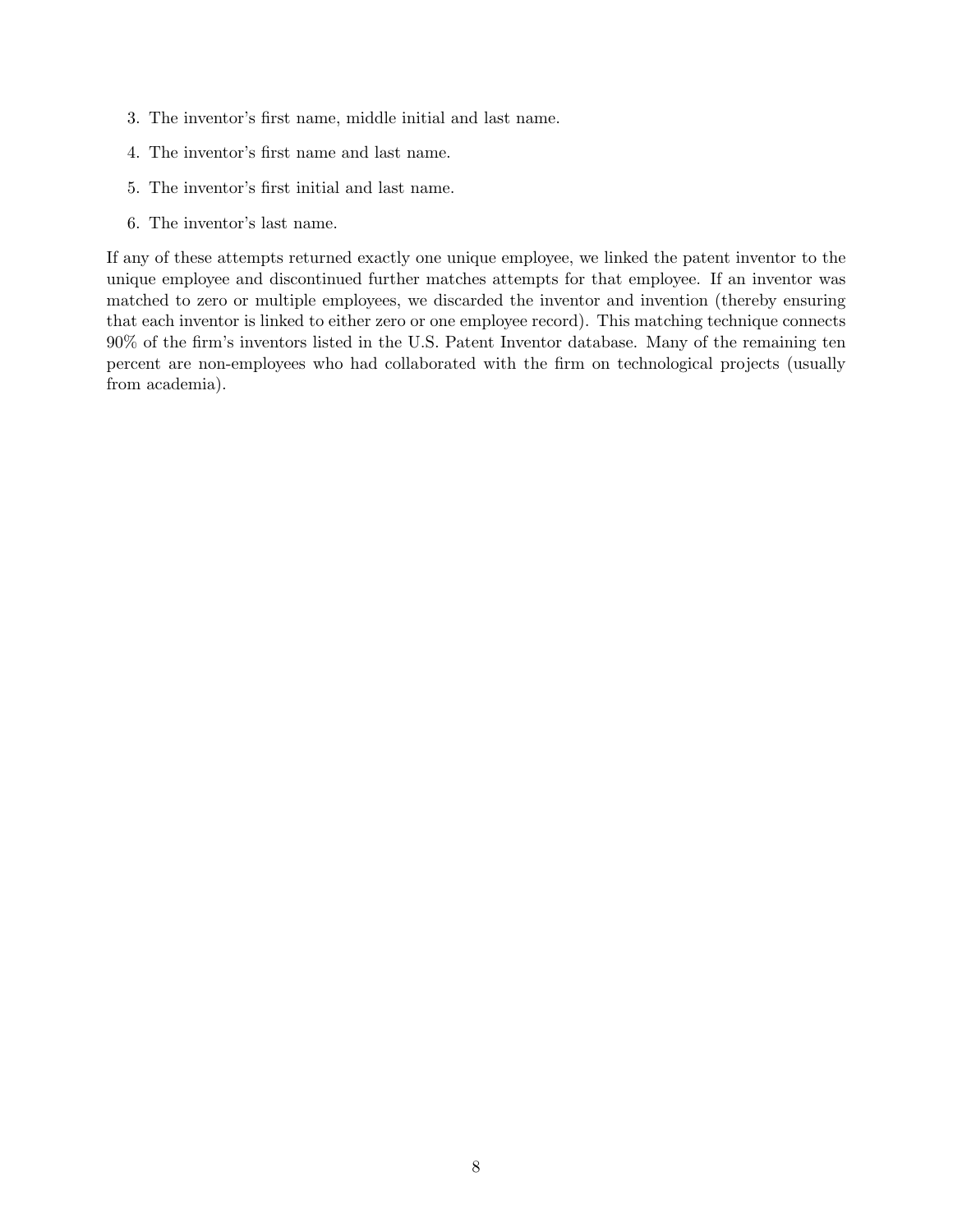3. The inventor's first name, middle initial and last name.
4. The inventor's first name and last name.
5. The inventor's first initial and last name.
6. The inventor's last name.

If any of these attempts returned exactly one unique employee, we linked the patent inventor to the unique employee and discontinued further matches attempts for that employee. If an inventor was matched to zero or multiple employees, we discarded the inventor and invention (thereby ensuring that each inventor is linked to either zero or one employee record). This matching technique connects 90% of the firm's inventors listed in the U.S. Patent Inventor database. Many of the remaining ten percent are non-employees who had collaborated with the firm on technological projects (usually from academia).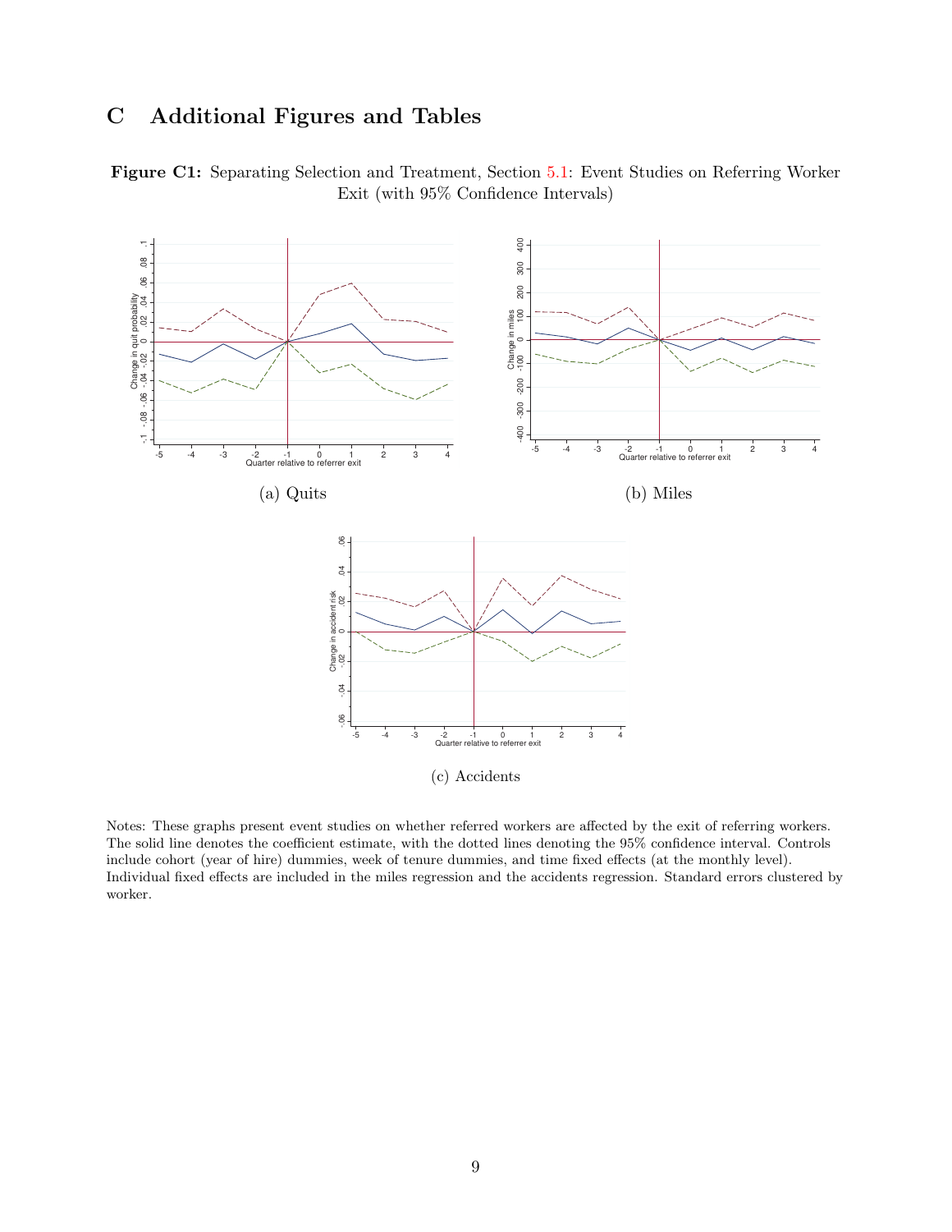# C Additional Figures and Tables

**Figure C1:** Separating Selection and Treatment, Section 5.1: Event Studies on Referring Worker Exit (with 95% Confidence Intervals)

(a) Quits

(b) Miles

(c) Accidents

Notes: These graphs present event studies on whether referred workers are affected by the exit of referring workers. The solid line denotes the coefficient estimate, with the dotted lines denoting the 95% confidence interval. Controls include cohort (year of hire) dummies, week of tenure dummies, and time fixed effects (at the monthly level). Individual fixed effects are included in the miles regression and the accidents regression. Standard errors clustered by worker.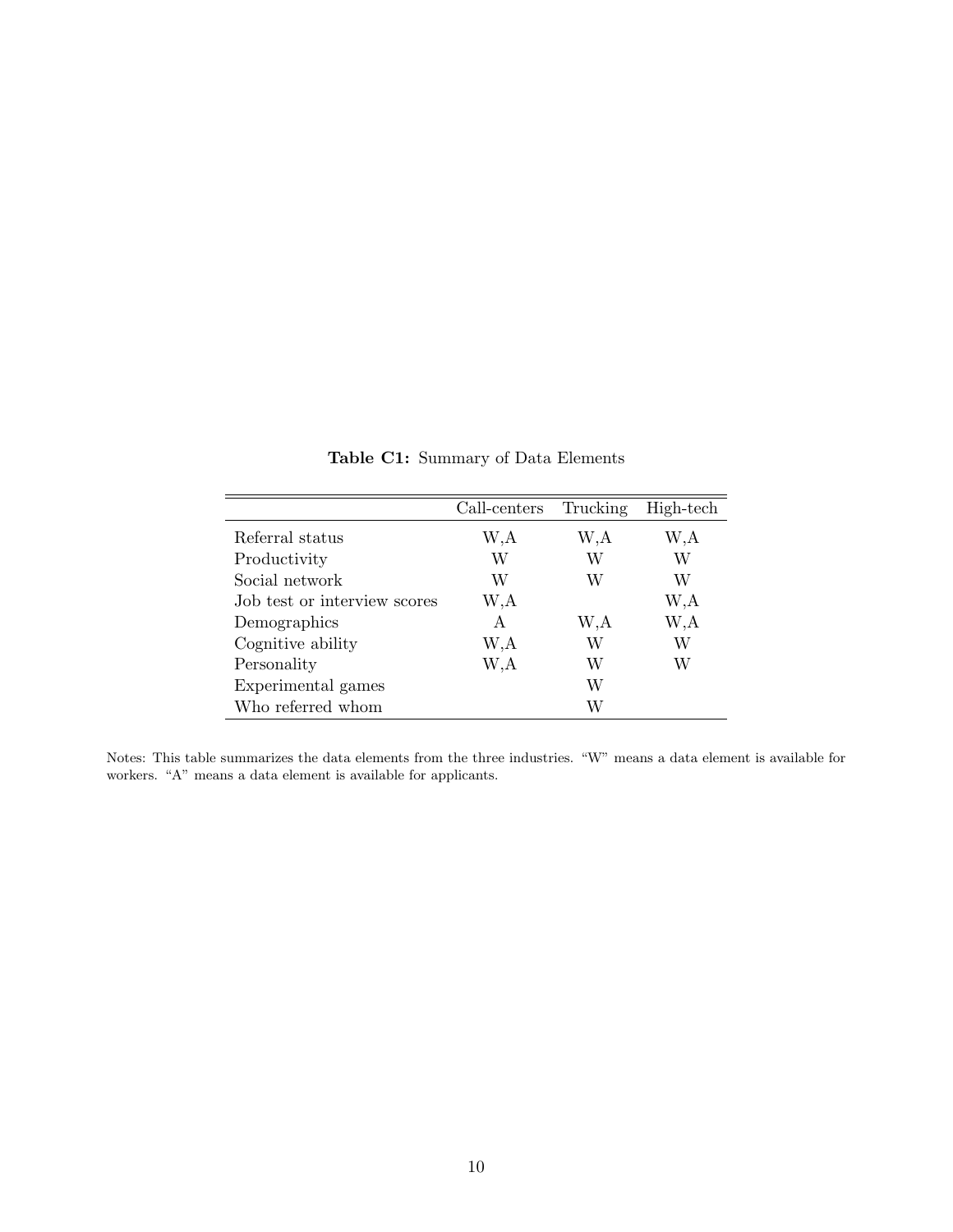**Table C1:** Summary of Data Elements

| | Call-centers | Trucking | High-tech |
|---|---|---|---|
| Referral status | W,A | W,A | W,A |
| Productivity | W | W | W |
| Social network | W | W | W |
| Job test or interview scores | W,A | | W,A |
| Demographics | A | W,A | W,A |
| Cognitive ability | W,A | W | W |
| Personality | W,A | W | W |
| Experimental games | | W | |
| Who referred whom | | W | |

Notes: This table summarizes the data elements from the three industries. "W" means a data element is available for workers. "A" means a data element is available for applicants.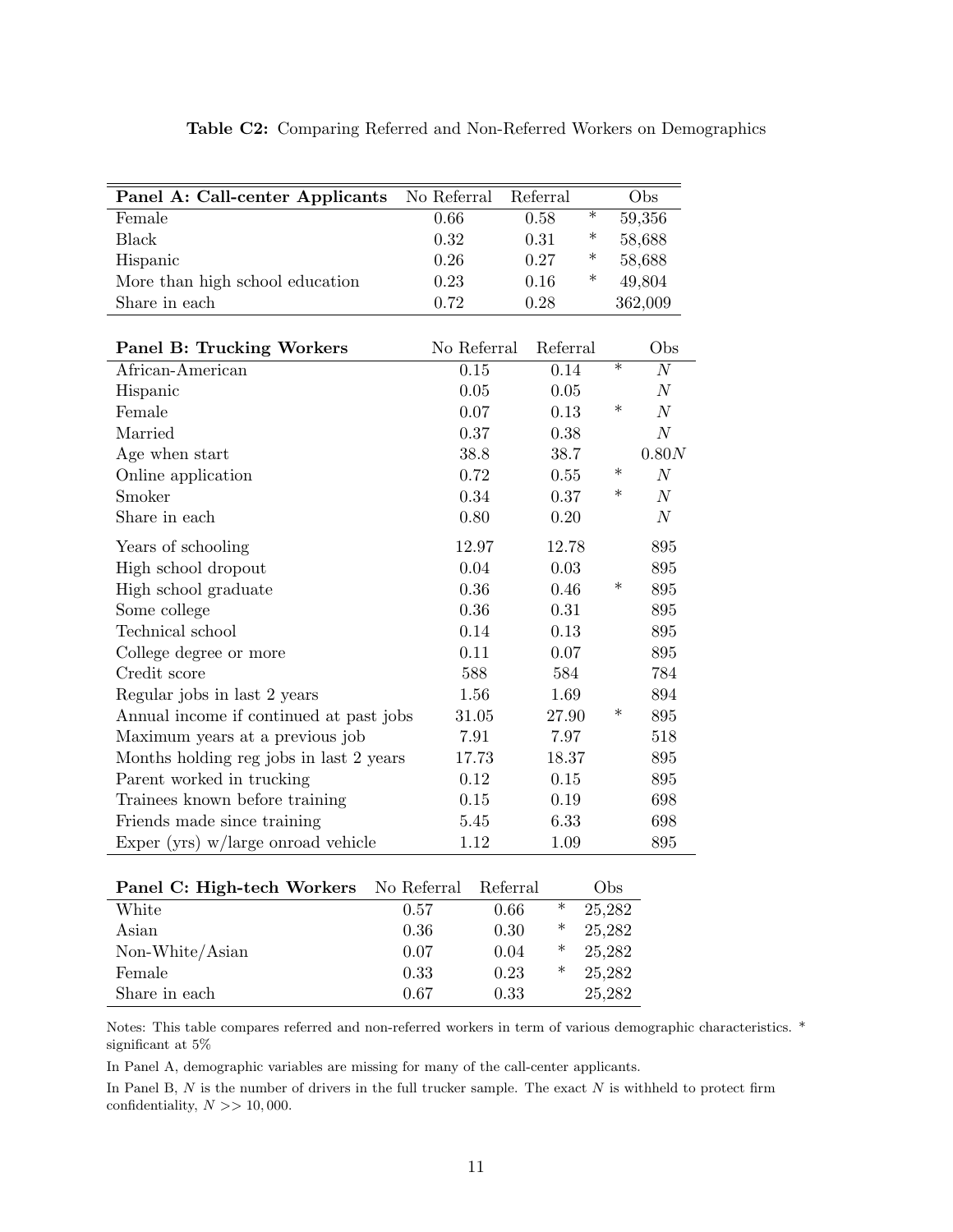**Table C2:** Comparing Referred and Non-Referred Workers on Demographics

| **Panel A: Call-center Applicants** | No Referral | Referral | | Obs |
|---|---|---|---|---|
| Female | 0.66 | 0.58 | * | 59,356 |
| Black | 0.32 | 0.31 | * | 58,688 |
| Hispanic | 0.26 | 0.27 | * | 58,688 |
| More than high school education | 0.23 | 0.16 | * | 49,804 |
| Share in each | 0.72 | 0.28 | | 362,009 |

| **Panel B: Trucking Workers** | No Referral | Referral | | Obs |
|---|---|---|---|---|
| African-American | 0.15 | 0.14 | * | $N$ |
| Hispanic | 0.05 | 0.05 | | $N$ |
| Female | 0.07 | 0.13 | * | $N$ |
| Married | 0.37 | 0.38 | | $N$ |
| Age when start | 38.8 | 38.7 | | $0.80N$ |
| Online application | 0.72 | 0.55 | * | $N$ |
| Smoker | 0.34 | 0.37 | * | $N$ |
| Share in each | 0.80 | 0.20 | | $N$ |
| Years of schooling | 12.97 | 12.78 | | 895 |
| High school dropout | 0.04 | 0.03 | | 895 |
| High school graduate | 0.36 | 0.46 | * | 895 |
| Some college | 0.36 | 0.31 | | 895 |
| Technical school | 0.14 | 0.13 | | 895 |
| College degree or more | 0.11 | 0.07 | | 895 |
| Credit score | 588 | 584 | | 784 |
| Regular jobs in last 2 years | 1.56 | 1.69 | | 894 |
| Annual income if continued at past jobs | 31.05 | 27.90 | * | 895 |
| Maximum years at a previous job | 7.91 | 7.97 | | 518 |
| Months holding reg jobs in last 2 years | 17.73 | 18.37 | | 895 |
| Parent worked in trucking | 0.12 | 0.15 | | 895 |
| Trainees known before training | 0.15 | 0.19 | | 698 |
| Friends made since training | 5.45 | 6.33 | | 698 |
| Exper (yrs) w/large onroad vehicle | 1.12 | 1.09 | | 895 |

| **Panel C: High-tech Workers** | No Referral | Referral | | Obs |
|---|---|---|---|---|
| White | 0.57 | 0.66 | * | 25,282 |
| Asian | 0.36 | 0.30 | * | 25,282 |
| Non-White/Asian | 0.07 | 0.04 | * | 25,282 |
| Female | 0.33 | 0.23 | * | 25,282 |
| Share in each | 0.67 | 0.33 | | 25,282 |

Notes: This table compares referred and non-referred workers in term of various demographic characteristics. * significant at 5%

In Panel A, demographic variables are missing for many of the call-center applicants.

In Panel B, $N$ is the number of drivers in the full trucker sample. The exact $N$ is withheld to protect firm confidentiality, $N >> 10,000$.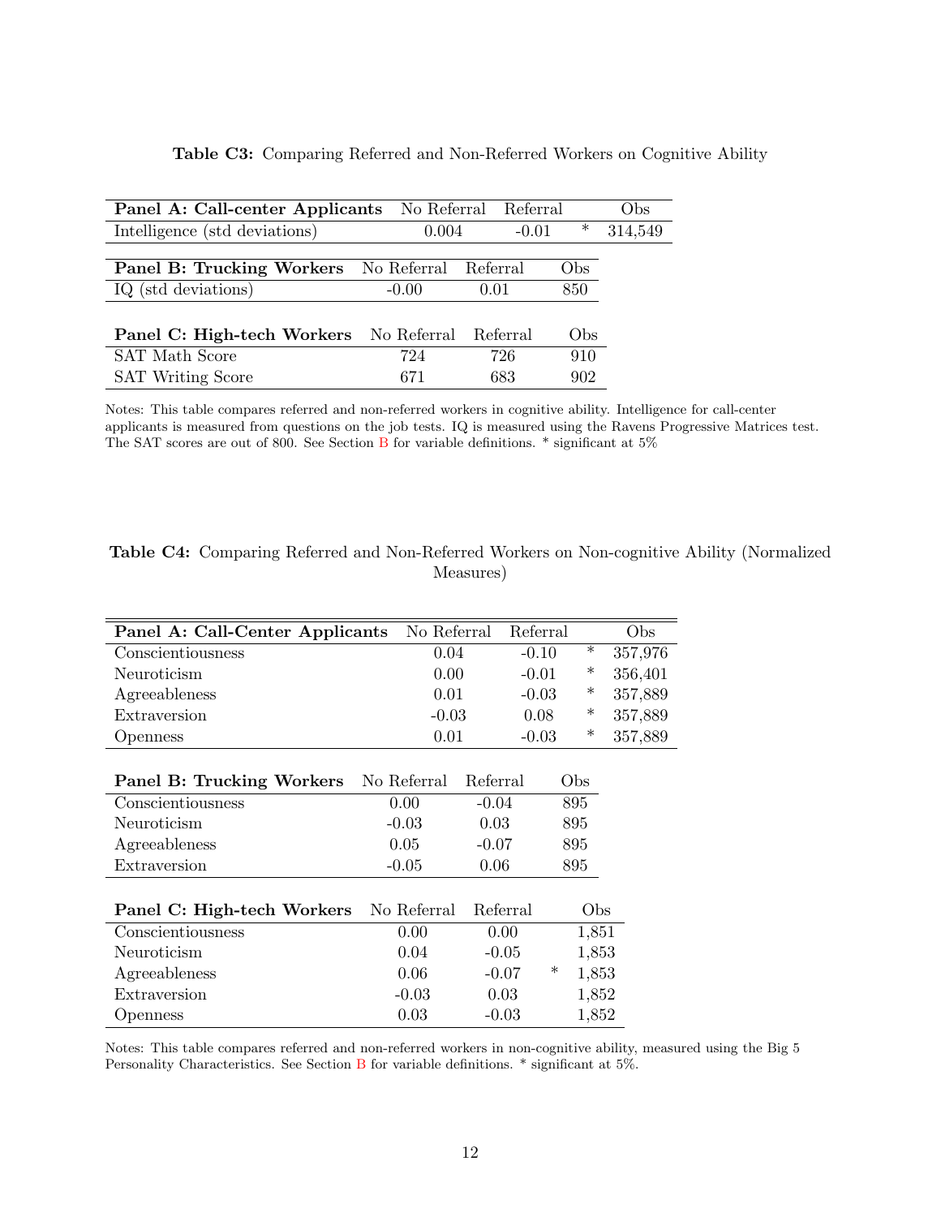**Table C3:** Comparing Referred and Non-Referred Workers on Cognitive Ability

| Panel A: Call-center Applicants | No Referral | Referral | | Obs |
|---|---|---|---|---|
| Intelligence (std deviations) | 0.004 | -0.01 | * | 314,549 |

| Panel B: Trucking Workers | No Referral | Referral | Obs |
|---|---|---|---|
| IQ (std deviations) | -0.00 | 0.01 | 850 |

| Panel C: High-tech Workers | No Referral | Referral | Obs |
|---|---|---|---|
| SAT Math Score | 724 | 726 | 910 |
| SAT Writing Score | 671 | 683 | 902 |

Notes: This table compares referred and non-referred workers in cognitive ability. Intelligence for call-center applicants is measured from questions on the job tests. IQ is measured using the Ravens Progressive Matrices test. The SAT scores are out of 800. See Section B for variable definitions. * significant at 5%

**Table C4:** Comparing Referred and Non-Referred Workers on Non-cognitive Ability (Normalized Measures)

| Panel A: Call-Center Applicants | No Referral | Referral | | Obs |
|---|---|---|---|---|
| Conscientiousness | 0.04 | -0.10 | * | 357,976 |
| Neuroticism | 0.00 | -0.01 | * | 356,401 |
| Agreeableness | 0.01 | -0.03 | * | 357,889 |
| Extraversion | -0.03 | 0.08 | * | 357,889 |
| Openness | 0.01 | -0.03 | * | 357,889 |

| Panel B: Trucking Workers | No Referral | Referral | Obs |
|---|---|---|---|
| Conscientiousness | 0.00 | -0.04 | 895 |
| Neuroticism | -0.03 | 0.03 | 895 |
| Agreeableness | 0.05 | -0.07 | 895 |
| Extraversion | -0.05 | 0.06 | 895 |

| Panel C: High-tech Workers | No Referral | Referral | | Obs |
|---|---|---|---|---|
| Conscientiousness | 0.00 | 0.00 | | 1,851 |
| Neuroticism | 0.04 | -0.05 | | 1,853 |
| Agreeableness | 0.06 | -0.07 | * | 1,853 |
| Extraversion | -0.03 | 0.03 | | 1,852 |
| Openness | 0.03 | -0.03 | | 1,852 |

Notes: This table compares referred and non-referred workers in non-cognitive ability, measured using the Big 5 Personality Characteristics. See Section B for variable definitions. * significant at 5%.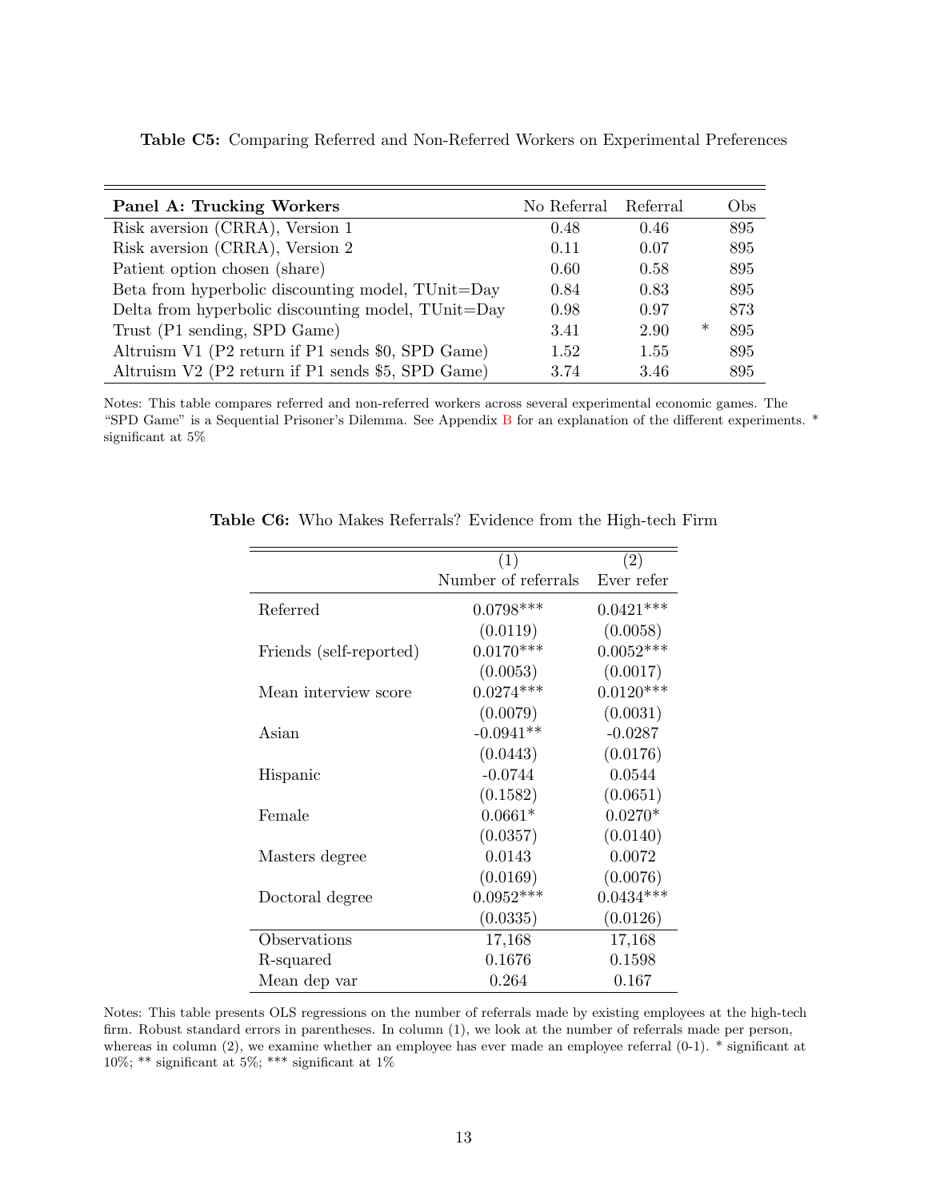**Table C5:** Comparing Referred and Non-Referred Workers on Experimental Preferences

| **Panel A: Trucking Workers** | No Referral | Referral | | Obs |
|---|---|---|---|---|
| Risk aversion (CRRA), Version 1 | 0.48 | 0.46 | | 895 |
| Risk aversion (CRRA), Version 2 | 0.11 | 0.07 | | 895 |
| Patient option chosen (share) | 0.60 | 0.58 | | 895 |
| Beta from hyperbolic discounting model, TUnit=Day | 0.84 | 0.83 | | 895 |
| Delta from hyperbolic discounting model, TUnit=Day | 0.98 | 0.97 | | 873 |
| Trust (P1 sending, SPD Game) | 3.41 | 2.90 | * | 895 |
| Altruism V1 (P2 return if P1 sends $0, SPD Game) | 1.52 | 1.55 | | 895 |
| Altruism V2 (P2 return if P1 sends $5, SPD Game) | 3.74 | 3.46 | | 895 |

Notes: This table compares referred and non-referred workers across several experimental economic games. The "SPD Game" is a Sequential Prisoner's Dilemma. See Appendix B for an explanation of the different experiments. * significant at 5%

**Table C6:** Who Makes Referrals? Evidence from the High-tech Firm

| | (1) Number of referrals | (2) Ever refer |
|---|---|---|
| Referred | 0.0798*** | 0.0421*** |
| | (0.0119) | (0.0058) |
| Friends (self-reported) | 0.0170*** | 0.0052*** |
| | (0.0053) | (0.0017) |
| Mean interview score | 0.0274*** | 0.0120*** |
| | (0.0079) | (0.0031) |
| Asian | -0.0941** | -0.0287 |
| | (0.0443) | (0.0176) |
| Hispanic | -0.0744 | 0.0544 |
| | (0.1582) | (0.0651) |
| Female | 0.0661* | 0.0270* |
| | (0.0357) | (0.0140) |
| Masters degree | 0.0143 | 0.0072 |
| | (0.0169) | (0.0076) |
| Doctoral degree | 0.0952*** | 0.0434*** |
| | (0.0335) | (0.0126) |
| Observations | 17,168 | 17,168 |
| R-squared | 0.1676 | 0.1598 |
| Mean dep var | 0.264 | 0.167 |

Notes: This table presents OLS regressions on the number of referrals made by existing employees at the high-tech firm. Robust standard errors in parentheses. In column (1), we look at the number of referrals made per person, whereas in column (2), we examine whether an employee has ever made an employee referral (0-1). * significant at 10%; ** significant at 5%; *** significant at 1%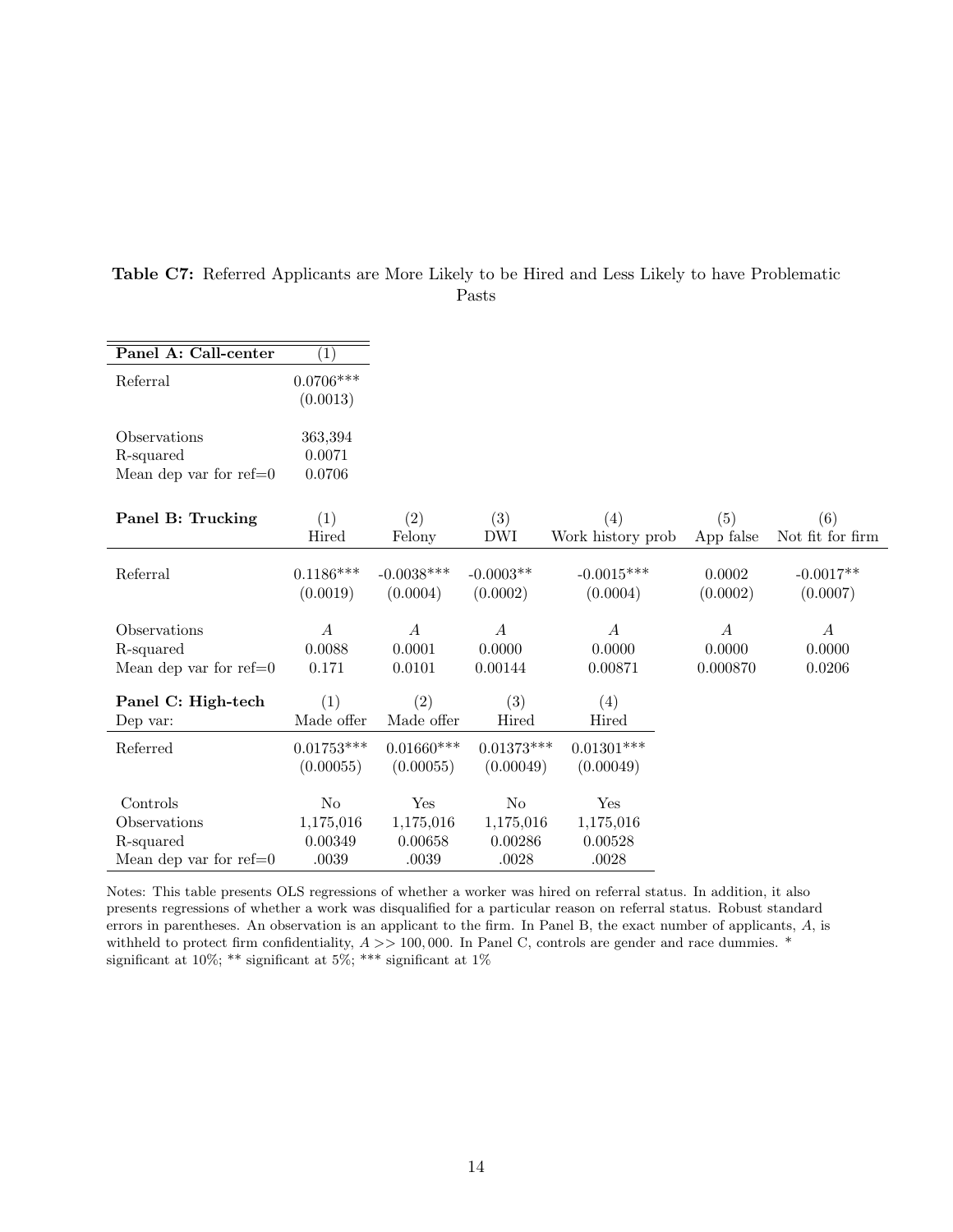**Table C7:** Referred Applicants are More Likely to be Hired and Less Likely to have Problematic Pasts

| **Panel A: Call-center** | (1) |
|---|---|
| Referral | 0.0706*** |
| | (0.0013) |
| Observations | 363,394 |
| R-squared | 0.0071 |
| Mean dep var for ref=0 | 0.0706 |

| **Panel B: Trucking** | (1) Hired | (2) Felony | (3) DWI | (4) Work history prob | (5) App false | (6) Not fit for firm |
|---|---|---|---|---|---|---|
| Referral | 0.1186*** | -0.0038*** | -0.0003** | -0.0015*** | 0.0002 | -0.0017** |
| | (0.0019) | (0.0004) | (0.0002) | (0.0004) | (0.0002) | (0.0007) |
| Observations | $A$ | $A$ | $A$ | $A$ | $A$ | $A$ |
| R-squared | 0.0088 | 0.0001 | 0.0000 | 0.0000 | 0.0000 | 0.0000 |
| Mean dep var for ref=0 | 0.171 | 0.0101 | 0.00144 | 0.00871 | 0.000870 | 0.0206 |

| **Panel C: High-tech** | (1) | (2) | (3) | (4) |
|---|---|---|---|---|
| Dep var: | Made offer | Made offer | Hired | Hired |
| Referred | 0.01753*** | 0.01660*** | 0.01373*** | 0.01301*** |
| | (0.00055) | (0.00055) | (0.00049) | (0.00049) |
| Controls | No | Yes | No | Yes |
| Observations | 1,175,016 | 1,175,016 | 1,175,016 | 1,175,016 |
| R-squared | 0.00349 | 0.00658 | 0.00286 | 0.00528 |
| Mean dep var for ref=0 | .0039 | .0039 | .0028 | .0028 |

Notes: This table presents OLS regressions of whether a worker was hired on referral status. In addition, it also presents regressions of whether a work was disqualified for a particular reason on referral status. Robust standard errors in parentheses. An observation is an applicant to the firm. In Panel B, the exact number of applicants, $A$, is withheld to protect firm confidentiality, $A >> 100,000$. In Panel C, controls are gender and race dummies. * significant at 10%; ** significant at 5%; *** significant at 1%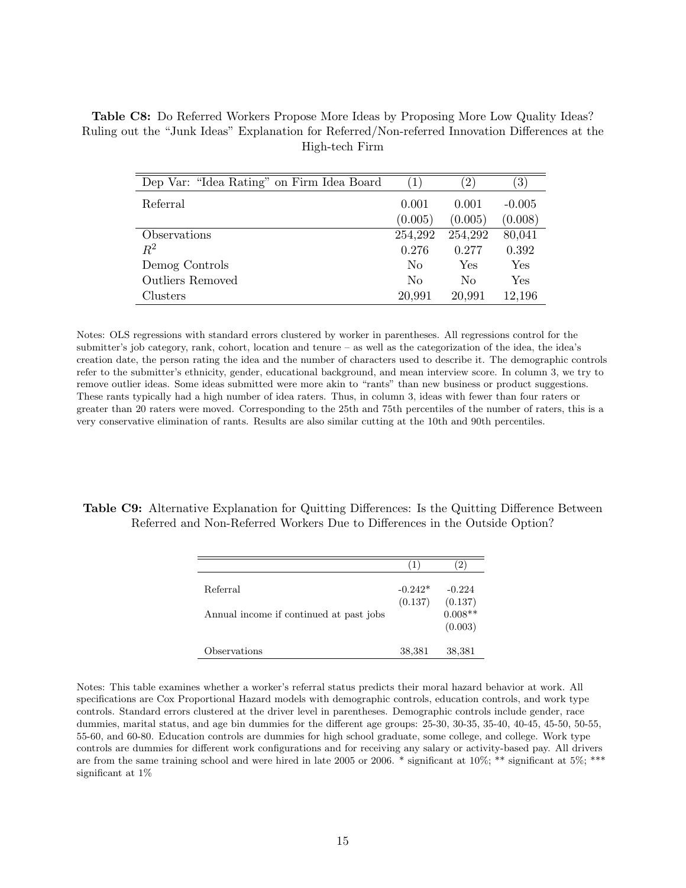**Table C8:** Do Referred Workers Propose More Ideas by Proposing More Low Quality Ideas? Ruling out the "Junk Ideas" Explanation for Referred/Non-referred Innovation Differences at the High-tech Firm

| Dep Var: "Idea Rating" on Firm Idea Board | (1) | (2) | (3) |
|---|---|---|---|
| Referral | 0.001 | 0.001 | -0.005 |
| | (0.005) | (0.005) | (0.008) |
| Observations | 254,292 | 254,292 | 80,041 |
| $R^2$ | 0.276 | 0.277 | 0.392 |
| Demog Controls | No | Yes | Yes |
| Outliers Removed | No | No | Yes |
| Clusters | 20,991 | 20,991 | 12,196 |

Notes: OLS regressions with standard errors clustered by worker in parentheses. All regressions control for the submitter's job category, rank, cohort, location and tenure – as well as the categorization of the idea, the idea's creation date, the person rating the idea and the number of characters used to describe it. The demographic controls refer to the submitter's ethnicity, gender, educational background, and mean interview score. In column 3, we try to remove outlier ideas. Some ideas submitted were more akin to "rants" than new business or product suggestions. These rants typically had a high number of idea raters. Thus, in column 3, ideas with fewer than four raters or greater than 20 raters were moved. Corresponding to the 25th and 75th percentiles of the number of raters, this is a very conservative elimination of rants. Results are also similar cutting at the 10th and 90th percentiles.

**Table C9:** Alternative Explanation for Quitting Differences: Is the Quitting Difference Between Referred and Non-Referred Workers Due to Differences in the Outside Option?

| | (1) | (2) |
|---|---|---|
| Referral | -0.242* | -0.224 |
| | (0.137) | (0.137) |
| Annual income if continued at past jobs | | 0.008** |
| | | (0.003) |
| Observations | 38,381 | 38,381 |

Notes: This table examines whether a worker's referral status predicts their moral hazard behavior at work. All specifications are Cox Proportional Hazard models with demographic controls, education controls, and work type controls. Standard errors clustered at the driver level in parentheses. Demographic controls include gender, race dummies, marital status, and age bin dummies for the different age groups: 25-30, 30-35, 35-40, 40-45, 45-50, 50-55, 55-60, and 60-80. Education controls are dummies for high school graduate, some college, and college. Work type controls are dummies for different work configurations and for receiving any salary or activity-based pay. All drivers are from the same training school and were hired in late 2005 or 2006. * significant at 10%; ** significant at 5%; *** significant at 1%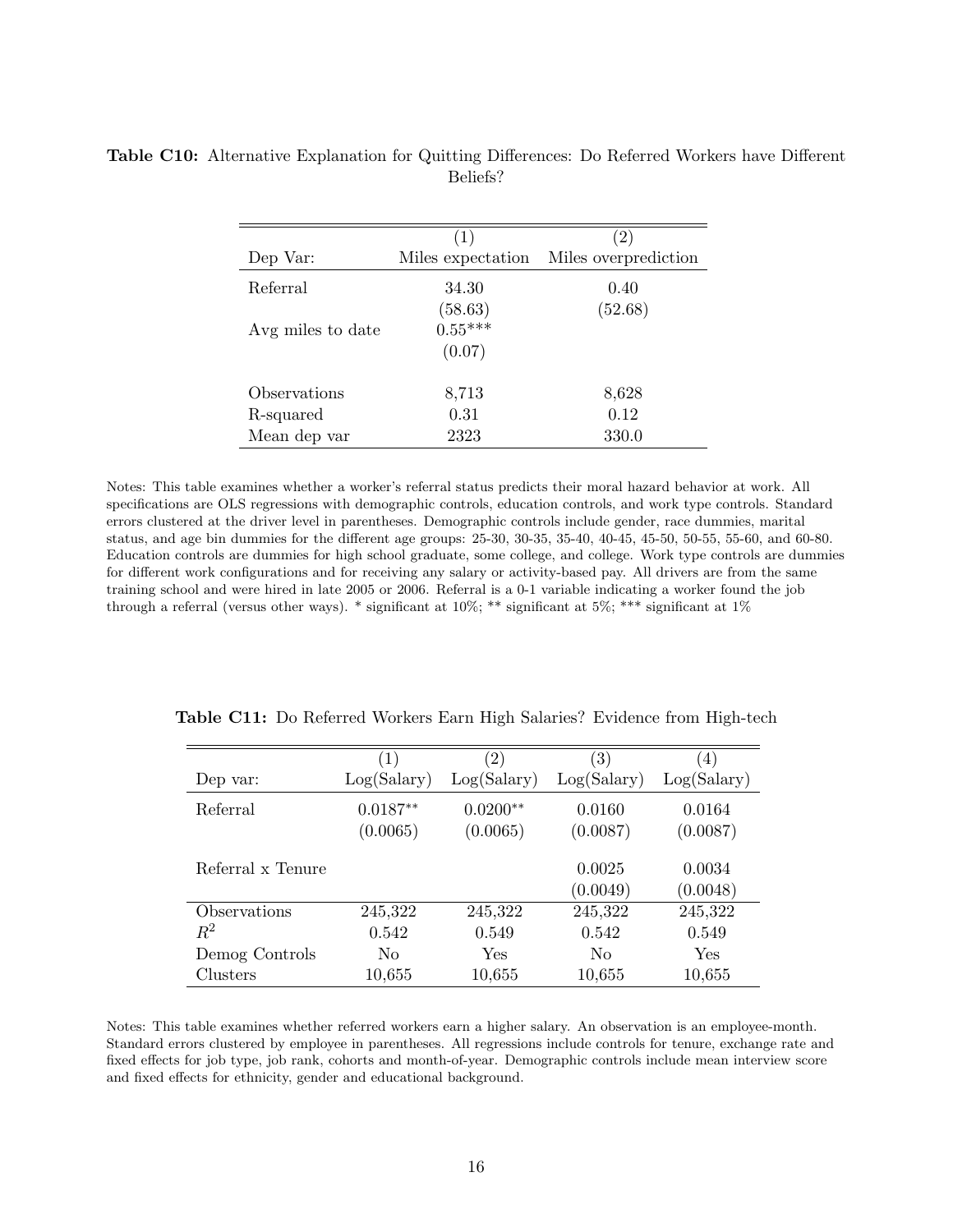**Table C10:** Alternative Explanation for Quitting Differences: Do Referred Workers have Different Beliefs?

| | (1) | (2) |
|---|---|---|
| Dep Var: | Miles expectation | Miles overprediction |
| Referral | 34.30 | 0.40 |
| | (58.63) | (52.68) |
| Avg miles to date | 0.55*** | |
| | (0.07) | |
| Observations | 8,713 | 8,628 |
| R-squared | 0.31 | 0.12 |
| Mean dep var | 2323 | 330.0 |

Notes: This table examines whether a worker's referral status predicts their moral hazard behavior at work. All specifications are OLS regressions with demographic controls, education controls, and work type controls. Standard errors clustered at the driver level in parentheses. Demographic controls include gender, race dummies, marital status, and age bin dummies for the different age groups: 25-30, 30-35, 35-40, 40-45, 45-50, 50-55, 55-60, and 60-80. Education controls are dummies for high school graduate, some college, and college. Work type controls are dummies for different work configurations and for receiving any salary or activity-based pay. All drivers are from the same training school and were hired in late 2005 or 2006. Referral is a 0-1 variable indicating a worker found the job through a referral (versus other ways). * significant at 10%; ** significant at 5%; *** significant at 1%

**Table C11:** Do Referred Workers Earn High Salaries? Evidence from High-tech

| | (1) | (2) | (3) | (4) |
|---|---|---|---|---|
| Dep var: | Log(Salary) | Log(Salary) | Log(Salary) | Log(Salary) |
| Referral | 0.0187** | 0.0200** | 0.0160 | 0.0164 |
| | (0.0065) | (0.0065) | (0.0087) | (0.0087) |
| Referral x Tenure | | | 0.0025 | 0.0034 |
| | | | (0.0049) | (0.0048) |
| Observations | 245,322 | 245,322 | 245,322 | 245,322 |
| $R^2$ | 0.542 | 0.549 | 0.542 | 0.549 |
| Demog Controls | No | Yes | No | Yes |
| Clusters | 10,655 | 10,655 | 10,655 | 10,655 |

Notes: This table examines whether referred workers earn a higher salary. An observation is an employee-month. Standard errors clustered by employee in parentheses. All regressions include controls for tenure, exchange rate and fixed effects for job type, job rank, cohorts and month-of-year. Demographic controls include mean interview score and fixed effects for ethnicity, gender and educational background.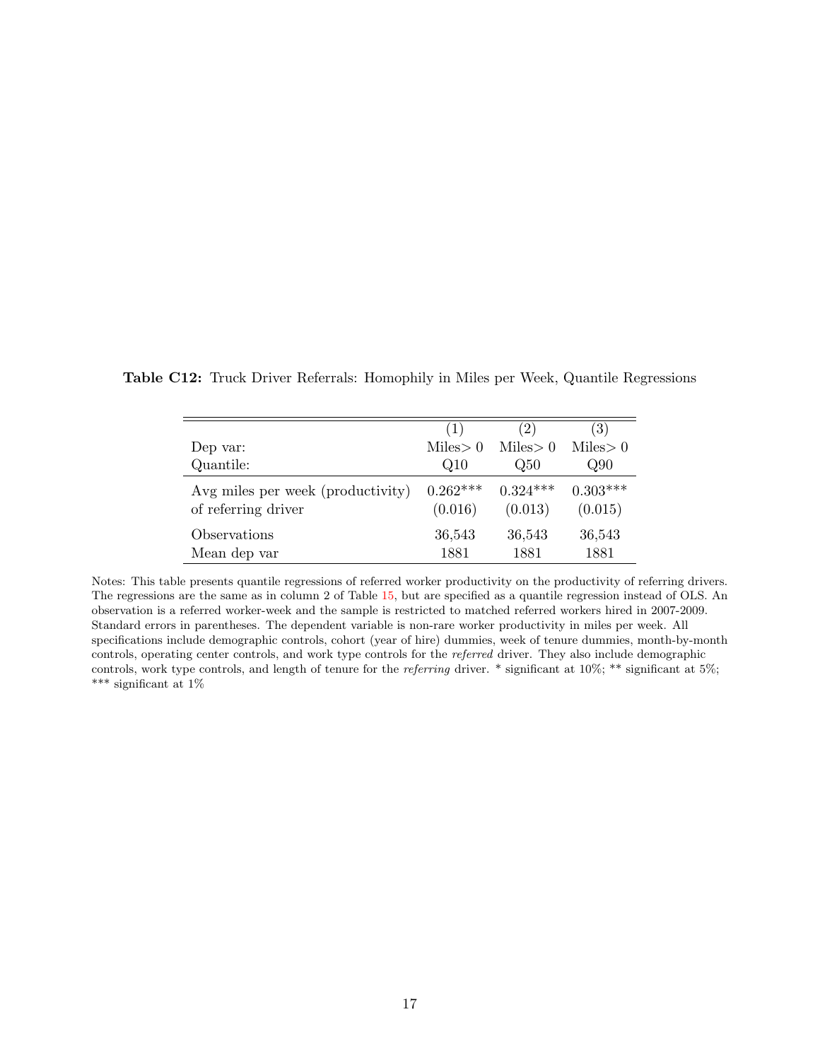**Table C12:** Truck Driver Referrals: Homophily in Miles per Week, Quantile Regressions

| | (1) | (2) | (3) |
|---|---|---|---|
| Dep var: | Miles$>0$ | Miles$>0$ | Miles$>0$ |
| Quantile: | Q10 | Q50 | Q90 |
| Avg miles per week (productivity) | 0.262*** | 0.324*** | 0.303*** |
| of referring driver | (0.016) | (0.013) | (0.015) |
| Observations | 36,543 | 36,543 | 36,543 |
| Mean dep var | 1881 | 1881 | 1881 |

Notes: This table presents quantile regressions of referred worker productivity on the productivity of referring drivers. The regressions are the same as in column 2 of Table 15, but are specified as a quantile regression instead of OLS. An observation is a referred worker-week and the sample is restricted to matched referred workers hired in 2007-2009. Standard errors in parentheses. The dependent variable is non-rare worker productivity in miles per week. All specifications include demographic controls, cohort (year of hire) dummies, week of tenure dummies, month-by-month controls, operating center controls, and work type controls for the *referred* driver. They also include demographic controls, work type controls, and length of tenure for the *referring* driver. * significant at 10%; ** significant at 5%; *** significant at 1%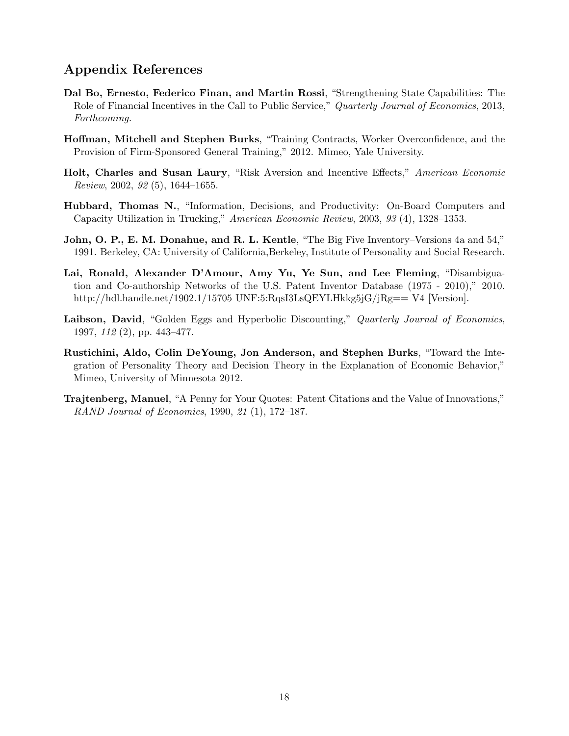## Appendix References

**Dal Bo, Ernesto, Federico Finan, and Martin Rossi**, "Strengthening State Capabilities: The Role of Financial Incentives in the Call to Public Service," *Quarterly Journal of Economics*, 2013, *Forthcoming.*

**Hoffman, Mitchell and Stephen Burks**, "Training Contracts, Worker Overconfidence, and the Provision of Firm-Sponsored General Training," 2012. Mimeo, Yale University.

**Holt, Charles and Susan Laury**, "Risk Aversion and Incentive Effects," *American Economic Review*, 2002, *92* (5), 1644–1655.

**Hubbard, Thomas N.**, "Information, Decisions, and Productivity: On-Board Computers and Capacity Utilization in Trucking," *American Economic Review*, 2003, *93* (4), 1328–1353.

**John, O. P., E. M. Donahue, and R. L. Kentle**, "The Big Five Inventory–Versions 4a and 54," 1991. Berkeley, CA: University of California,Berkeley, Institute of Personality and Social Research.

**Lai, Ronald, Alexander D'Amour, Amy Yu, Ye Sun, and Lee Fleming**, "Disambiguation and Co-authorship Networks of the U.S. Patent Inventor Database (1975 - 2010)," 2010. http://hdl.handle.net/1902.1/15705 UNF:5:RqsI3LsQEYLHkkg5jG/jRg== V4 [Version].

**Laibson, David**, "Golden Eggs and Hyperbolic Discounting," *Quarterly Journal of Economics*, 1997, *112* (2), pp. 443–477.

**Rustichini, Aldo, Colin DeYoung, Jon Anderson, and Stephen Burks**, "Toward the Integration of Personality Theory and Decision Theory in the Explanation of Economic Behavior," Mimeo, University of Minnesota 2012.

**Trajtenberg, Manuel**, "A Penny for Your Quotes: Patent Citations and the Value of Innovations," *RAND Journal of Economics*, 1990, *21* (1), 172–187.